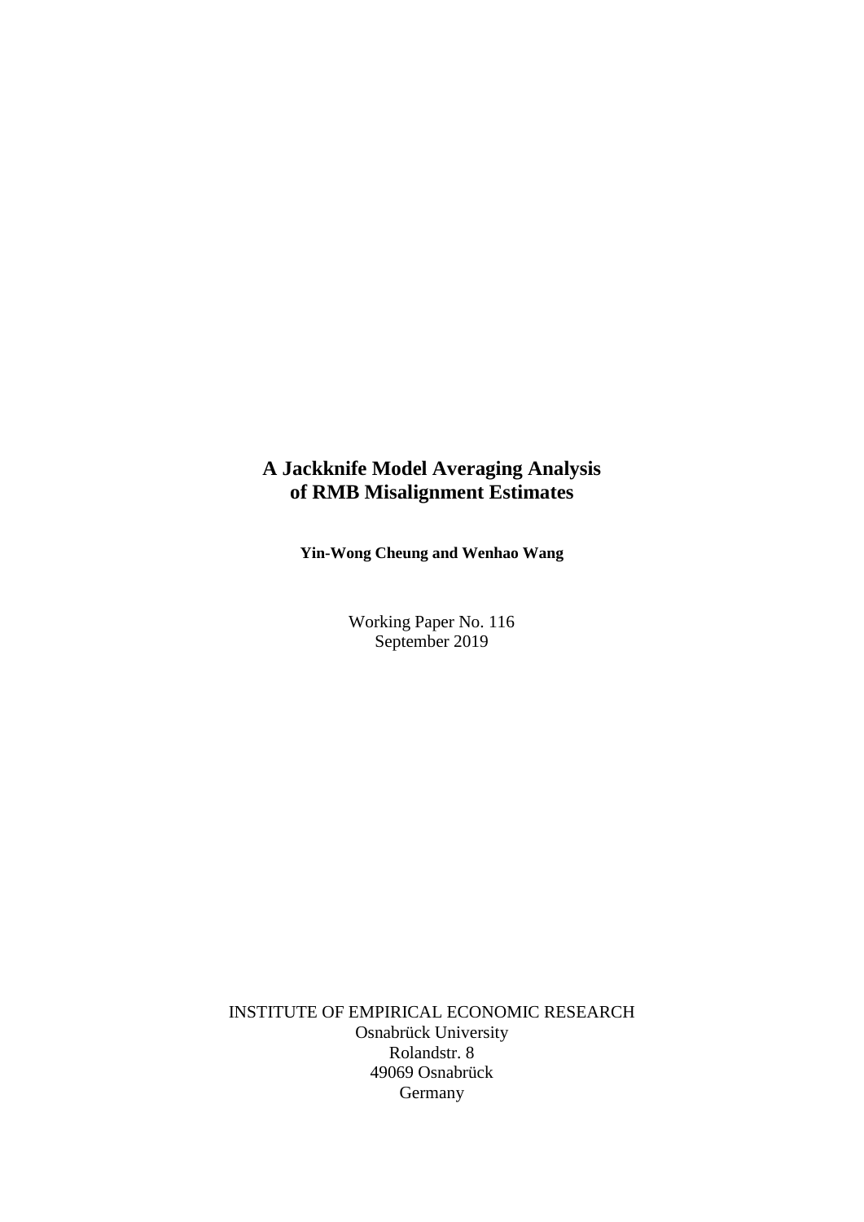# A Jackknife Model Averaging Analysis of RMB Misalignment Estimates

**Yin-Wong Cheung and Wenhao Wang**

Working Paper No. 116
September 2019

INSTITUTE OF EMPIRICAL ECONOMIC RESEARCH
Osnabrück University
Rolandstr. 8
49069 Osnabrück
Germany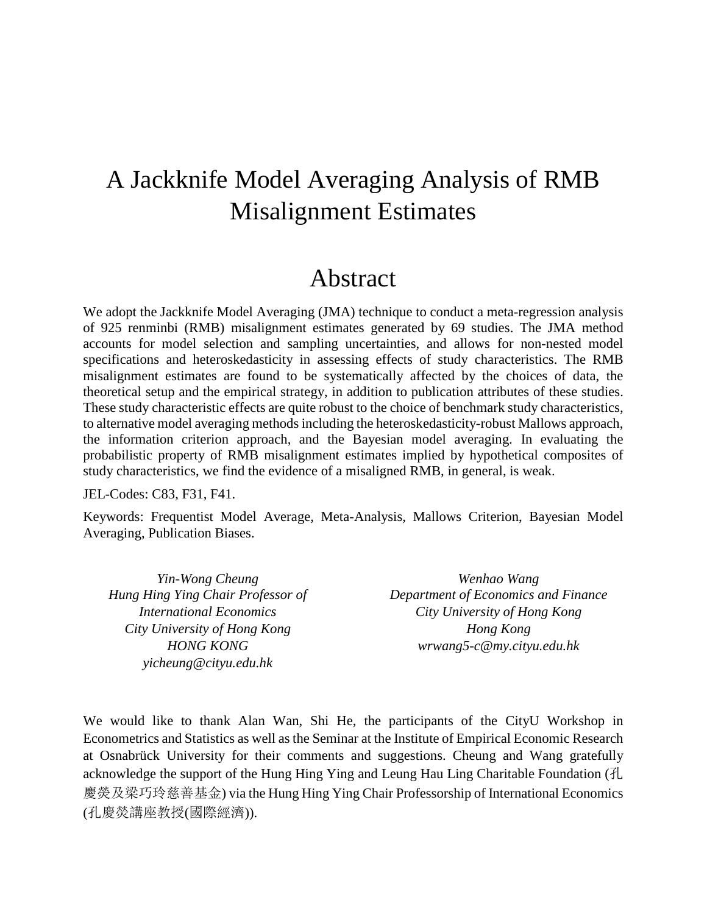# A Jackknife Model Averaging Analysis of RMB Misalignment Estimates

## Abstract

We adopt the Jackknife Model Averaging (JMA) technique to conduct a meta-regression analysis of 925 renminbi (RMB) misalignment estimates generated by 69 studies. The JMA method accounts for model selection and sampling uncertainties, and allows for non-nested model specifications and heteroskedasticity in assessing effects of study characteristics. The RMB misalignment estimates are found to be systematically affected by the choices of data, the theoretical setup and the empirical strategy, in addition to publication attributes of these studies. These study characteristic effects are quite robust to the choice of benchmark study characteristics, to alternative model averaging methods including the heteroskedasticity-robust Mallows approach, the information criterion approach, and the Bayesian model averaging. In evaluating the probabilistic property of RMB misalignment estimates implied by hypothetical composites of study characteristics, we find the evidence of a misaligned RMB, in general, is weak.

JEL-Codes: C83, F31, F41.

Keywords: Frequentist Model Average, Meta-Analysis, Mallows Criterion, Bayesian Model Averaging, Publication Biases.

*Yin-Wong Cheung*
*Hung Hing Ying Chair Professor of International Economics*
*City University of Hong Kong*
*HONG KONG*
*yicheung@cityu.edu.hk*

*Wenhao Wang*
*Department of Economics and Finance*
*City University of Hong Kong*
*Hong Kong*
*wrwang5-c@my.cityu.edu.hk*

We would like to thank Alan Wan, Shi He, the participants of the CityU Workshop in Econometrics and Statistics as well as the Seminar at the Institute of Empirical Economic Research at Osnabrück University for their comments and suggestions. Cheung and Wang gratefully acknowledge the support of the Hung Hing Ying and Leung Hau Ling Charitable Foundation (孔慶熒及梁巧玲慈善基金) via the Hung Hing Ying Chair Professorship of International Economics (孔慶熒講座教授(國際經濟)).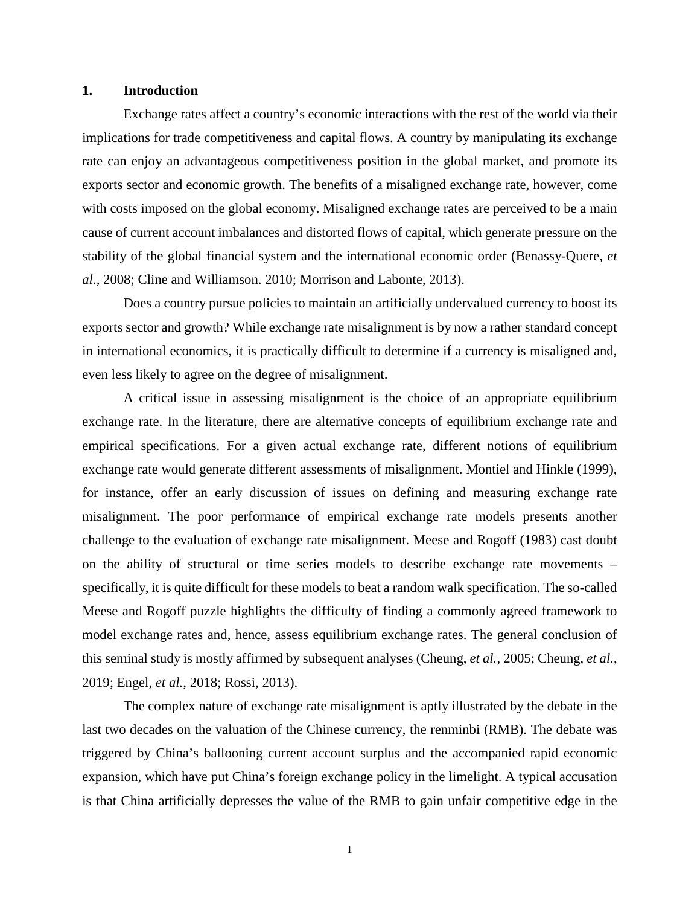## 1. Introduction

Exchange rates affect a country's economic interactions with the rest of the world via their implications for trade competitiveness and capital flows. A country by manipulating its exchange rate can enjoy an advantageous competitiveness position in the global market, and promote its exports sector and economic growth. The benefits of a misaligned exchange rate, however, come with costs imposed on the global economy. Misaligned exchange rates are perceived to be a main cause of current account imbalances and distorted flows of capital, which generate pressure on the stability of the global financial system and the international economic order (Benassy-Quere, *et al.*, 2008; Cline and Williamson. 2010; Morrison and Labonte, 2013).

Does a country pursue policies to maintain an artificially undervalued currency to boost its exports sector and growth? While exchange rate misalignment is by now a rather standard concept in international economics, it is practically difficult to determine if a currency is misaligned and, even less likely to agree on the degree of misalignment.

A critical issue in assessing misalignment is the choice of an appropriate equilibrium exchange rate. In the literature, there are alternative concepts of equilibrium exchange rate and empirical specifications. For a given actual exchange rate, different notions of equilibrium exchange rate would generate different assessments of misalignment. Montiel and Hinkle (1999), for instance, offer an early discussion of issues on defining and measuring exchange rate misalignment. The poor performance of empirical exchange rate models presents another challenge to the evaluation of exchange rate misalignment. Meese and Rogoff (1983) cast doubt on the ability of structural or time series models to describe exchange rate movements – specifically, it is quite difficult for these models to beat a random walk specification. The so-called Meese and Rogoff puzzle highlights the difficulty of finding a commonly agreed framework to model exchange rates and, hence, assess equilibrium exchange rates. The general conclusion of this seminal study is mostly affirmed by subsequent analyses (Cheung, *et al.*, 2005; Cheung, *et al.*, 2019; Engel, *et al.*, 2018; Rossi, 2013).

The complex nature of exchange rate misalignment is aptly illustrated by the debate in the last two decades on the valuation of the Chinese currency, the renminbi (RMB). The debate was triggered by China's ballooning current account surplus and the accompanied rapid economic expansion, which have put China's foreign exchange policy in the limelight. A typical accusation is that China artificially depresses the value of the RMB to gain unfair competitive edge in the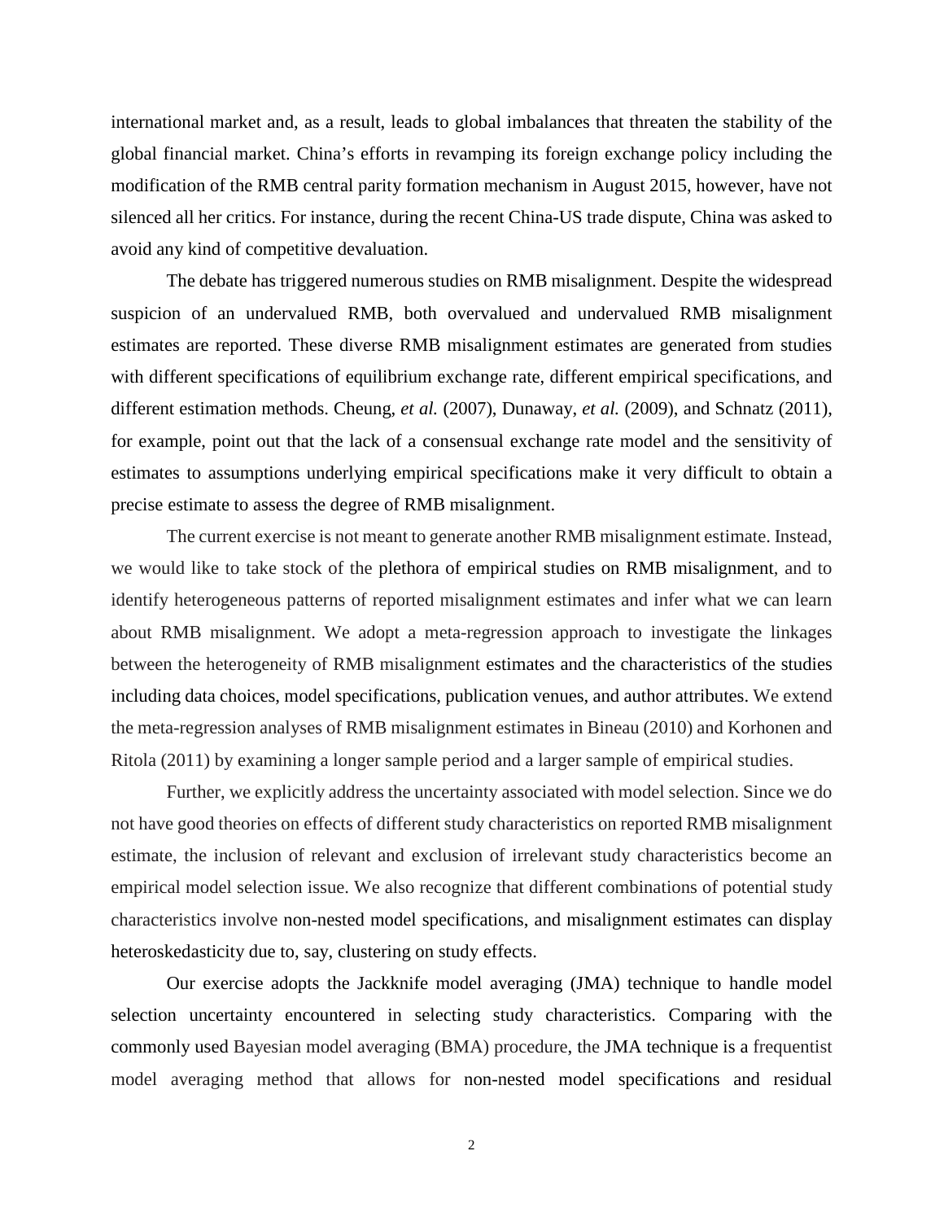international market and, as a result, leads to global imbalances that threaten the stability of the global financial market. China's efforts in revamping its foreign exchange policy including the modification of the RMB central parity formation mechanism in August 2015, however, have not silenced all her critics. For instance, during the recent China-US trade dispute, China was asked to avoid any kind of competitive devaluation.

The debate has triggered numerous studies on RMB misalignment. Despite the widespread suspicion of an undervalued RMB, both overvalued and undervalued RMB misalignment estimates are reported. These diverse RMB misalignment estimates are generated from studies with different specifications of equilibrium exchange rate, different empirical specifications, and different estimation methods. Cheung, *et al.* (2007), Dunaway, *et al.* (2009), and Schnatz (2011), for example, point out that the lack of a consensual exchange rate model and the sensitivity of estimates to assumptions underlying empirical specifications make it very difficult to obtain a precise estimate to assess the degree of RMB misalignment.

The current exercise is not meant to generate another RMB misalignment estimate. Instead, we would like to take stock of the plethora of empirical studies on RMB misalignment, and to identify heterogeneous patterns of reported misalignment estimates and infer what we can learn about RMB misalignment. We adopt a meta-regression approach to investigate the linkages between the heterogeneity of RMB misalignment estimates and the characteristics of the studies including data choices, model specifications, publication venues, and author attributes. We extend the meta-regression analyses of RMB misalignment estimates in Bineau (2010) and Korhonen and Ritola (2011) by examining a longer sample period and a larger sample of empirical studies.

Further, we explicitly address the uncertainty associated with model selection. Since we do not have good theories on effects of different study characteristics on reported RMB misalignment estimate, the inclusion of relevant and exclusion of irrelevant study characteristics become an empirical model selection issue. We also recognize that different combinations of potential study characteristics involve non-nested model specifications, and misalignment estimates can display heteroskedasticity due to, say, clustering on study effects.

Our exercise adopts the Jackknife model averaging (JMA) technique to handle model selection uncertainty encountered in selecting study characteristics. Comparing with the commonly used Bayesian model averaging (BMA) procedure, the JMA technique is a frequentist model averaging method that allows for non-nested model specifications and residual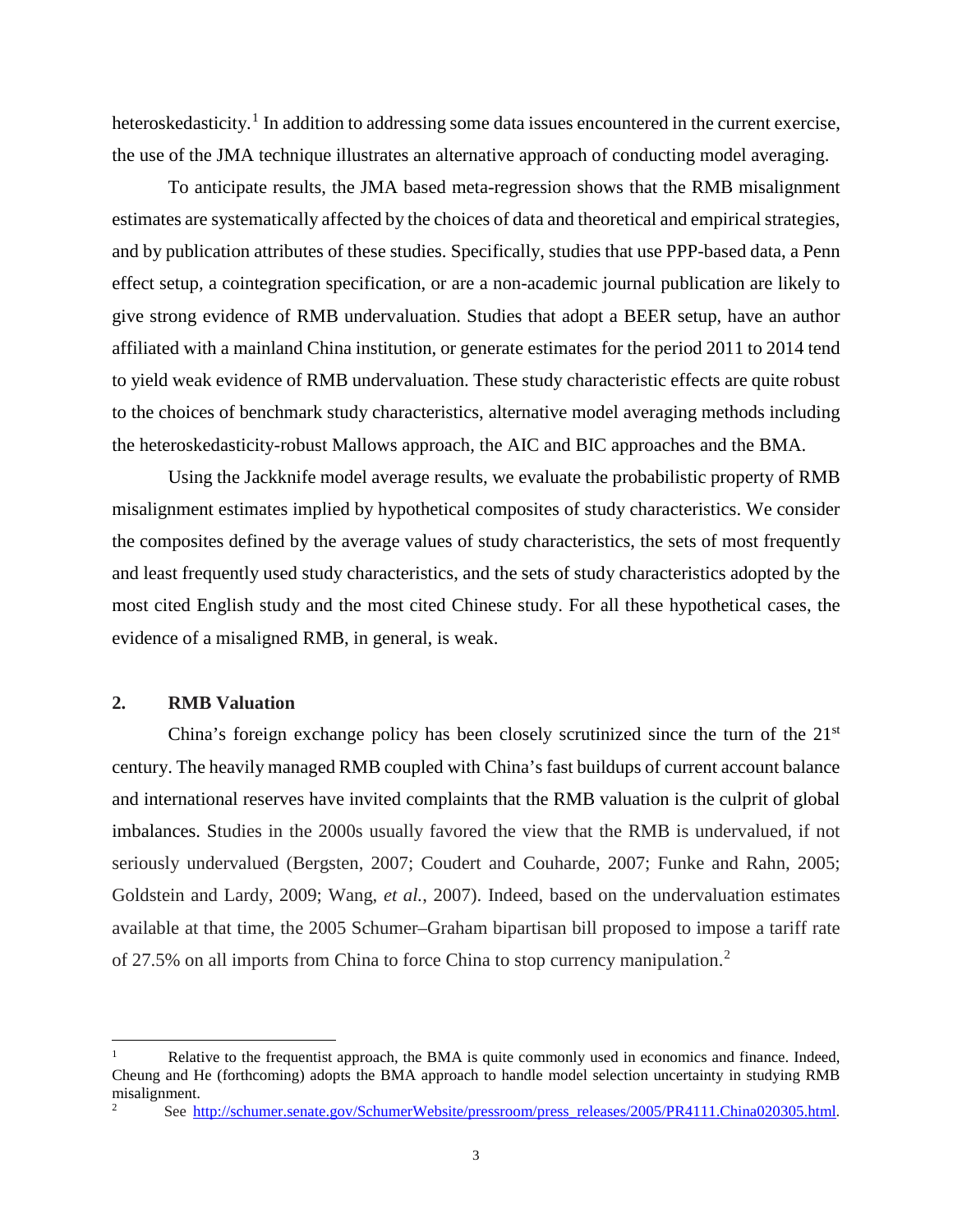heteroskedasticity.[1] In addition to addressing some data issues encountered in the current exercise, the use of the JMA technique illustrates an alternative approach of conducting model averaging.

To anticipate results, the JMA based meta-regression shows that the RMB misalignment estimates are systematically affected by the choices of data and theoretical and empirical strategies, and by publication attributes of these studies. Specifically, studies that use PPP-based data, a Penn effect setup, a cointegration specification, or are a non-academic journal publication are likely to give strong evidence of RMB undervaluation. Studies that adopt a BEER setup, have an author affiliated with a mainland China institution, or generate estimates for the period 2011 to 2014 tend to yield weak evidence of RMB undervaluation. These study characteristic effects are quite robust to the choices of benchmark study characteristics, alternative model averaging methods including the heteroskedasticity-robust Mallows approach, the AIC and BIC approaches and the BMA.

Using the Jackknife model average results, we evaluate the probabilistic property of RMB misalignment estimates implied by hypothetical composites of study characteristics. We consider the composites defined by the average values of study characteristics, the sets of most frequently and least frequently used study characteristics, and the sets of study characteristics adopted by the most cited English study and the most cited Chinese study. For all these hypothetical cases, the evidence of a misaligned RMB, in general, is weak.

## 2. RMB Valuation

China's foreign exchange policy has been closely scrutinized since the turn of the 21st century. The heavily managed RMB coupled with China's fast buildups of current account balance and international reserves have invited complaints that the RMB valuation is the culprit of global imbalances. Studies in the 2000s usually favored the view that the RMB is undervalued, if not seriously undervalued (Bergsten, 2007; Coudert and Couharde, 2007; Funke and Rahn, 2005; Goldstein and Lardy, 2009; Wang, *et al.*, 2007). Indeed, based on the undervaluation estimates available at that time, the 2005 Schumer–Graham bipartisan bill proposed to impose a tariff rate of 27.5% on all imports from China to force China to stop currency manipulation.[2]

---

[1] Relative to the frequentist approach, the BMA is quite commonly used in economics and finance. Indeed, Cheung and He (forthcoming) adopts the BMA approach to handle model selection uncertainty in studying RMB misalignment.

[2] See http://schumer.senate.gov/SchumerWebsite/pressroom/press_releases/2005/PR4111.China020305.html.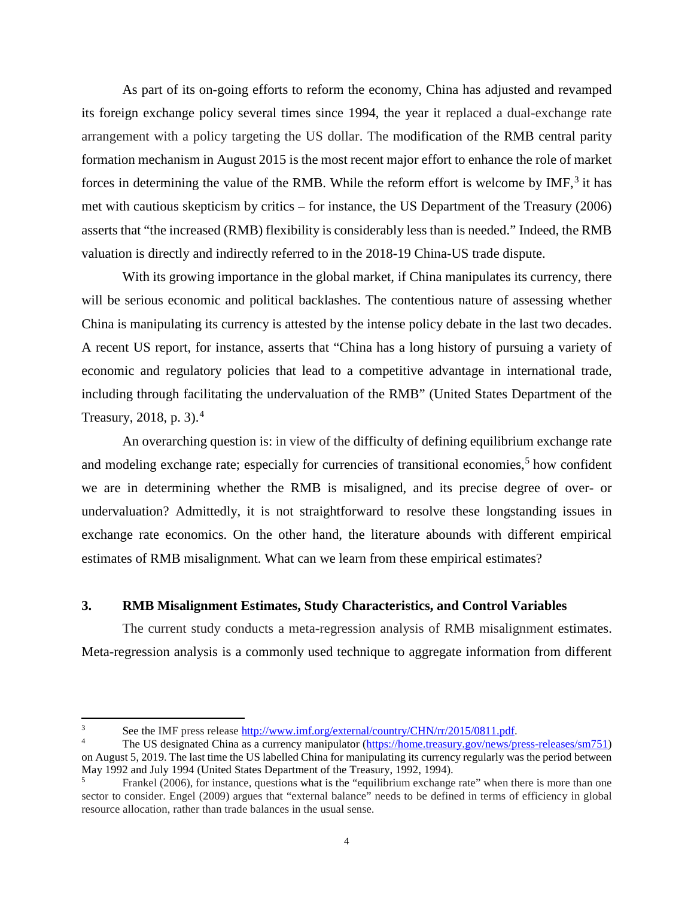As part of its on-going efforts to reform the economy, China has adjusted and revamped its foreign exchange policy several times since 1994, the year it replaced a dual-exchange rate arrangement with a policy targeting the US dollar. The modification of the RMB central parity formation mechanism in August 2015 is the most recent major effort to enhance the role of market forces in determining the value of the RMB. While the reform effort is welcome by IMF,[3] it has met with cautious skepticism by critics – for instance, the US Department of the Treasury (2006) asserts that "the increased (RMB) flexibility is considerably less than is needed." Indeed, the RMB valuation is directly and indirectly referred to in the 2018-19 China-US trade dispute.

With its growing importance in the global market, if China manipulates its currency, there will be serious economic and political backlashes. The contentious nature of assessing whether China is manipulating its currency is attested by the intense policy debate in the last two decades. A recent US report, for instance, asserts that "China has a long history of pursuing a variety of economic and regulatory policies that lead to a competitive advantage in international trade, including through facilitating the undervaluation of the RMB" (United States Department of the Treasury, 2018, p. 3).[4]

An overarching question is: in view of the difficulty of defining equilibrium exchange rate and modeling exchange rate; especially for currencies of transitional economies,[5] how confident we are in determining whether the RMB is misaligned, and its precise degree of over- or undervaluation? Admittedly, it is not straightforward to resolve these longstanding issues in exchange rate economics. On the other hand, the literature abounds with different empirical estimates of RMB misalignment. What can we learn from these empirical estimates?

## 3. RMB Misalignment Estimates, Study Characteristics, and Control Variables

The current study conducts a meta-regression analysis of RMB misalignment estimates. Meta-regression analysis is a commonly used technique to aggregate information from different

---

[3] See the IMF press release http://www.imf.org/external/country/CHN/rr/2015/0811.pdf.

[4] The US designated China as a currency manipulator (https://home.treasury.gov/news/press-releases/sm751) on August 5, 2019. The last time the US labelled China for manipulating its currency regularly was the period between May 1992 and July 1994 (United States Department of the Treasury, 1992, 1994).

[5] Frankel (2006), for instance, questions what is the "equilibrium exchange rate" when there is more than one sector to consider. Engel (2009) argues that "external balance" needs to be defined in terms of efficiency in global resource allocation, rather than trade balances in the usual sense.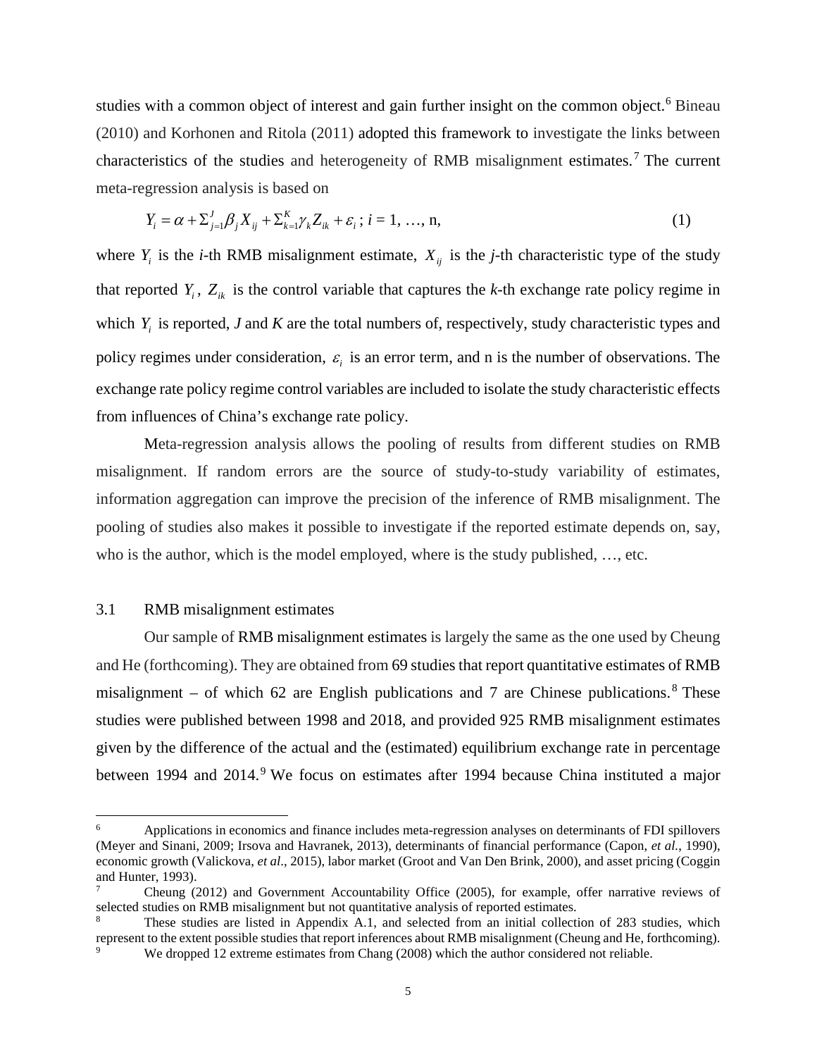studies with a common object of interest and gain further insight on the common object.[6] Bineau (2010) and Korhonen and Ritola (2011) adopted this framework to investigate the links between characteristics of the studies and heterogeneity of RMB misalignment estimates.[7] The current meta-regression analysis is based on

$$Y_i = \alpha + \Sigma_{j=1}^{J} \beta_j X_{ij} + \Sigma_{k=1}^{K} \gamma_k Z_{ik} + \varepsilon_i \; ; \; i = 1, \ldots, \text{n}, \tag{1}$$

where $Y_i$ is the *i*-th RMB misalignment estimate, $X_{ij}$ is the *j*-th characteristic type of the study that reported $Y_i$, $Z_{ik}$ is the control variable that captures the *k*-th exchange rate policy regime in which $Y_i$ is reported, *J* and *K* are the total numbers of, respectively, study characteristic types and policy regimes under consideration, $\varepsilon_i$ is an error term, and n is the number of observations. The exchange rate policy regime control variables are included to isolate the study characteristic effects from influences of China's exchange rate policy.

Meta-regression analysis allows the pooling of results from different studies on RMB misalignment. If random errors are the source of study-to-study variability of estimates, information aggregation can improve the precision of the inference of RMB misalignment. The pooling of studies also makes it possible to investigate if the reported estimate depends on, say, who is the author, which is the model employed, where is the study published, …, etc.

### 3.1 RMB misalignment estimates

Our sample of RMB misalignment estimates is largely the same as the one used by Cheung and He (forthcoming). They are obtained from 69 studies that report quantitative estimates of RMB misalignment – of which 62 are English publications and 7 are Chinese publications.[8] These studies were published between 1998 and 2018, and provided 925 RMB misalignment estimates given by the difference of the actual and the (estimated) equilibrium exchange rate in percentage between 1994 and 2014.[9] We focus on estimates after 1994 because China instituted a major

---

[6] Applications in economics and finance includes meta-regression analyses on determinants of FDI spillovers (Meyer and Sinani, 2009; Irsova and Havranek, 2013), determinants of financial performance (Capon, *et al.*, 1990), economic growth (Valickova, *et al*., 2015), labor market (Groot and Van Den Brink, 2000), and asset pricing (Coggin and Hunter, 1993).

[7] Cheung (2012) and Government Accountability Office (2005), for example, offer narrative reviews of selected studies on RMB misalignment but not quantitative analysis of reported estimates.

[8] These studies are listed in Appendix A.1, and selected from an initial collection of 283 studies, which represent to the extent possible studies that report inferences about RMB misalignment (Cheung and He, forthcoming).

[9] We dropped 12 extreme estimates from Chang (2008) which the author considered not reliable.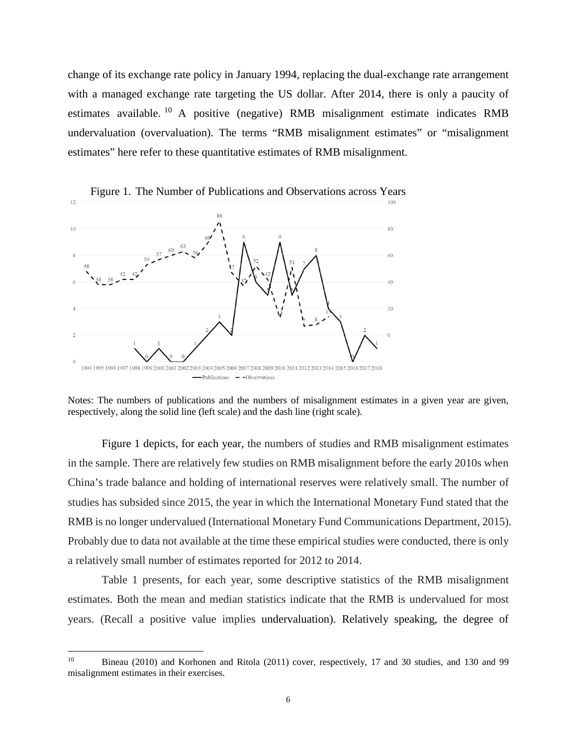change of its exchange rate policy in January 1994, replacing the dual-exchange rate arrangement with a managed exchange rate targeting the US dollar. After 2014, there is only a paucity of estimates available.[10] A positive (negative) RMB misalignment estimate indicates RMB undervaluation (overvaluation). The terms "RMB misalignment estimates" or "misalignment estimates" here refer to these quantitative estimates of RMB misalignment.

Figure 1. The Number of Publications and Observations across Years

Notes: The numbers of publications and the numbers of misalignment estimates in a given year are given, respectively, along the solid line (left scale) and the dash line (right scale).

Figure 1 depicts, for each year, the numbers of studies and RMB misalignment estimates in the sample. There are relatively few studies on RMB misalignment before the early 2010s when China's trade balance and holding of international reserves were relatively small. The number of studies has subsided since 2015, the year in which the International Monetary Fund stated that the RMB is no longer undervalued (International Monetary Fund Communications Department, 2015). Probably due to data not available at the time these empirical studies were conducted, there is only a relatively small number of estimates reported for 2012 to 2014.

Table 1 presents, for each year, some descriptive statistics of the RMB misalignment estimates. Both the mean and median statistics indicate that the RMB is undervalued for most years. (Recall a positive value implies undervaluation). Relatively speaking, the degree of

[10] Bineau (2010) and Korhonen and Ritola (2011) cover, respectively, 17 and 30 studies, and 130 and 99 misalignment estimates in their exercises.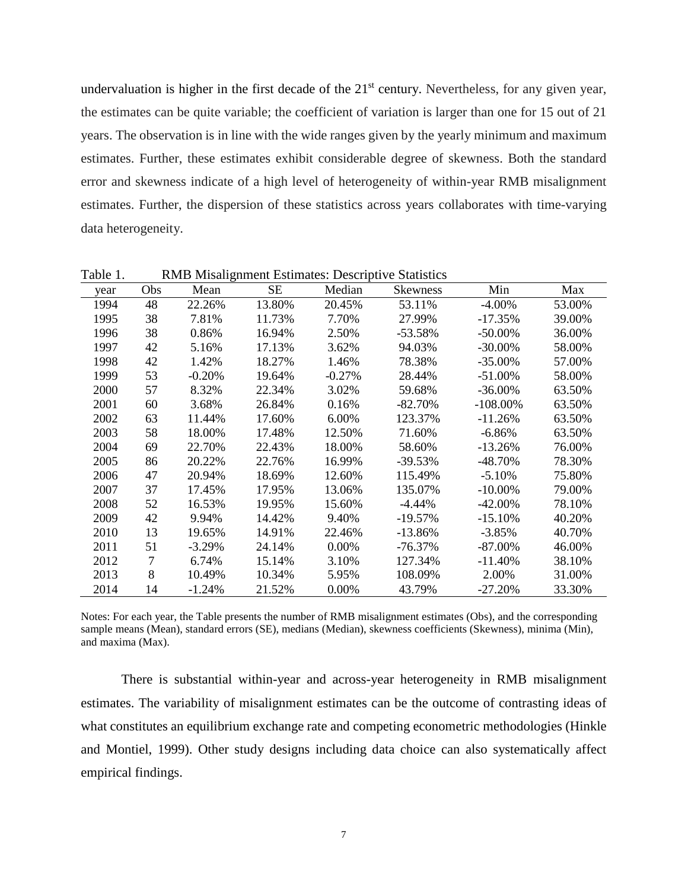undervaluation is higher in the first decade of the 21st century. Nevertheless, for any given year, the estimates can be quite variable; the coefficient of variation is larger than one for 15 out of 21 years. The observation is in line with the wide ranges given by the yearly minimum and maximum estimates. Further, these estimates exhibit considerable degree of skewness. Both the standard error and skewness indicate of a high level of heterogeneity of within-year RMB misalignment estimates. Further, the dispersion of these statistics across years collaborates with time-varying data heterogeneity.

Table 1. RMB Misalignment Estimates: Descriptive Statistics

| year | Obs | Mean | SE | Median | Skewness | Min | Max |
|---|---|---|---|---|---|---|---|
| 1994 | 48 | 22.26% | 13.80% | 20.45% | 53.11% | -4.00% | 53.00% |
| 1995 | 38 | 7.81% | 11.73% | 7.70% | 27.99% | -17.35% | 39.00% |
| 1996 | 38 | 0.86% | 16.94% | 2.50% | -53.58% | -50.00% | 36.00% |
| 1997 | 42 | 5.16% | 17.13% | 3.62% | 94.03% | -30.00% | 58.00% |
| 1998 | 42 | 1.42% | 18.27% | 1.46% | 78.38% | -35.00% | 57.00% |
| 1999 | 53 | -0.20% | 19.64% | -0.27% | 28.44% | -51.00% | 58.00% |
| 2000 | 57 | 8.32% | 22.34% | 3.02% | 59.68% | -36.00% | 63.50% |
| 2001 | 60 | 3.68% | 26.84% | 0.16% | -82.70% | -108.00% | 63.50% |
| 2002 | 63 | 11.44% | 17.60% | 6.00% | 123.37% | -11.26% | 63.50% |
| 2003 | 58 | 18.00% | 17.48% | 12.50% | 71.60% | -6.86% | 63.50% |
| 2004 | 69 | 22.70% | 22.43% | 18.00% | 58.60% | -13.26% | 76.00% |
| 2005 | 86 | 20.22% | 22.76% | 16.99% | -39.53% | -48.70% | 78.30% |
| 2006 | 47 | 20.94% | 18.69% | 12.60% | 115.49% | -5.10% | 75.80% |
| 2007 | 37 | 17.45% | 17.95% | 13.06% | 135.07% | -10.00% | 79.00% |
| 2008 | 52 | 16.53% | 19.95% | 15.60% | -4.44% | -42.00% | 78.10% |
| 2009 | 42 | 9.94% | 14.42% | 9.40% | -19.57% | -15.10% | 40.20% |
| 2010 | 13 | 19.65% | 14.91% | 22.46% | -13.86% | -3.85% | 40.70% |
| 2011 | 51 | -3.29% | 24.14% | 0.00% | -76.37% | -87.00% | 46.00% |
| 2012 | 7 | 6.74% | 15.14% | 3.10% | 127.34% | -11.40% | 38.10% |
| 2013 | 8 | 10.49% | 10.34% | 5.95% | 108.09% | 2.00% | 31.00% |
| 2014 | 14 | -1.24% | 21.52% | 0.00% | 43.79% | -27.20% | 33.30% |

Notes: For each year, the Table presents the number of RMB misalignment estimates (Obs), and the corresponding sample means (Mean), standard errors (SE), medians (Median), skewness coefficients (Skewness), minima (Min), and maxima (Max).

There is substantial within-year and across-year heterogeneity in RMB misalignment estimates. The variability of misalignment estimates can be the outcome of contrasting ideas of what constitutes an equilibrium exchange rate and competing econometric methodologies (Hinkle and Montiel, 1999). Other study designs including data choice can also systematically affect empirical findings.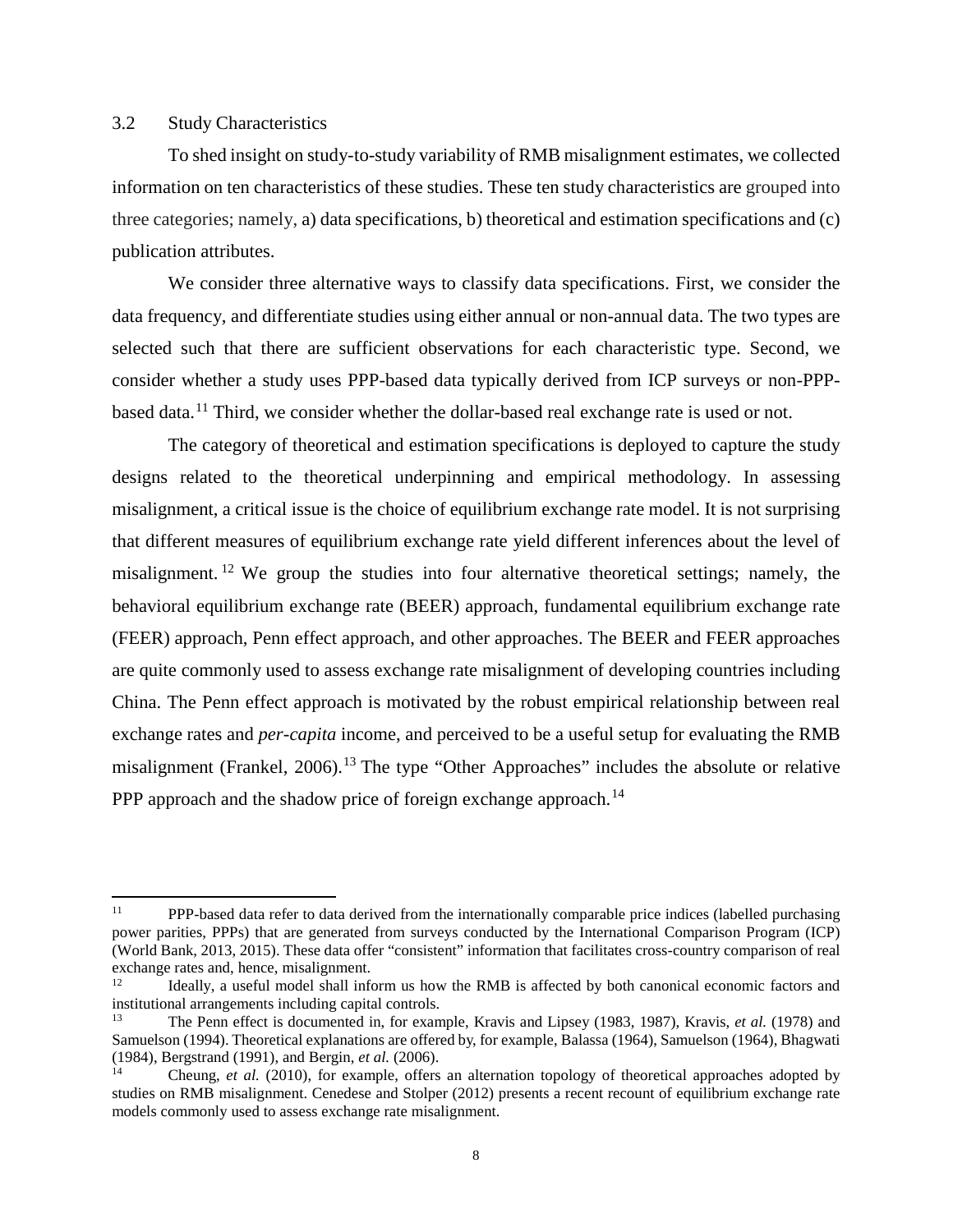### 3.2 Study Characteristics

To shed insight on study-to-study variability of RMB misalignment estimates, we collected information on ten characteristics of these studies. These ten study characteristics are grouped into three categories; namely, a) data specifications, b) theoretical and estimation specifications and (c) publication attributes.

We consider three alternative ways to classify data specifications. First, we consider the data frequency, and differentiate studies using either annual or non-annual data. The two types are selected such that there are sufficient observations for each characteristic type. Second, we consider whether a study uses PPP-based data typically derived from ICP surveys or non-PPP-based data.[11] Third, we consider whether the dollar-based real exchange rate is used or not.

The category of theoretical and estimation specifications is deployed to capture the study designs related to the theoretical underpinning and empirical methodology. In assessing misalignment, a critical issue is the choice of equilibrium exchange rate model. It is not surprising that different measures of equilibrium exchange rate yield different inferences about the level of misalignment.[12] We group the studies into four alternative theoretical settings; namely, the behavioral equilibrium exchange rate (BEER) approach, fundamental equilibrium exchange rate (FEER) approach, Penn effect approach, and other approaches. The BEER and FEER approaches are quite commonly used to assess exchange rate misalignment of developing countries including China. The Penn effect approach is motivated by the robust empirical relationship between real exchange rates and *per-capita* income, and perceived to be a useful setup for evaluating the RMB misalignment (Frankel, 2006).[13] The type "Other Approaches" includes the absolute or relative PPP approach and the shadow price of foreign exchange approach.[14]

---

[11] PPP-based data refer to data derived from the internationally comparable price indices (labelled purchasing power parities, PPPs) that are generated from surveys conducted by the International Comparison Program (ICP) (World Bank, 2013, 2015). These data offer "consistent" information that facilitates cross-country comparison of real exchange rates and, hence, misalignment.

[12] Ideally, a useful model shall inform us how the RMB is affected by both canonical economic factors and institutional arrangements including capital controls.

[13] The Penn effect is documented in, for example, Kravis and Lipsey (1983, 1987), Kravis, *et al.* (1978) and Samuelson (1994). Theoretical explanations are offered by, for example, Balassa (1964), Samuelson (1964), Bhagwati (1984), Bergstrand (1991), and Bergin, *et al.* (2006).

[14] Cheung, *et al.* (2010), for example, offers an alternation topology of theoretical approaches adopted by studies on RMB misalignment. Cenedese and Stolper (2012) presents a recent recount of equilibrium exchange rate models commonly used to assess exchange rate misalignment.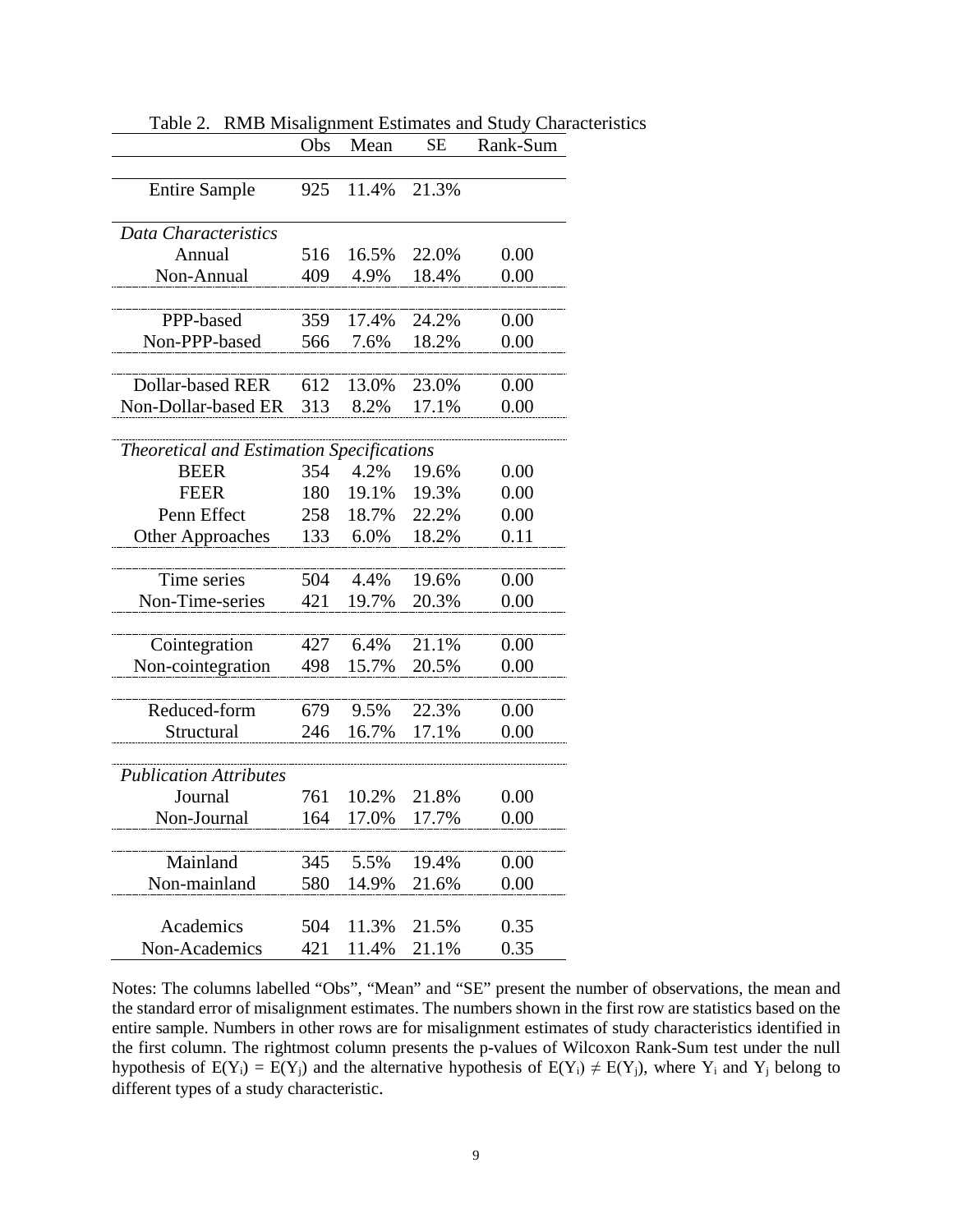Table 2. RMB Misalignment Estimates and Study Characteristics

| | Obs | Mean | SE | Rank-Sum |
|---|---|---|---|---|
| Entire Sample | 925 | 11.4% | 21.3% | |
| *Data Characteristics* | | | | |
| Annual | 516 | 16.5% | 22.0% | 0.00 |
| Non-Annual | 409 | 4.9% | 18.4% | 0.00 |
| PPP-based | 359 | 17.4% | 24.2% | 0.00 |
| Non-PPP-based | 566 | 7.6% | 18.2% | 0.00 |
| Dollar-based RER | 612 | 13.0% | 23.0% | 0.00 |
| Non-Dollar-based ER | 313 | 8.2% | 17.1% | 0.00 |
| *Theoretical and Estimation Specifications* | | | | |
| BEER | 354 | 4.2% | 19.6% | 0.00 |
| FEER | 180 | 19.1% | 19.3% | 0.00 |
| Penn Effect | 258 | 18.7% | 22.2% | 0.00 |
| Other Approaches | 133 | 6.0% | 18.2% | 0.11 |
| Time series | 504 | 4.4% | 19.6% | 0.00 |
| Non-Time-series | 421 | 19.7% | 20.3% | 0.00 |
| Cointegration | 427 | 6.4% | 21.1% | 0.00 |
| Non-cointegration | 498 | 15.7% | 20.5% | 0.00 |
| Reduced-form | 679 | 9.5% | 22.3% | 0.00 |
| Structural | 246 | 16.7% | 17.1% | 0.00 |
| *Publication Attributes* | | | | |
| Journal | 761 | 10.2% | 21.8% | 0.00 |
| Non-Journal | 164 | 17.0% | 17.7% | 0.00 |
| Mainland | 345 | 5.5% | 19.4% | 0.00 |
| Non-mainland | 580 | 14.9% | 21.6% | 0.00 |
| Academics | 504 | 11.3% | 21.5% | 0.35 |
| Non-Academics | 421 | 11.4% | 21.1% | 0.35 |

Notes: The columns labelled "Obs", "Mean" and "SE" present the number of observations, the mean and the standard error of misalignment estimates. The numbers shown in the first row are statistics based on the entire sample. Numbers in other rows are for misalignment estimates of study characteristics identified in the first column. The rightmost column presents the p-values of Wilcoxon Rank-Sum test under the null hypothesis of $E(Y_i) = E(Y_j)$ and the alternative hypothesis of $E(Y_i) \neq E(Y_j)$, where $Y_i$ and $Y_j$ belong to different types of a study characteristic.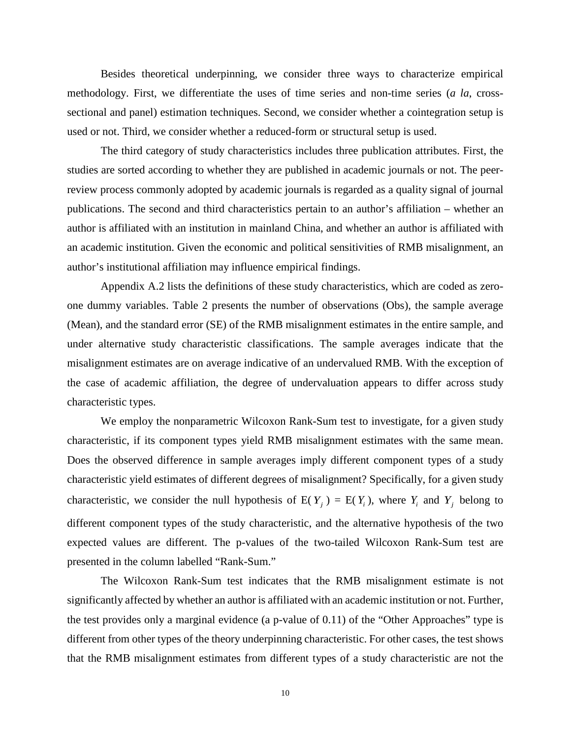Besides theoretical underpinning, we consider three ways to characterize empirical methodology. First, we differentiate the uses of time series and non-time series (*a la*, cross-sectional and panel) estimation techniques. Second, we consider whether a cointegration setup is used or not. Third, we consider whether a reduced-form or structural setup is used.

The third category of study characteristics includes three publication attributes. First, the studies are sorted according to whether they are published in academic journals or not. The peer-review process commonly adopted by academic journals is regarded as a quality signal of journal publications. The second and third characteristics pertain to an author's affiliation – whether an author is affiliated with an institution in mainland China, and whether an author is affiliated with an academic institution. Given the economic and political sensitivities of RMB misalignment, an author's institutional affiliation may influence empirical findings.

Appendix A.2 lists the definitions of these study characteristics, which are coded as zero-one dummy variables. Table 2 presents the number of observations (Obs), the sample average (Mean), and the standard error (SE) of the RMB misalignment estimates in the entire sample, and under alternative study characteristic classifications. The sample averages indicate that the misalignment estimates are on average indicative of an undervalued RMB. With the exception of the case of academic affiliation, the degree of undervaluation appears to differ across study characteristic types.

We employ the nonparametric Wilcoxon Rank-Sum test to investigate, for a given study characteristic, if its component types yield RMB misalignment estimates with the same mean. Does the observed difference in sample averages imply different component types of a study characteristic yield estimates of different degrees of misalignment? Specifically, for a given study characteristic, we consider the null hypothesis of $\mathrm{E}(Y_j) = \mathrm{E}(Y_i)$, where $Y_i$ and $Y_j$ belong to different component types of the study characteristic, and the alternative hypothesis of the two expected values are different. The p-values of the two-tailed Wilcoxon Rank-Sum test are presented in the column labelled "Rank-Sum."

The Wilcoxon Rank-Sum test indicates that the RMB misalignment estimate is not significantly affected by whether an author is affiliated with an academic institution or not. Further, the test provides only a marginal evidence (a p-value of 0.11) of the "Other Approaches" type is different from other types of the theory underpinning characteristic. For other cases, the test shows that the RMB misalignment estimates from different types of a study characteristic are not the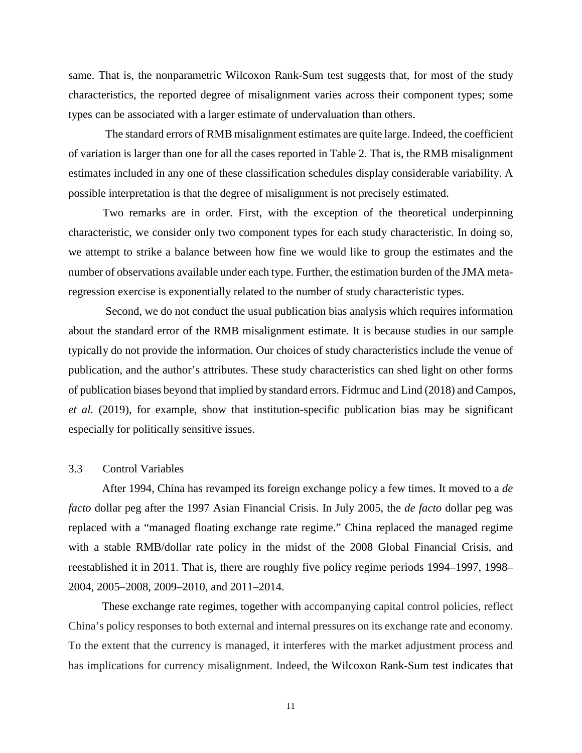same. That is, the nonparametric Wilcoxon Rank-Sum test suggests that, for most of the study characteristics, the reported degree of misalignment varies across their component types; some types can be associated with a larger estimate of undervaluation than others.

The standard errors of RMB misalignment estimates are quite large. Indeed, the coefficient of variation is larger than one for all the cases reported in Table 2. That is, the RMB misalignment estimates included in any one of these classification schedules display considerable variability. A possible interpretation is that the degree of misalignment is not precisely estimated.

Two remarks are in order. First, with the exception of the theoretical underpinning characteristic, we consider only two component types for each study characteristic. In doing so, we attempt to strike a balance between how fine we would like to group the estimates and the number of observations available under each type. Further, the estimation burden of the JMA meta-regression exercise is exponentially related to the number of study characteristic types.

Second, we do not conduct the usual publication bias analysis which requires information about the standard error of the RMB misalignment estimate. It is because studies in our sample typically do not provide the information. Our choices of study characteristics include the venue of publication, and the author's attributes. These study characteristics can shed light on other forms of publication biases beyond that implied by standard errors. Fidrmuc and Lind (2018) and Campos, *et al.* (2019), for example, show that institution-specific publication bias may be significant especially for politically sensitive issues.

### 3.3 Control Variables

After 1994, China has revamped its foreign exchange policy a few times. It moved to a *de facto* dollar peg after the 1997 Asian Financial Crisis. In July 2005, the *de facto* dollar peg was replaced with a "managed floating exchange rate regime." China replaced the managed regime with a stable RMB/dollar rate policy in the midst of the 2008 Global Financial Crisis, and reestablished it in 2011. That is, there are roughly five policy regime periods 1994–1997, 1998–2004, 2005–2008, 2009–2010, and 2011–2014.

These exchange rate regimes, together with accompanying capital control policies, reflect China's policy responses to both external and internal pressures on its exchange rate and economy. To the extent that the currency is managed, it interferes with the market adjustment process and has implications for currency misalignment. Indeed, the Wilcoxon Rank-Sum test indicates that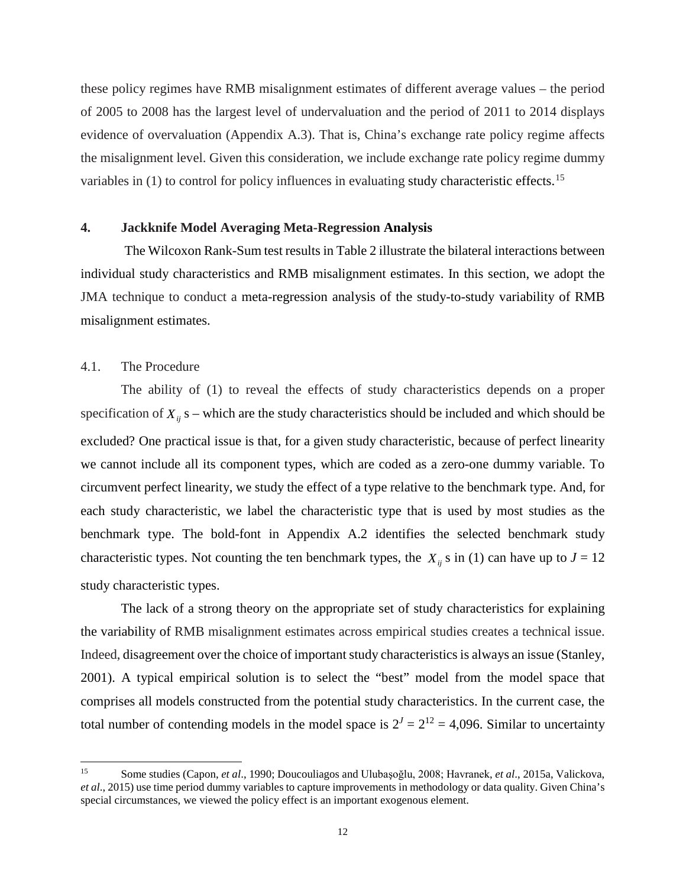these policy regimes have RMB misalignment estimates of different average values – the period of 2005 to 2008 has the largest level of undervaluation and the period of 2011 to 2014 displays evidence of overvaluation (Appendix A.3). That is, China's exchange rate policy regime affects the misalignment level. Given this consideration, we include exchange rate policy regime dummy variables in (1) to control for policy influences in evaluating study characteristic effects.[15]

## 4. Jackknife Model Averaging Meta-Regression Analysis

The Wilcoxon Rank-Sum test results in Table 2 illustrate the bilateral interactions between individual study characteristics and RMB misalignment estimates. In this section, we adopt the JMA technique to conduct a meta-regression analysis of the study-to-study variability of RMB misalignment estimates.

### 4.1. The Procedure

The ability of (1) to reveal the effects of study characteristics depends on a proper specification of $X_{ij}$ s – which are the study characteristics should be included and which should be excluded? One practical issue is that, for a given study characteristic, because of perfect linearity we cannot include all its component types, which are coded as a zero-one dummy variable. To circumvent perfect linearity, we study the effect of a type relative to the benchmark type. And, for each study characteristic, we label the characteristic type that is used by most studies as the benchmark type. The bold-font in Appendix A.2 identifies the selected benchmark study characteristic types. Not counting the ten benchmark types, the $X_{ij}$ s in (1) can have up to $J = 12$ study characteristic types.

The lack of a strong theory on the appropriate set of study characteristics for explaining the variability of RMB misalignment estimates across empirical studies creates a technical issue. Indeed, disagreement over the choice of important study characteristics is always an issue (Stanley, 2001). A typical empirical solution is to select the "best" model from the model space that comprises all models constructed from the potential study characteristics. In the current case, the total number of contending models in the model space is $2^J = 2^{12} = 4{,}096$. Similar to uncertainty

[15] Some studies (Capon, *et al*., 1990; Doucouliagos and Ulubaşoğlu, 2008; Havranek, *et al*., 2015a, Valickova, *et al*., 2015) use time period dummy variables to capture improvements in methodology or data quality. Given China's special circumstances, we viewed the policy effect is an important exogenous element.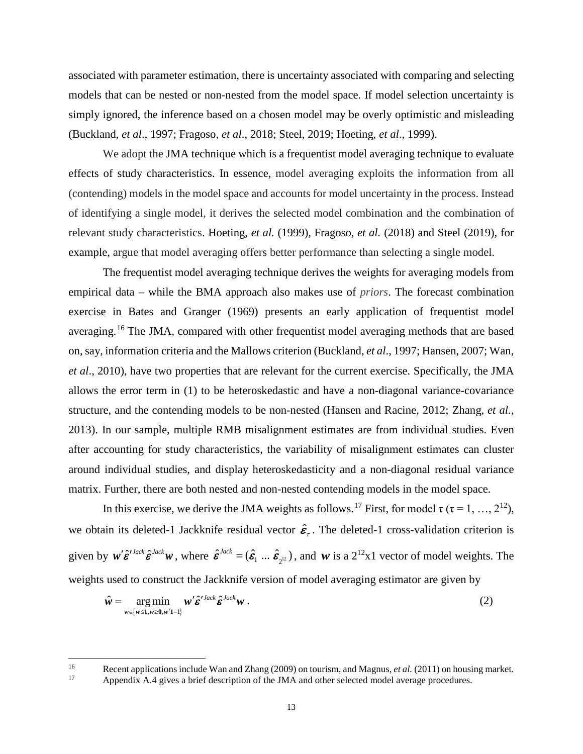associated with parameter estimation, there is uncertainty associated with comparing and selecting models that can be nested or non-nested from the model space. If model selection uncertainty is simply ignored, the inference based on a chosen model may be overly optimistic and misleading (Buckland, *et al*., 1997; Fragoso, *et al*., 2018; Steel, 2019; Hoeting, *et al*., 1999).

We adopt the JMA technique which is a frequentist model averaging technique to evaluate effects of study characteristics. In essence, model averaging exploits the information from all (contending) models in the model space and accounts for model uncertainty in the process. Instead of identifying a single model, it derives the selected model combination and the combination of relevant study characteristics. Hoeting, *et al.* (1999), Fragoso, *et al.* (2018) and Steel (2019), for example, argue that model averaging offers better performance than selecting a single model.

The frequentist model averaging technique derives the weights for averaging models from empirical data – while the BMA approach also makes use of *priors*. The forecast combination exercise in Bates and Granger (1969) presents an early application of frequentist model averaging.[16] The JMA, compared with other frequentist model averaging methods that are based on, say, information criteria and the Mallows criterion (Buckland, *et al*., 1997; Hansen, 2007; Wan, *et al*., 2010), have two properties that are relevant for the current exercise. Specifically, the JMA allows the error term in (1) to be heteroskedastic and have a non-diagonal variance-covariance structure, and the contending models to be non-nested (Hansen and Racine, 2012; Zhang, *et al.*, 2013). In our sample, multiple RMB misalignment estimates are from individual studies. Even after accounting for study characteristics, the variability of misalignment estimates can cluster around individual studies, and display heteroskedasticity and a non-diagonal residual variance matrix. Further, there are both nested and non-nested contending models in the model space.

In this exercise, we derive the JMA weights as follows.[17] First, for model $\tau$ ($\tau = 1, \ldots, 2^{12}$), we obtain its deleted-1 Jackknife residual vector $\hat{\boldsymbol{\varepsilon}}_{\tau}$. The deleted-1 cross-validation criterion is given by $\boldsymbol{w}'\hat{\boldsymbol{\varepsilon}}'^{Jack}\hat{\boldsymbol{\varepsilon}}^{Jack}\boldsymbol{w}$, where $\hat{\boldsymbol{\varepsilon}}^{Jack} = (\hat{\boldsymbol{\varepsilon}}_1 \ldots \hat{\boldsymbol{\varepsilon}}_{2^{12}})$, and $\boldsymbol{w}$ is a $2^{12}$x1 vector of model weights. The weights used to construct the Jackknife version of model averaging estimator are given by

$$\hat{\boldsymbol{w}} = \underset{\boldsymbol{w} \in \{\boldsymbol{w} \leq \mathbf{1}, \boldsymbol{w} \geq \mathbf{0}, \boldsymbol{w}'\mathbf{1}=1\}}{\arg\min} \; \boldsymbol{w}'\hat{\boldsymbol{\varepsilon}}'^{Jack}\hat{\boldsymbol{\varepsilon}}^{Jack}\boldsymbol{w} \,. \tag{2}$$

---

[16] Recent applications include Wan and Zhang (2009) on tourism, and Magnus, *et al.* (2011) on housing market.

[17] Appendix A.4 gives a brief description of the JMA and other selected model average procedures.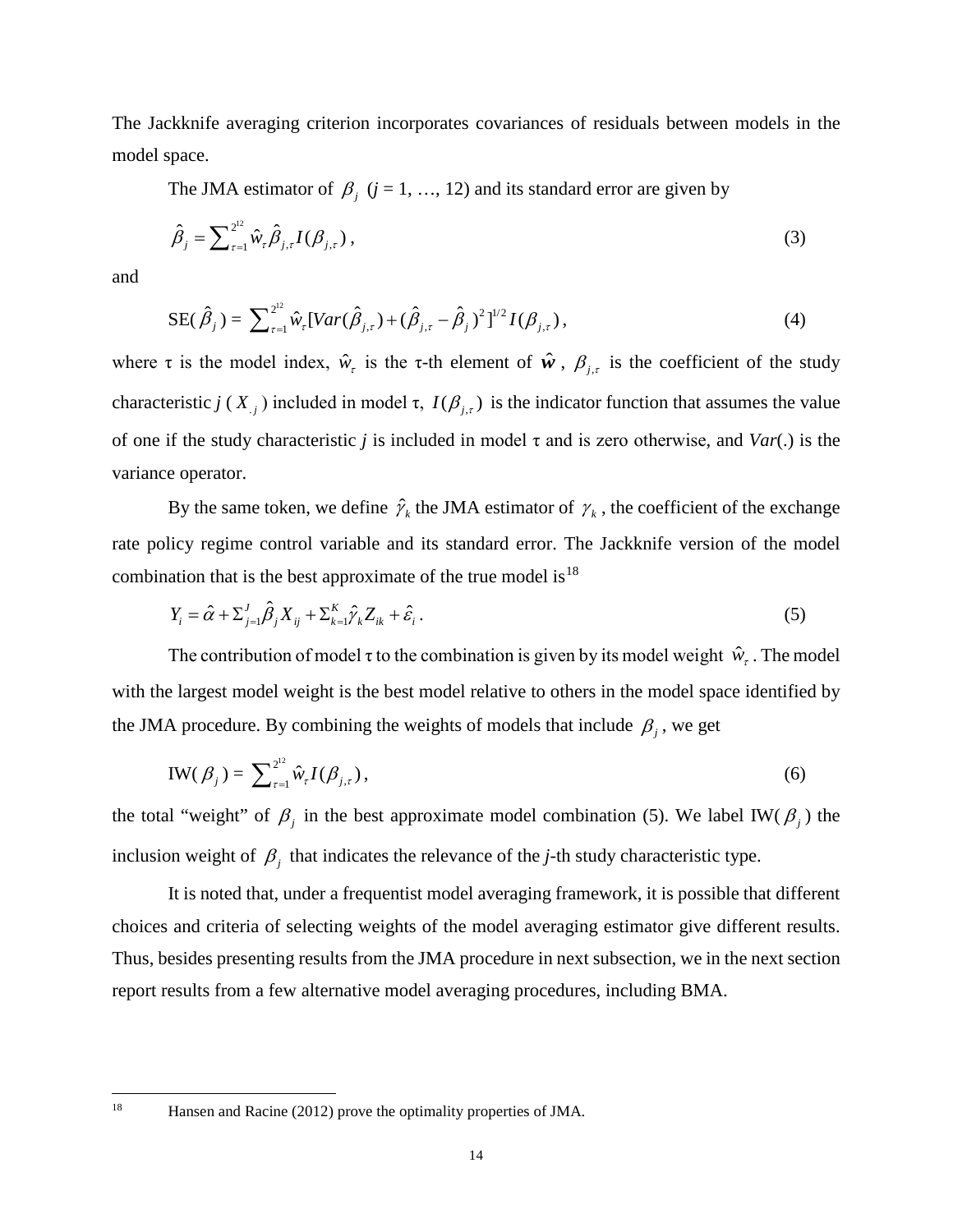The Jackknife averaging criterion incorporates covariances of residuals between models in the model space.

The JMA estimator of $\beta_j$ ($j$ = 1, …, 12) and its standard error are given by

$$\hat{\beta}_j = \sum_{\tau=1}^{2^{12}} \hat{w}_\tau \hat{\beta}_{j,\tau} I(\beta_{j,\tau}), \tag{3}$$

and

$$\text{SE}(\hat{\beta}_j) = \sum_{\tau=1}^{2^{12}} \hat{w}_\tau [Var(\hat{\beta}_{j,\tau}) + (\hat{\beta}_{j,\tau} - \hat{\beta}_j)^2]^{1/2} I(\beta_{j,\tau}), \tag{4}$$

where τ is the model index, $\hat{w}_\tau$ is the τ-th element of $\hat{\boldsymbol{w}}$, $\beta_{j,\tau}$ is the coefficient of the study characteristic *j* ($X_{.j}$) included in model τ, $I(\beta_{j,\tau})$ is the indicator function that assumes the value of one if the study characteristic *j* is included in model τ and is zero otherwise, and *Var*(.) is the variance operator.

By the same token, we define $\hat{\gamma}_k$ the JMA estimator of $\gamma_k$, the coefficient of the exchange rate policy regime control variable and its standard error. The Jackknife version of the model combination that is the best approximate of the true model is[18]

$$Y_i = \hat{\alpha} + \Sigma_{j=1}^{J} \hat{\beta}_j X_{ij} + \Sigma_{k=1}^{K} \hat{\gamma}_k Z_{ik} + \hat{\varepsilon}_i. \tag{5}$$

The contribution of model τ to the combination is given by its model weight $\hat{w}_\tau$. The model with the largest model weight is the best model relative to others in the model space identified by the JMA procedure. By combining the weights of models that include $\beta_j$, we get

$$\text{IW}(\beta_j) = \sum_{\tau=1}^{2^{12}} \hat{w}_\tau I(\beta_{j,\tau}), \tag{6}$$

the total "weight" of $\beta_j$ in the best approximate model combination (5). We label IW($\beta_j$) the inclusion weight of $\beta_j$ that indicates the relevance of the *j*-th study characteristic type.

It is noted that, under a frequentist model averaging framework, it is possible that different choices and criteria of selecting weights of the model averaging estimator give different results. Thus, besides presenting results from the JMA procedure in next subsection, we in the next section report results from a few alternative model averaging procedures, including BMA.

[18] Hansen and Racine (2012) prove the optimality properties of JMA.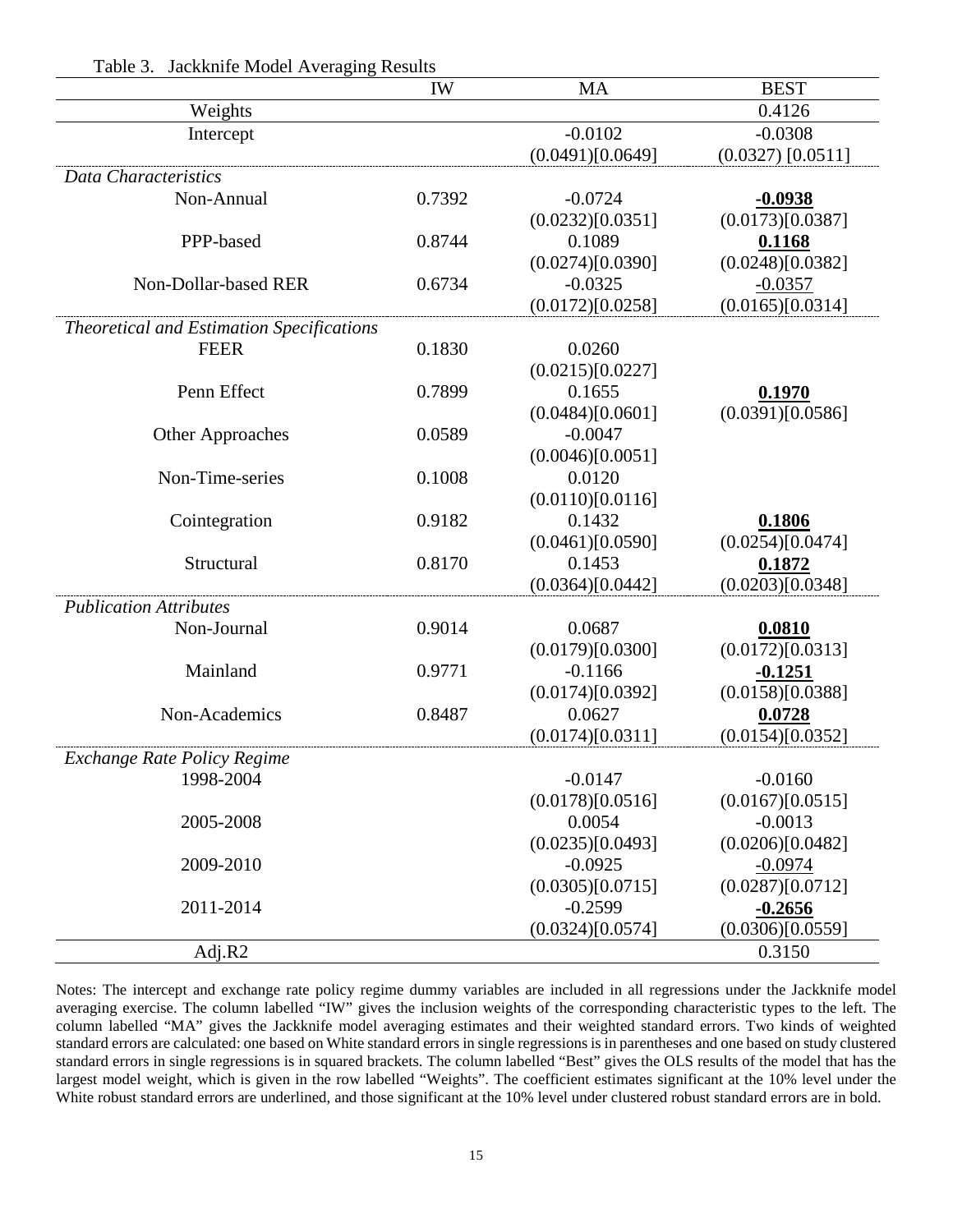Table 3. Jackknife Model Averaging Results

| | IW | MA | BEST |
|---|---|---|---|
| Weights | | | 0.4126 |
| Intercept | | -0.0102 | -0.0308 |
| | | (0.0491)[0.0649] | (0.0327) [0.0511] |
| *Data Characteristics* | | | |
| Non-Annual | 0.7392 | -0.0724 | **-0.0938** |
| | | (0.0232)[0.0351] | (0.0173)[0.0387] |
| PPP-based | 0.8744 | 0.1089 | **0.1168** |
| | | (0.0274)[0.0390] | (0.0248)[0.0382] |
| Non-Dollar-based RER | 0.6734 | -0.0325 | -0.0357 |
| | | (0.0172)[0.0258] | (0.0165)[0.0314] |
| *Theoretical and Estimation Specifications* | | | |
| FEER | 0.1830 | 0.0260 | |
| | | (0.0215)[0.0227] | |
| Penn Effect | 0.7899 | 0.1655 | **0.1970** |
| | | (0.0484)[0.0601] | (0.0391)[0.0586] |
| Other Approaches | 0.0589 | -0.0047 | |
| | | (0.0046)[0.0051] | |
| Non-Time-series | 0.1008 | 0.0120 | |
| | | (0.0110)[0.0116] | |
| Cointegration | 0.9182 | 0.1432 | **0.1806** |
| | | (0.0461)[0.0590] | (0.0254)[0.0474] |
| Structural | 0.8170 | 0.1453 | **0.1872** |
| | | (0.0364)[0.0442] | (0.0203)[0.0348] |
| *Publication Attributes* | | | |
| Non-Journal | 0.9014 | 0.0687 | **0.0810** |
| | | (0.0179)[0.0300] | (0.0172)[0.0313] |
| Mainland | 0.9771 | -0.1166 | **-0.1251** |
| | | (0.0174)[0.0392] | (0.0158)[0.0388] |
| Non-Academics | 0.8487 | 0.0627 | **0.0728** |
| | | (0.0174)[0.0311] | (0.0154)[0.0352] |
| *Exchange Rate Policy Regime* | | | |
| 1998-2004 | | -0.0147 | -0.0160 |
| | | (0.0178)[0.0516] | (0.0167)[0.0515] |
| 2005-2008 | | 0.0054 | -0.0013 |
| | | (0.0235)[0.0493] | (0.0206)[0.0482] |
| 2009-2010 | | -0.0925 | -0.0974 |
| | | (0.0305)[0.0715] | (0.0287)[0.0712] |
| 2011-2014 | | -0.2599 | **-0.2656** |
| | | (0.0324)[0.0574] | (0.0306)[0.0559] |
| Adj.R2 | | | 0.3150 |

Notes: The intercept and exchange rate policy regime dummy variables are included in all regressions under the Jackknife model averaging exercise. The column labelled "IW" gives the inclusion weights of the corresponding characteristic types to the left. The column labelled "MA" gives the Jackknife model averaging estimates and their weighted standard errors. Two kinds of weighted standard errors are calculated: one based on White standard errors in single regressions is in parentheses and one based on study clustered standard errors in single regressions is in squared brackets. The column labelled "Best" gives the OLS results of the model that has the largest model weight, which is given in the row labelled "Weights". The coefficient estimates significant at the 10% level under the White robust standard errors are underlined, and those significant at the 10% level under clustered robust standard errors are in bold.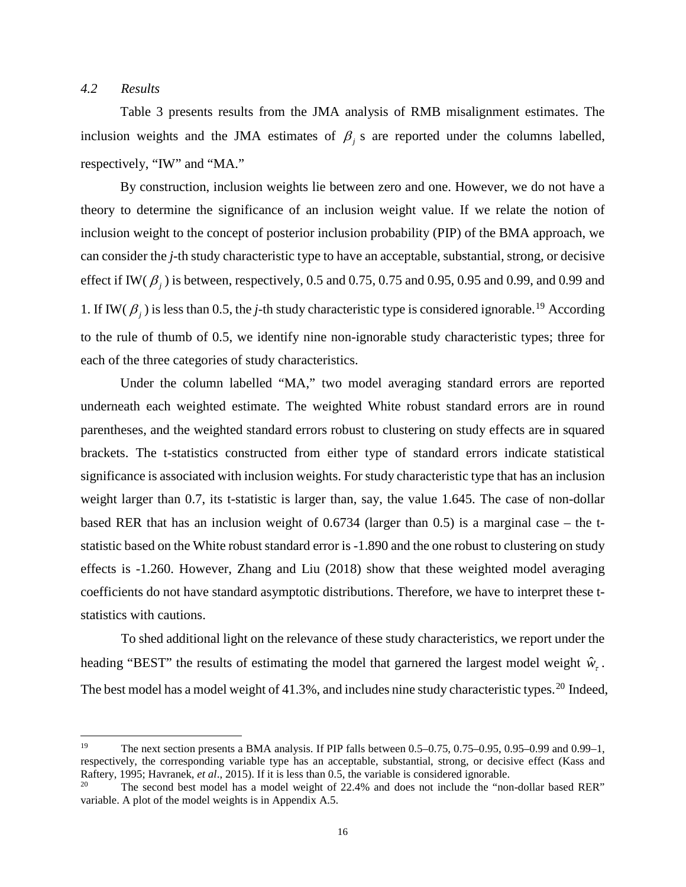### *4.2 Results*

Table 3 presents results from the JMA analysis of RMB misalignment estimates. The inclusion weights and the JMA estimates of $\beta_j$ s are reported under the columns labelled, respectively, "IW" and "MA."

By construction, inclusion weights lie between zero and one. However, we do not have a theory to determine the significance of an inclusion weight value. If we relate the notion of inclusion weight to the concept of posterior inclusion probability (PIP) of the BMA approach, we can consider the *j*-th study characteristic type to have an acceptable, substantial, strong, or decisive effect if IW($\beta_j$) is between, respectively, 0.5 and 0.75, 0.75 and 0.95, 0.95 and 0.99, and 0.99 and 1. If IW($\beta_j$) is less than 0.5, the *j*-th study characteristic type is considered ignorable.[19] According to the rule of thumb of 0.5, we identify nine non-ignorable study characteristic types; three for each of the three categories of study characteristics.

Under the column labelled "MA," two model averaging standard errors are reported underneath each weighted estimate. The weighted White robust standard errors are in round parentheses, and the weighted standard errors robust to clustering on study effects are in squared brackets. The t-statistics constructed from either type of standard errors indicate statistical significance is associated with inclusion weights. For study characteristic type that has an inclusion weight larger than 0.7, its t-statistic is larger than, say, the value 1.645. The case of non-dollar based RER that has an inclusion weight of 0.6734 (larger than 0.5) is a marginal case – the t-statistic based on the White robust standard error is -1.890 and the one robust to clustering on study effects is -1.260. However, Zhang and Liu (2018) show that these weighted model averaging coefficients do not have standard asymptotic distributions. Therefore, we have to interpret these t-statistics with cautions.

To shed additional light on the relevance of these study characteristics, we report under the heading "BEST" the results of estimating the model that garnered the largest model weight $\hat{w}_\tau$. The best model has a model weight of 41.3%, and includes nine study characteristic types.[20] Indeed,

[19] The next section presents a BMA analysis. If PIP falls between 0.5–0.75, 0.75–0.95, 0.95–0.99 and 0.99–1, respectively, the corresponding variable type has an acceptable, substantial, strong, or decisive effect (Kass and Raftery, 1995; Havranek, *et al*., 2015). If it is less than 0.5, the variable is considered ignorable.

[20] The second best model has a model weight of 22.4% and does not include the "non-dollar based RER" variable. A plot of the model weights is in Appendix A.5.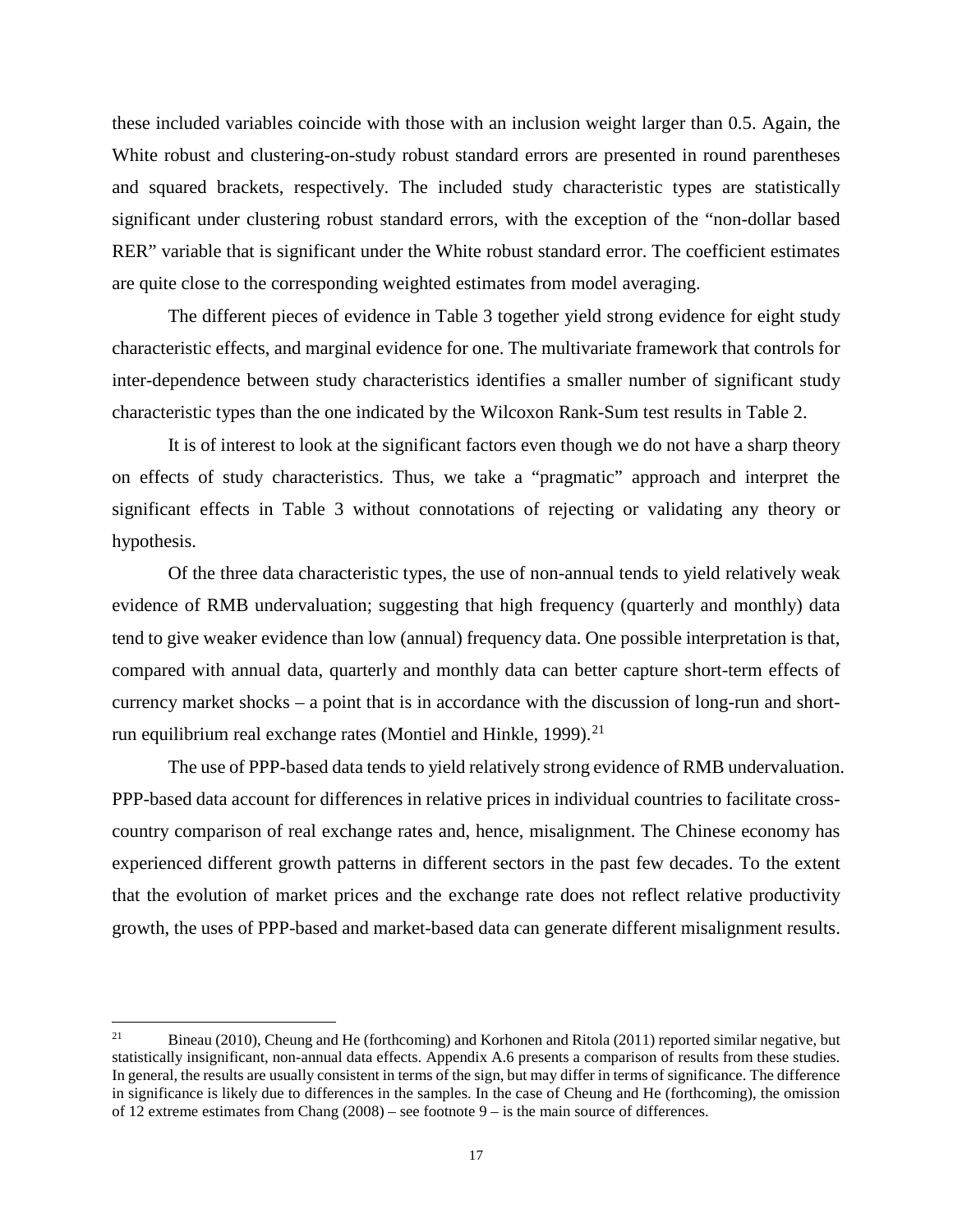these included variables coincide with those with an inclusion weight larger than 0.5. Again, the White robust and clustering-on-study robust standard errors are presented in round parentheses and squared brackets, respectively. The included study characteristic types are statistically significant under clustering robust standard errors, with the exception of the "non-dollar based RER" variable that is significant under the White robust standard error. The coefficient estimates are quite close to the corresponding weighted estimates from model averaging.

The different pieces of evidence in Table 3 together yield strong evidence for eight study characteristic effects, and marginal evidence for one. The multivariate framework that controls for inter-dependence between study characteristics identifies a smaller number of significant study characteristic types than the one indicated by the Wilcoxon Rank-Sum test results in Table 2.

It is of interest to look at the significant factors even though we do not have a sharp theory on effects of study characteristics. Thus, we take a "pragmatic" approach and interpret the significant effects in Table 3 without connotations of rejecting or validating any theory or hypothesis.

Of the three data characteristic types, the use of non-annual tends to yield relatively weak evidence of RMB undervaluation; suggesting that high frequency (quarterly and monthly) data tend to give weaker evidence than low (annual) frequency data. One possible interpretation is that, compared with annual data, quarterly and monthly data can better capture short-term effects of currency market shocks – a point that is in accordance with the discussion of long-run and short-run equilibrium real exchange rates (Montiel and Hinkle, 1999).[21]

The use of PPP-based data tends to yield relatively strong evidence of RMB undervaluation. PPP-based data account for differences in relative prices in individual countries to facilitate cross-country comparison of real exchange rates and, hence, misalignment. The Chinese economy has experienced different growth patterns in different sectors in the past few decades. To the extent that the evolution of market prices and the exchange rate does not reflect relative productivity growth, the uses of PPP-based and market-based data can generate different misalignment results.

---

[21] Bineau (2010), Cheung and He (forthcoming) and Korhonen and Ritola (2011) reported similar negative, but statistically insignificant, non-annual data effects. Appendix A.6 presents a comparison of results from these studies. In general, the results are usually consistent in terms of the sign, but may differ in terms of significance. The difference in significance is likely due to differences in the samples. In the case of Cheung and He (forthcoming), the omission of 12 extreme estimates from Chang (2008) – see footnote 9 – is the main source of differences.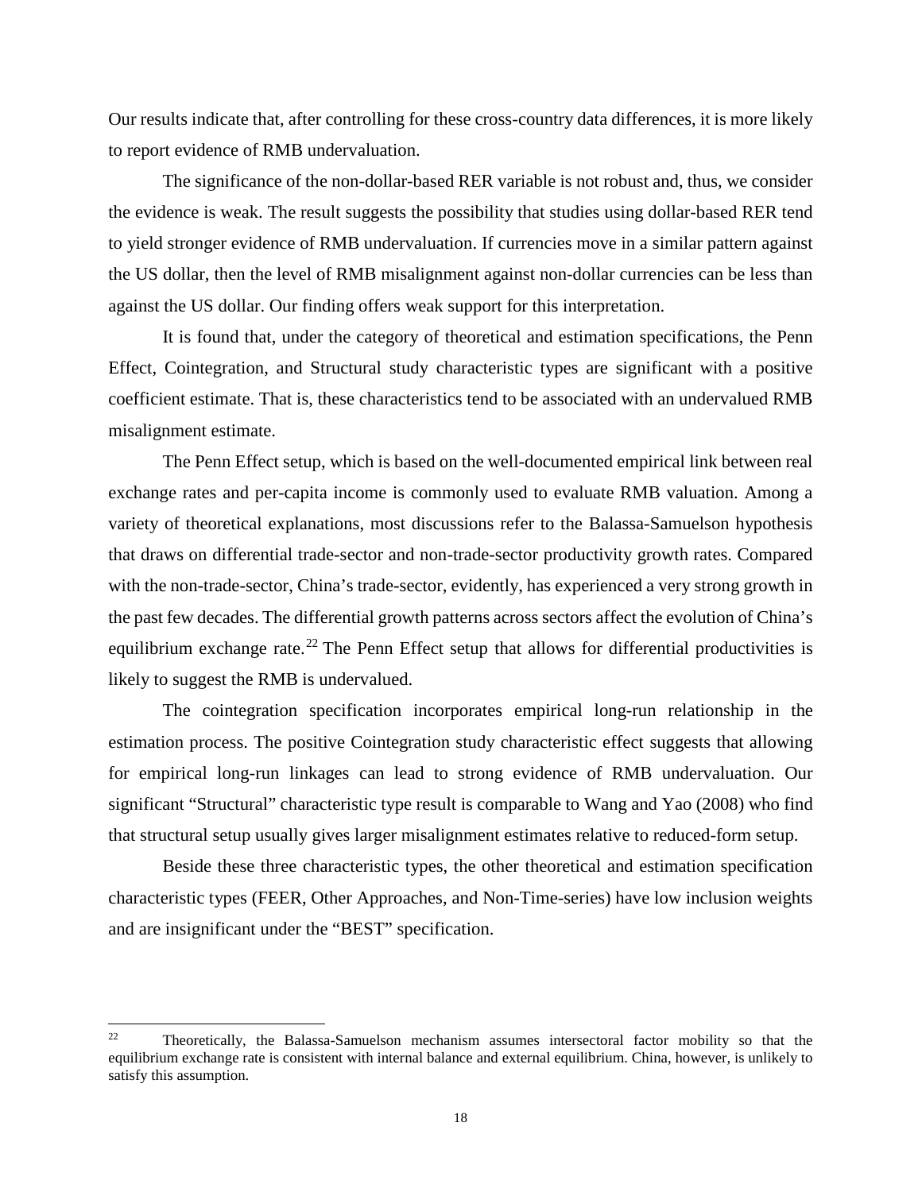Our results indicate that, after controlling for these cross-country data differences, it is more likely to report evidence of RMB undervaluation.

The significance of the non-dollar-based RER variable is not robust and, thus, we consider the evidence is weak. The result suggests the possibility that studies using dollar-based RER tend to yield stronger evidence of RMB undervaluation. If currencies move in a similar pattern against the US dollar, then the level of RMB misalignment against non-dollar currencies can be less than against the US dollar. Our finding offers weak support for this interpretation.

It is found that, under the category of theoretical and estimation specifications, the Penn Effect, Cointegration, and Structural study characteristic types are significant with a positive coefficient estimate. That is, these characteristics tend to be associated with an undervalued RMB misalignment estimate.

The Penn Effect setup, which is based on the well-documented empirical link between real exchange rates and per-capita income is commonly used to evaluate RMB valuation. Among a variety of theoretical explanations, most discussions refer to the Balassa-Samuelson hypothesis that draws on differential trade-sector and non-trade-sector productivity growth rates. Compared with the non-trade-sector, China's trade-sector, evidently, has experienced a very strong growth in the past few decades. The differential growth patterns across sectors affect the evolution of China's equilibrium exchange rate.[22] The Penn Effect setup that allows for differential productivities is likely to suggest the RMB is undervalued.

The cointegration specification incorporates empirical long-run relationship in the estimation process. The positive Cointegration study characteristic effect suggests that allowing for empirical long-run linkages can lead to strong evidence of RMB undervaluation. Our significant "Structural" characteristic type result is comparable to Wang and Yao (2008) who find that structural setup usually gives larger misalignment estimates relative to reduced-form setup.

Beside these three characteristic types, the other theoretical and estimation specification characteristic types (FEER, Other Approaches, and Non-Time-series) have low inclusion weights and are insignificant under the "BEST" specification.

[22] Theoretically, the Balassa-Samuelson mechanism assumes intersectoral factor mobility so that the equilibrium exchange rate is consistent with internal balance and external equilibrium. China, however, is unlikely to satisfy this assumption.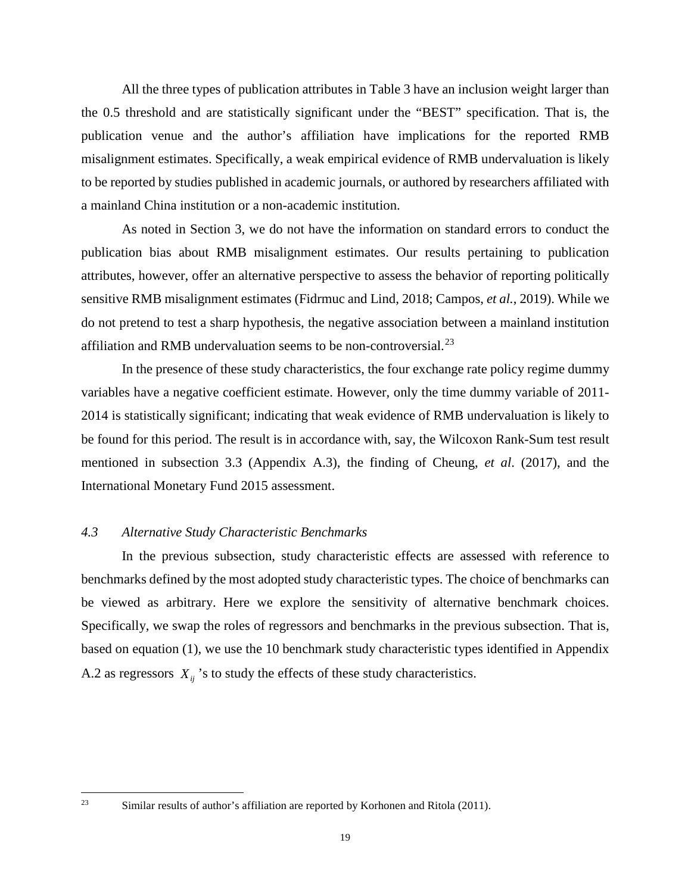All the three types of publication attributes in Table 3 have an inclusion weight larger than the 0.5 threshold and are statistically significant under the "BEST" specification. That is, the publication venue and the author's affiliation have implications for the reported RMB misalignment estimates. Specifically, a weak empirical evidence of RMB undervaluation is likely to be reported by studies published in academic journals, or authored by researchers affiliated with a mainland China institution or a non-academic institution.

As noted in Section 3, we do not have the information on standard errors to conduct the publication bias about RMB misalignment estimates. Our results pertaining to publication attributes, however, offer an alternative perspective to assess the behavior of reporting politically sensitive RMB misalignment estimates (Fidrmuc and Lind, 2018; Campos, *et al.*, 2019). While we do not pretend to test a sharp hypothesis, the negative association between a mainland institution affiliation and RMB undervaluation seems to be non-controversial.[23]

In the presence of these study characteristics, the four exchange rate policy regime dummy variables have a negative coefficient estimate. However, only the time dummy variable of 2011-2014 is statistically significant; indicating that weak evidence of RMB undervaluation is likely to be found for this period. The result is in accordance with, say, the Wilcoxon Rank-Sum test result mentioned in subsection 3.3 (Appendix A.3), the finding of Cheung, *et al.* (2017), and the International Monetary Fund 2015 assessment.

### *4.3 Alternative Study Characteristic Benchmarks*

In the previous subsection, study characteristic effects are assessed with reference to benchmarks defined by the most adopted study characteristic types. The choice of benchmarks can be viewed as arbitrary. Here we explore the sensitivity of alternative benchmark choices. Specifically, we swap the roles of regressors and benchmarks in the previous subsection. That is, based on equation (1), we use the 10 benchmark study characteristic types identified in Appendix A.2 as regressors $X_{ij}$'s to study the effects of these study characteristics.

---

[23] Similar results of author's affiliation are reported by Korhonen and Ritola (2011).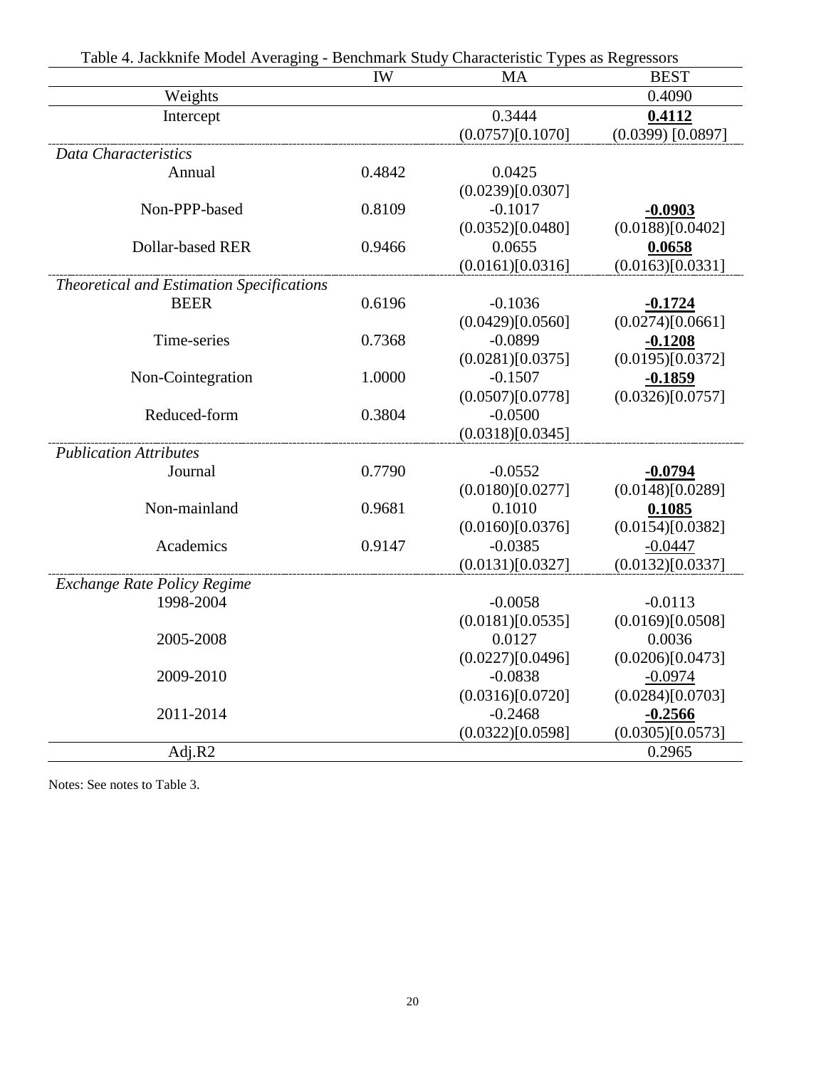Table 4. Jackknife Model Averaging - Benchmark Study Characteristic Types as Regressors

| | IW | MA | BEST |
|---|---|---|---|
| Weights | | | 0.4090 |
| Intercept | | 0.3444 | **0.4112** |
| | | (0.0757)[0.1070] | (0.0399) [0.0897] |
| *Data Characteristics* | | | |
| Annual | 0.4842 | 0.0425 | |
| | | (0.0239)[0.0307] | |
| Non-PPP-based | 0.8109 | -0.1017 | **-0.0903** |
| | | (0.0352)[0.0480] | (0.0188)[0.0402] |
| Dollar-based RER | 0.9466 | 0.0655 | **0.0658** |
| | | (0.0161)[0.0316] | (0.0163)[0.0331] |
| *Theoretical and Estimation Specifications* | | | |
| BEER | 0.6196 | -0.1036 | **-0.1724** |
| | | (0.0429)[0.0560] | (0.0274)[0.0661] |
| Time-series | 0.7368 | -0.0899 | **-0.1208** |
| | | (0.0281)[0.0375] | (0.0195)[0.0372] |
| Non-Cointegration | 1.0000 | -0.1507 | **-0.1859** |
| | | (0.0507)[0.0778] | (0.0326)[0.0757] |
| Reduced-form | 0.3804 | -0.0500 | |
| | | (0.0318)[0.0345] | |
| *Publication Attributes* | | | |
| Journal | 0.7790 | -0.0552 | **-0.0794** |
| | | (0.0180)[0.0277] | (0.0148)[0.0289] |
| Non-mainland | 0.9681 | 0.1010 | **0.1085** |
| | | (0.0160)[0.0376] | (0.0154)[0.0382] |
| Academics | 0.9147 | -0.0385 | -0.0447 |
| | | (0.0131)[0.0327] | (0.0132)[0.0337] |
| *Exchange Rate Policy Regime* | | | |
| 1998-2004 | | -0.0058 | -0.0113 |
| | | (0.0181)[0.0535] | (0.0169)[0.0508] |
| 2005-2008 | | 0.0127 | 0.0036 |
| | | (0.0227)[0.0496] | (0.0206)[0.0473] |
| 2009-2010 | | -0.0838 | -0.0974 |
| | | (0.0316)[0.0720] | (0.0284)[0.0703] |
| 2011-2014 | | -0.2468 | **-0.2566** |
| | | (0.0322)[0.0598] | (0.0305)[0.0573] |
| Adj.R2 | | | 0.2965 |

Notes: See notes to Table 3.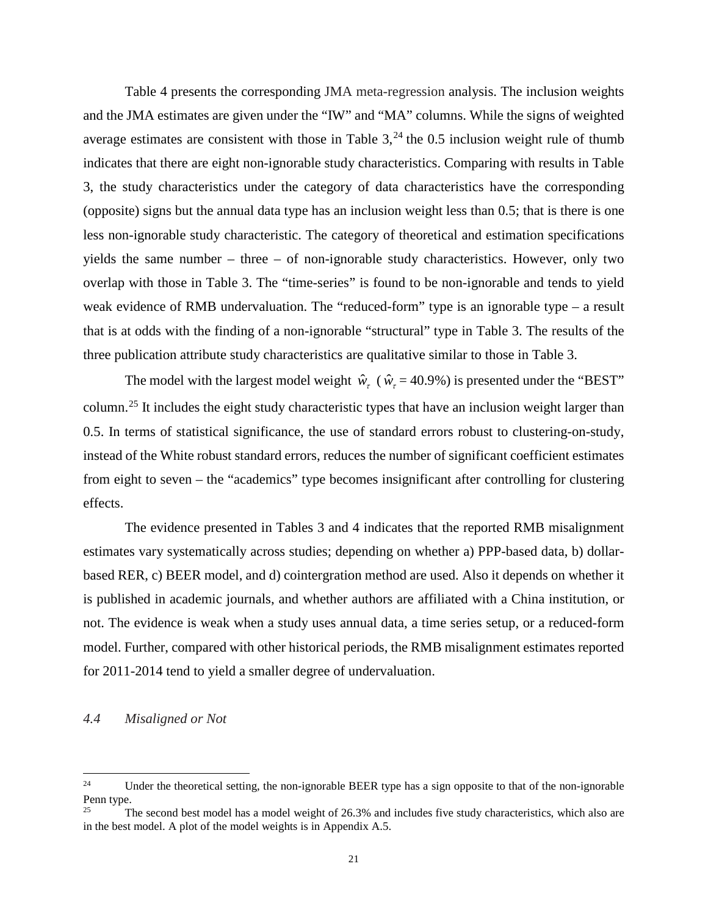Table 4 presents the corresponding JMA meta-regression analysis. The inclusion weights and the JMA estimates are given under the "IW" and "MA" columns. While the signs of weighted average estimates are consistent with those in Table 3,[24] the 0.5 inclusion weight rule of thumb indicates that there are eight non-ignorable study characteristics. Comparing with results in Table 3, the study characteristics under the category of data characteristics have the corresponding (opposite) signs but the annual data type has an inclusion weight less than 0.5; that is there is one less non-ignorable study characteristic. The category of theoretical and estimation specifications yields the same number – three – of non-ignorable study characteristics. However, only two overlap with those in Table 3. The "time-series" is found to be non-ignorable and tends to yield weak evidence of RMB undervaluation. The "reduced-form" type is an ignorable type – a result that is at odds with the finding of a non-ignorable "structural" type in Table 3. The results of the three publication attribute study characteristics are qualitative similar to those in Table 3.

The model with the largest model weight $\hat{w}_\tau$ ($\hat{w}_\tau$ = 40.9%) is presented under the "BEST" column.[25] It includes the eight study characteristic types that have an inclusion weight larger than 0.5. In terms of statistical significance, the use of standard errors robust to clustering-on-study, instead of the White robust standard errors, reduces the number of significant coefficient estimates from eight to seven – the "academics" type becomes insignificant after controlling for clustering effects.

The evidence presented in Tables 3 and 4 indicates that the reported RMB misalignment estimates vary systematically across studies; depending on whether a) PPP-based data, b) dollar-based RER, c) BEER model, and d) cointergration method are used. Also it depends on whether it is published in academic journals, and whether authors are affiliated with a China institution, or not. The evidence is weak when a study uses annual data, a time series setup, or a reduced-form model. Further, compared with other historical periods, the RMB misalignment estimates reported for 2011-2014 tend to yield a smaller degree of undervaluation.

### *4.4 Misaligned or Not*

---

[24] Under the theoretical setting, the non-ignorable BEER type has a sign opposite to that of the non-ignorable Penn type.

[25] The second best model has a model weight of 26.3% and includes five study characteristics, which also are in the best model. A plot of the model weights is in Appendix A.5.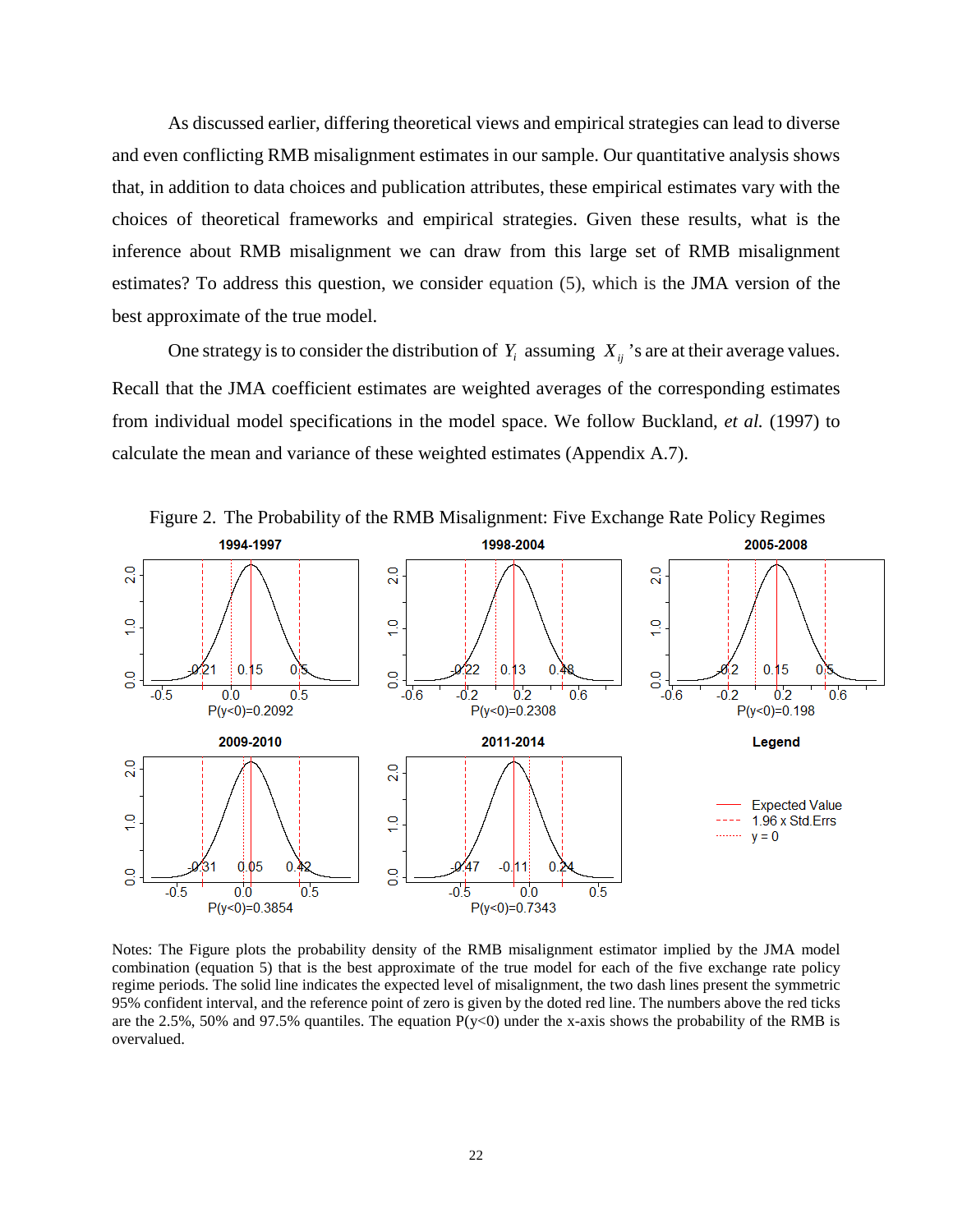As discussed earlier, differing theoretical views and empirical strategies can lead to diverse and even conflicting RMB misalignment estimates in our sample. Our quantitative analysis shows that, in addition to data choices and publication attributes, these empirical estimates vary with the choices of theoretical frameworks and empirical strategies. Given these results, what is the inference about RMB misalignment we can draw from this large set of RMB misalignment estimates? To address this question, we consider equation (5), which is the JMA version of the best approximate of the true model.

One strategy is to consider the distribution of $Y_i$ assuming $X_{ij}$'s are at their average values. Recall that the JMA coefficient estimates are weighted averages of the corresponding estimates from individual model specifications in the model space. We follow Buckland, *et al.* (1997) to calculate the mean and variance of these weighted estimates (Appendix A.7).

Figure 2. The Probability of the RMB Misalignment: Five Exchange Rate Policy Regimes

1994-1997: -0.21, 0.15, 0.5; P(y<0)=0.2092

1998-2004: -0.22, 0.13, 0.48; P(y<0)=0.2308

2005-2008: -0.2, 0.15, 0.5; P(y<0)=0.198

2009-2010: -0.31, 0.05, 0.42; P(y<0)=0.3854

2011-2014: -0.47, -0.11, 0.24; P(y<0)=0.7343

Legend: Expected Value; 1.96 x Std.Errs; y = 0

Notes: The Figure plots the probability density of the RMB misalignment estimator implied by the JMA model combination (equation 5) that is the best approximate of the true model for each of the five exchange rate policy regime periods. The solid line indicates the expected level of misalignment, the two dash lines present the symmetric 95% confident interval, and the reference point of zero is given by the doted red line. The numbers above the red ticks are the 2.5%, 50% and 97.5% quantiles. The equation P(y<0) under the x-axis shows the probability of the RMB is overvalued.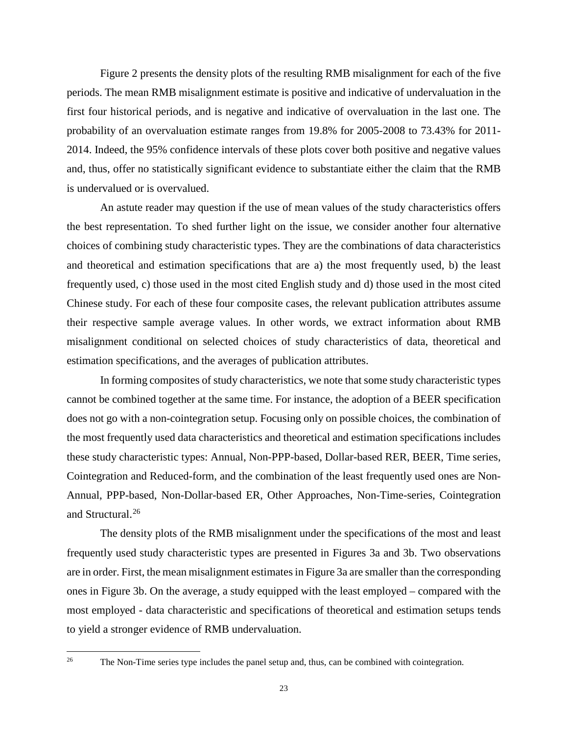Figure 2 presents the density plots of the resulting RMB misalignment for each of the five periods. The mean RMB misalignment estimate is positive and indicative of undervaluation in the first four historical periods, and is negative and indicative of overvaluation in the last one. The probability of an overvaluation estimate ranges from 19.8% for 2005-2008 to 73.43% for 2011-2014. Indeed, the 95% confidence intervals of these plots cover both positive and negative values and, thus, offer no statistically significant evidence to substantiate either the claim that the RMB is undervalued or is overvalued.

An astute reader may question if the use of mean values of the study characteristics offers the best representation. To shed further light on the issue, we consider another four alternative choices of combining study characteristic types. They are the combinations of data characteristics and theoretical and estimation specifications that are a) the most frequently used, b) the least frequently used, c) those used in the most cited English study and d) those used in the most cited Chinese study. For each of these four composite cases, the relevant publication attributes assume their respective sample average values. In other words, we extract information about RMB misalignment conditional on selected choices of study characteristics of data, theoretical and estimation specifications, and the averages of publication attributes.

In forming composites of study characteristics, we note that some study characteristic types cannot be combined together at the same time. For instance, the adoption of a BEER specification does not go with a non-cointegration setup. Focusing only on possible choices, the combination of the most frequently used data characteristics and theoretical and estimation specifications includes these study characteristic types: Annual, Non-PPP-based, Dollar-based RER, BEER, Time series, Cointegration and Reduced-form, and the combination of the least frequently used ones are Non-Annual, PPP-based, Non-Dollar-based ER, Other Approaches, Non-Time-series, Cointegration and Structural.[26]

The density plots of the RMB misalignment under the specifications of the most and least frequently used study characteristic types are presented in Figures 3a and 3b. Two observations are in order. First, the mean misalignment estimates in Figure 3a are smaller than the corresponding ones in Figure 3b. On the average, a study equipped with the least employed – compared with the most employed - data characteristic and specifications of theoretical and estimation setups tends to yield a stronger evidence of RMB undervaluation.

[26] The Non-Time series type includes the panel setup and, thus, can be combined with cointegration.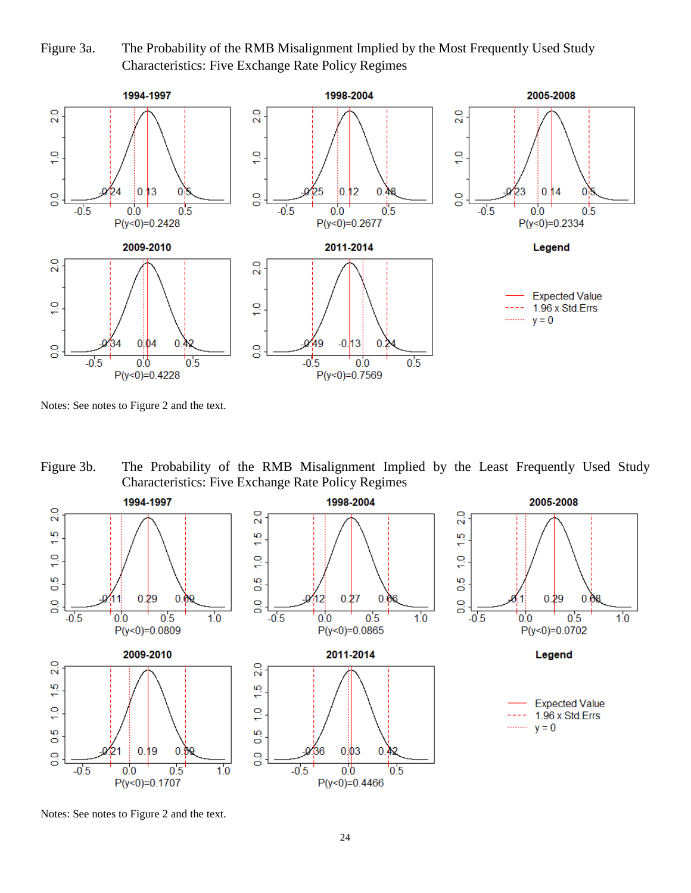Figure 3a. The Probability of the RMB Misalignment Implied by the Most Frequently Used Study Characteristics: Five Exchange Rate Policy Regimes

Notes: See notes to Figure 2 and the text.

Figure 3b. The Probability of the RMB Misalignment Implied by the Least Frequently Used Study Characteristics: Five Exchange Rate Policy Regimes

Notes: See notes to Figure 2 and the text.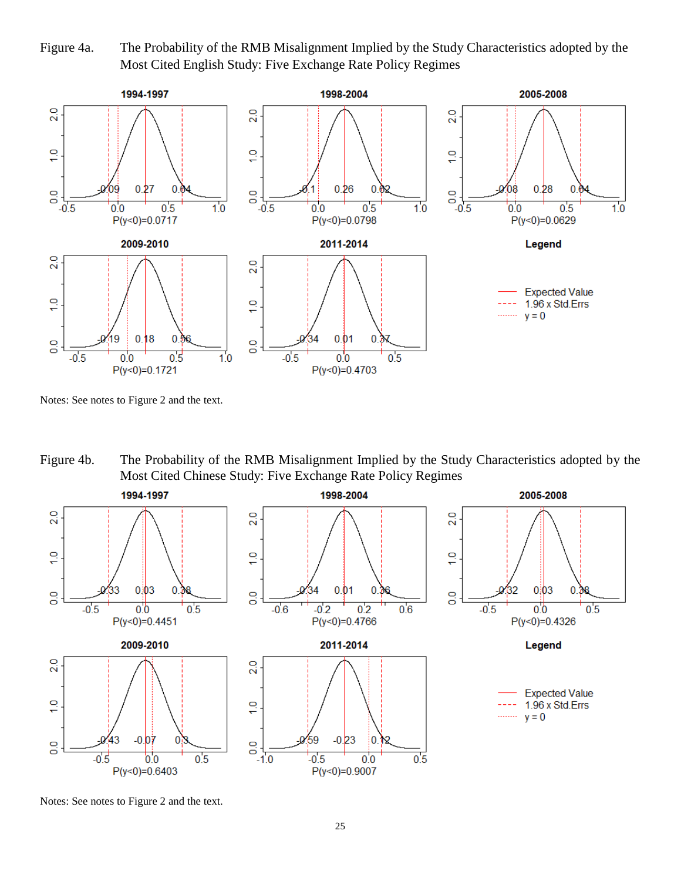Figure 4a. The Probability of the RMB Misalignment Implied by the Study Characteristics adopted by the Most Cited English Study: Five Exchange Rate Policy Regimes

Notes: See notes to Figure 2 and the text.

Figure 4b. The Probability of the RMB Misalignment Implied by the Study Characteristics adopted by the Most Cited Chinese Study: Five Exchange Rate Policy Regimes

Notes: See notes to Figure 2 and the text.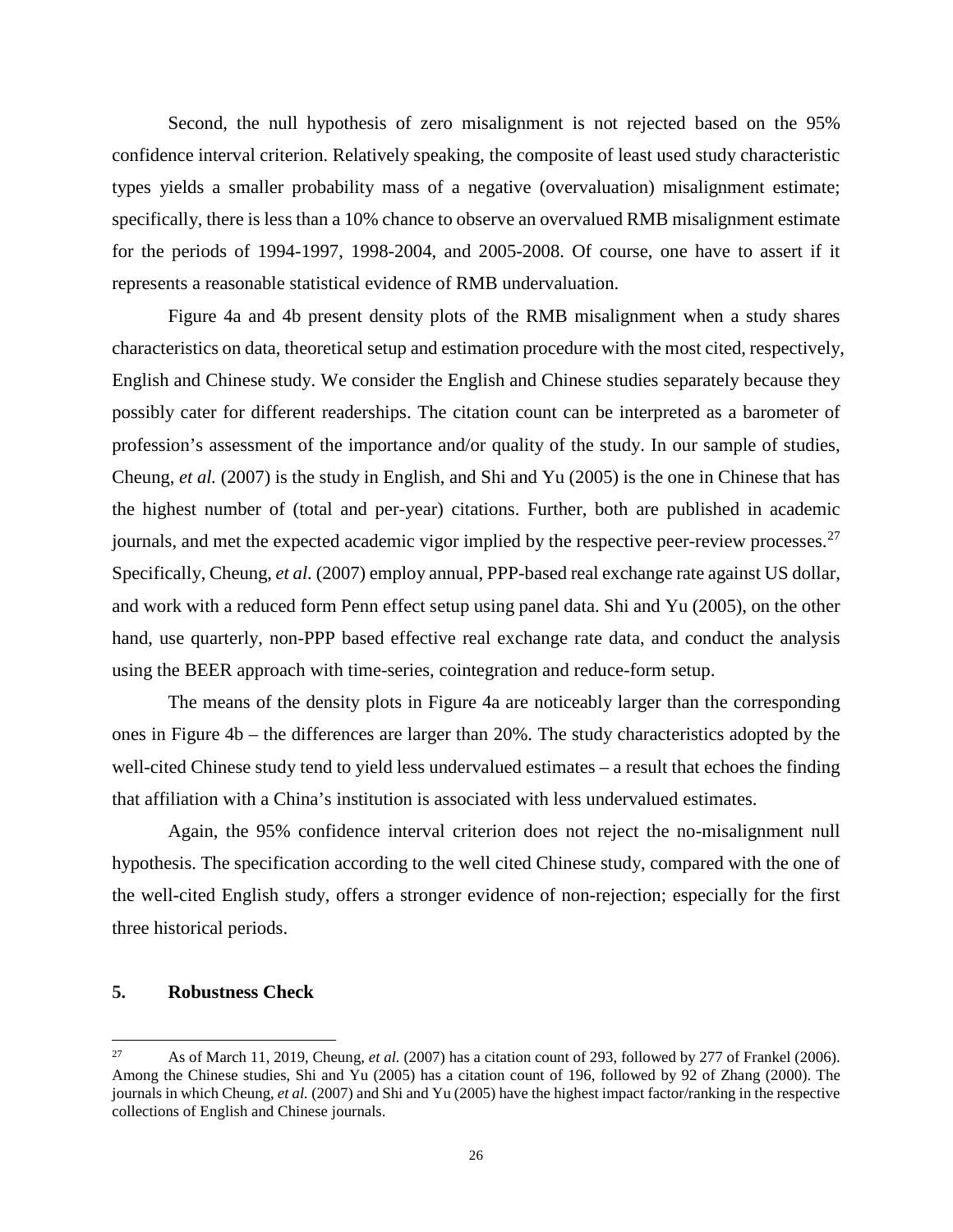Second, the null hypothesis of zero misalignment is not rejected based on the 95% confidence interval criterion. Relatively speaking, the composite of least used study characteristic types yields a smaller probability mass of a negative (overvaluation) misalignment estimate; specifically, there is less than a 10% chance to observe an overvalued RMB misalignment estimate for the periods of 1994-1997, 1998-2004, and 2005-2008. Of course, one have to assert if it represents a reasonable statistical evidence of RMB undervaluation.

Figure 4a and 4b present density plots of the RMB misalignment when a study shares characteristics on data, theoretical setup and estimation procedure with the most cited, respectively, English and Chinese study. We consider the English and Chinese studies separately because they possibly cater for different readerships. The citation count can be interpreted as a barometer of profession's assessment of the importance and/or quality of the study. In our sample of studies, Cheung, *et al.* (2007) is the study in English, and Shi and Yu (2005) is the one in Chinese that has the highest number of (total and per-year) citations. Further, both are published in academic journals, and met the expected academic vigor implied by the respective peer-review processes.[27] Specifically, Cheung, *et al.* (2007) employ annual, PPP-based real exchange rate against US dollar, and work with a reduced form Penn effect setup using panel data. Shi and Yu (2005), on the other hand, use quarterly, non-PPP based effective real exchange rate data, and conduct the analysis using the BEER approach with time-series, cointegration and reduce-form setup.

The means of the density plots in Figure 4a are noticeably larger than the corresponding ones in Figure 4b – the differences are larger than 20%. The study characteristics adopted by the well-cited Chinese study tend to yield less undervalued estimates – a result that echoes the finding that affiliation with a China's institution is associated with less undervalued estimates.

Again, the 95% confidence interval criterion does not reject the no-misalignment null hypothesis. The specification according to the well cited Chinese study, compared with the one of the well-cited English study, offers a stronger evidence of non-rejection; especially for the first three historical periods.

## 5. Robustness Check

[27] As of March 11, 2019, Cheung, *et al.* (2007) has a citation count of 293, followed by 277 of Frankel (2006). Among the Chinese studies, Shi and Yu (2005) has a citation count of 196, followed by 92 of Zhang (2000). The journals in which Cheung, *et al.* (2007) and Shi and Yu (2005) have the highest impact factor/ranking in the respective collections of English and Chinese journals.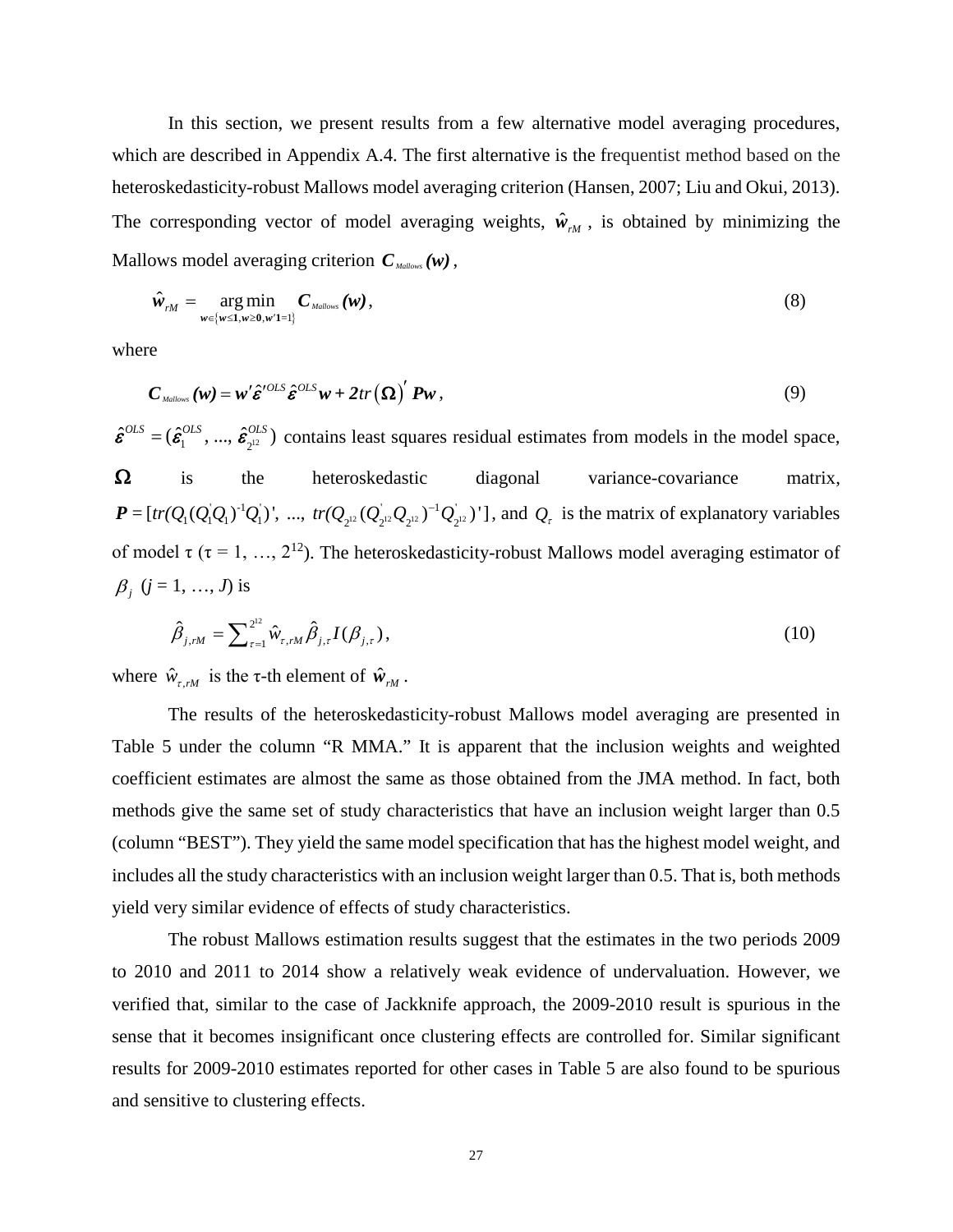In this section, we present results from a few alternative model averaging procedures, which are described in Appendix A.4. The first alternative is the frequentist method based on the heteroskedasticity-robust Mallows model averaging criterion (Hansen, 2007; Liu and Okui, 2013). The corresponding vector of model averaging weights, $\hat{\boldsymbol{w}}_{rM}$, is obtained by minimizing the Mallows model averaging criterion $\boldsymbol{C}_{Mallows}\boldsymbol{(w)}$,

$$\hat{\boldsymbol{w}}_{rM} = \underset{\boldsymbol{w}\in\{\boldsymbol{w}\leq\boldsymbol{1},\boldsymbol{w}\geq\boldsymbol{0},\boldsymbol{w}'\boldsymbol{1}=1\}}{\arg\min} \boldsymbol{C}_{Mallows}\boldsymbol{(w)}, \tag{8}$$

where

$$\boldsymbol{C}_{Mallows}\boldsymbol{(w)} = \boldsymbol{w}'\hat{\boldsymbol{\varepsilon}}'^{OLS}\hat{\boldsymbol{\varepsilon}}^{OLS}\boldsymbol{w} + \boldsymbol{2}tr\left(\boldsymbol{\Omega}\right)'\boldsymbol{Pw}, \tag{9}$$

$\hat{\boldsymbol{\varepsilon}}^{OLS} = (\hat{\boldsymbol{\varepsilon}}_1^{OLS}, ..., \hat{\boldsymbol{\varepsilon}}_{2^{12}}^{OLS})$ contains least squares residual estimates from models in the model space, $\boldsymbol{\Omega}$ is the heteroskedastic diagonal variance-covariance matrix, $\boldsymbol{P} = [tr(Q_1(Q_1'Q_1)^{-1}Q_1')',\ ...,\ tr(Q_{2^{12}}(Q_{2^{12}}'Q_{2^{12}})^{-1}Q_{2^{12}}')']$, and $Q_\tau$ is the matrix of explanatory variables of model τ (τ = 1, …, $2^{12}$). The heteroskedasticity-robust Mallows model averaging estimator of $\beta_j$ (*j* = 1, …, *J*) is

$$\hat{\beta}_{j,rM} = \sum_{\tau=1}^{2^{12}} \hat{w}_{\tau,rM}\hat{\beta}_{j,\tau}I(\beta_{j,\tau}), \tag{10}$$

where $\hat{w}_{\tau,rM}$ is the τ-th element of $\hat{\boldsymbol{w}}_{rM}$.

The results of the heteroskedasticity-robust Mallows model averaging are presented in Table 5 under the column "R MMA." It is apparent that the inclusion weights and weighted coefficient estimates are almost the same as those obtained from the JMA method. In fact, both methods give the same set of study characteristics that have an inclusion weight larger than 0.5 (column "BEST"). They yield the same model specification that has the highest model weight, and includes all the study characteristics with an inclusion weight larger than 0.5. That is, both methods yield very similar evidence of effects of study characteristics.

The robust Mallows estimation results suggest that the estimates in the two periods 2009 to 2010 and 2011 to 2014 show a relatively weak evidence of undervaluation. However, we verified that, similar to the case of Jackknife approach, the 2009-2010 result is spurious in the sense that it becomes insignificant once clustering effects are controlled for. Similar significant results for 2009-2010 estimates reported for other cases in Table 5 are also found to be spurious and sensitive to clustering effects.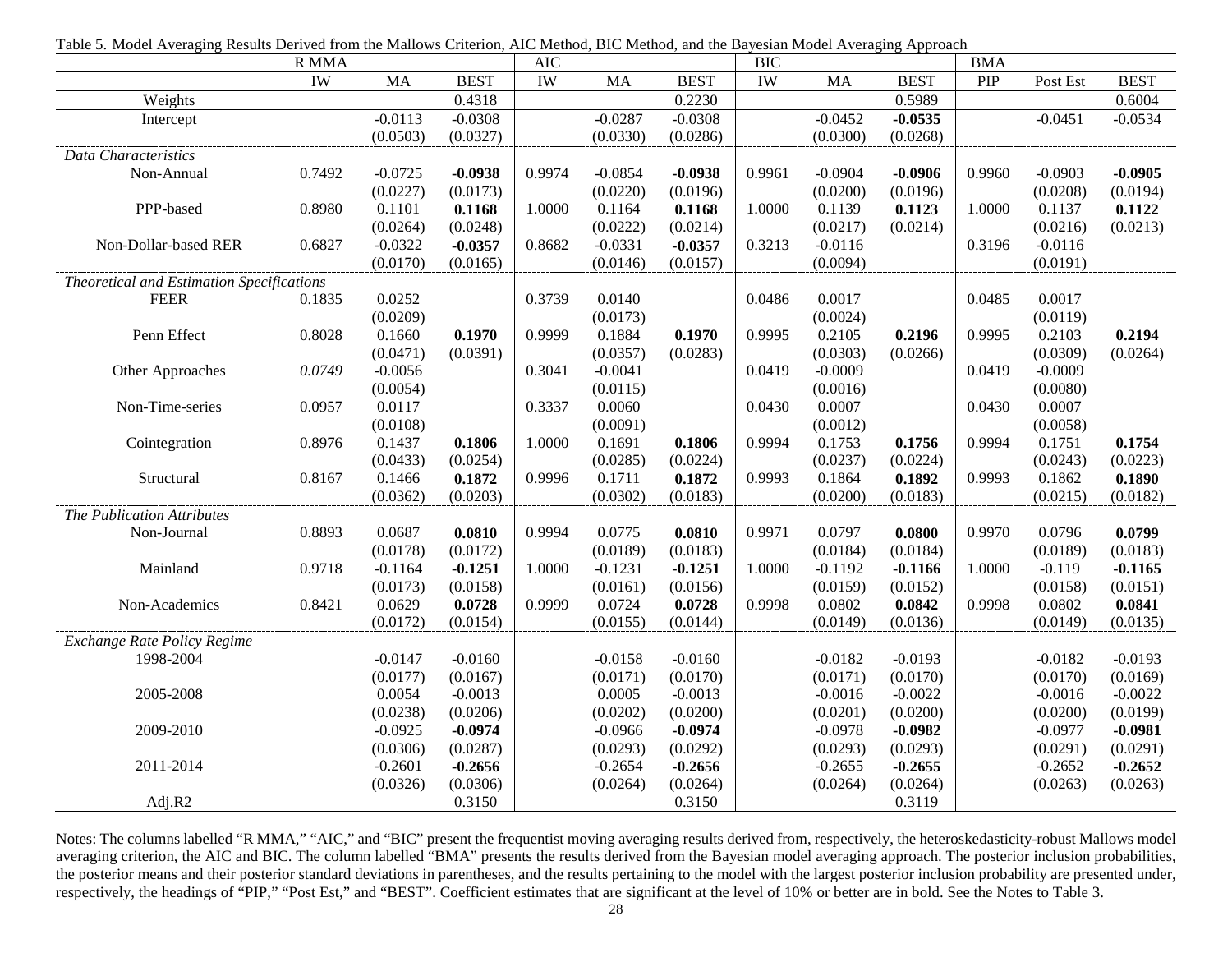Table 5. Model Averaging Results Derived from the Mallows Criterion, AIC Method, BIC Method, and the Bayesian Model Averaging Approach

| | R MMA | | | AIC | | | BIC | | | BMA | | |
|---|---|---|---|---|---|---|---|---|---|---|---|---|
| | IW | MA | BEST | IW | MA | BEST | IW | MA | BEST | PIP | Post Est | BEST |
| Weights | | | 0.4318 | | | 0.2230 | | | 0.5989 | | | 0.6004 |
| Intercept | | -0.0113 | -0.0308 | | -0.0287 | -0.0308 | | -0.0452 | **-0.0535** | | -0.0451 | -0.0534 |
| | | (0.0503) | (0.0327) | | (0.0330) | (0.0286) | | (0.0300) | (0.0268) | | | |
| *Data Characteristics* | | | | | | | | | | | | |
| Non-Annual | 0.7492 | -0.0725 | **-0.0938** | 0.9974 | -0.0854 | **-0.0938** | 0.9961 | -0.0904 | **-0.0906** | 0.9960 | -0.0903 | **-0.0905** |
| | | (0.0227) | (0.0173) | | (0.0220) | (0.0196) | | (0.0200) | (0.0196) | | (0.0208) | (0.0194) |
| PPP-based | 0.8980 | 0.1101 | **0.1168** | 1.0000 | 0.1164 | **0.1168** | 1.0000 | 0.1139 | **0.1123** | 1.0000 | 0.1137 | **0.1122** |
| | | (0.0264) | (0.0248) | | (0.0222) | (0.0214) | | (0.0217) | (0.0214) | | (0.0216) | (0.0213) |
| Non-Dollar-based RER | 0.6827 | -0.0322 | **-0.0357** | 0.8682 | -0.0331 | **-0.0357** | 0.3213 | -0.0116 | | 0.3196 | -0.0116 | |
| | | (0.0170) | (0.0165) | | (0.0146) | (0.0157) | | (0.0094) | | | (0.0191) | |
| *Theoretical and Estimation Specifications* | | | | | | | | | | | | |
| FEER | 0.1835 | 0.0252 | | 0.3739 | 0.0140 | | 0.0486 | 0.0017 | | 0.0485 | 0.0017 | |
| | | (0.0209) | | | (0.0173) | | | (0.0024) | | | (0.0119) | |
| Penn Effect | 0.8028 | 0.1660 | **0.1970** | 0.9999 | 0.1884 | **0.1970** | 0.9995 | 0.2105 | **0.2196** | 0.9995 | 0.2103 | **0.2194** |
| | | (0.0471) | (0.0391) | | (0.0357) | (0.0283) | | (0.0303) | (0.0266) | | (0.0309) | (0.0264) |
| Other Approaches | *0.0749* | -0.0056 | | 0.3041 | -0.0041 | | 0.0419 | -0.0009 | | 0.0419 | -0.0009 | |
| | | (0.0054) | | | (0.0115) | | | (0.0016) | | | (0.0080) | |
| Non-Time-series | 0.0957 | 0.0117 | | 0.3337 | 0.0060 | | 0.0430 | 0.0007 | | 0.0430 | 0.0007 | |
| | | (0.0108) | | | (0.0091) | | | (0.0012) | | | (0.0058) | |
| Cointegration | 0.8976 | 0.1437 | **0.1806** | 1.0000 | 0.1691 | **0.1806** | 0.9994 | 0.1753 | **0.1756** | 0.9994 | 0.1751 | **0.1754** |
| | | (0.0433) | (0.0254) | | (0.0285) | (0.0224) | | (0.0237) | (0.0224) | | (0.0243) | (0.0223) |
| Structural | 0.8167 | 0.1466 | **0.1872** | 0.9996 | 0.1711 | **0.1872** | 0.9993 | 0.1864 | **0.1892** | 0.9993 | 0.1862 | **0.1890** |
| | | (0.0362) | (0.0203) | | (0.0302) | (0.0183) | | (0.0200) | (0.0183) | | (0.0215) | (0.0182) |
| *The Publication Attributes* | | | | | | | | | | | | |
| Non-Journal | 0.8893 | 0.0687 | **0.0810** | 0.9994 | 0.0775 | **0.0810** | 0.9971 | 0.0797 | **0.0800** | 0.9970 | 0.0796 | **0.0799** |
| | | (0.0178) | (0.0172) | | (0.0189) | (0.0183) | | (0.0184) | (0.0184) | | (0.0189) | (0.0183) |
| Mainland | 0.9718 | -0.1164 | **-0.1251** | 1.0000 | -0.1231 | **-0.1251** | 1.0000 | -0.1192 | **-0.1166** | 1.0000 | -0.119 | **-0.1165** |
| | | (0.0173) | (0.0158) | | (0.0161) | (0.0156) | | (0.0159) | (0.0152) | | (0.0158) | (0.0151) |
| Non-Academics | 0.8421 | 0.0629 | **0.0728** | 0.9999 | 0.0724 | **0.0728** | 0.9998 | 0.0802 | **0.0842** | 0.9998 | 0.0802 | **0.0841** |
| | | (0.0172) | (0.0154) | | (0.0155) | (0.0144) | | (0.0149) | (0.0136) | | (0.0149) | (0.0135) |
| *Exchange Rate Policy Regime* | | | | | | | | | | | | |
| 1998-2004 | | -0.0147 | -0.0160 | | -0.0158 | -0.0160 | | -0.0182 | -0.0193 | | -0.0182 | -0.0193 |
| | | (0.0177) | (0.0167) | | (0.0171) | (0.0170) | | (0.0171) | (0.0170) | | (0.0170) | (0.0169) |
| 2005-2008 | | 0.0054 | -0.0013 | | 0.0005 | -0.0013 | | -0.0016 | -0.0022 | | -0.0016 | -0.0022 |
| | | (0.0238) | (0.0206) | | (0.0202) | (0.0200) | | (0.0201) | (0.0200) | | (0.0200) | (0.0199) |
| 2009-2010 | | -0.0925 | **-0.0974** | | -0.0966 | **-0.0974** | | -0.0978 | **-0.0982** | | -0.0977 | **-0.0981** |
| | | (0.0306) | (0.0287) | | (0.0293) | (0.0292) | | (0.0293) | (0.0293) | | (0.0291) | (0.0291) |
| 2011-2014 | | -0.2601 | **-0.2656** | | -0.2654 | **-0.2656** | | -0.2655 | **-0.2655** | | -0.2652 | **-0.2652** |
| | | (0.0326) | (0.0306) | | (0.0264) | (0.0264) | | (0.0264) | (0.0264) | | (0.0263) | (0.0263) |
| Adj.R2 | | | 0.3150 | | | 0.3150 | | | 0.3119 | | | |

Notes: The columns labelled "R MMA," "AIC," and "BIC" present the frequentist moving averaging results derived from, respectively, the heteroskedasticity-robust Mallows model averaging criterion, the AIC and BIC. The column labelled "BMA" presents the results derived from the Bayesian model averaging approach. The posterior inclusion probabilities, the posterior means and their posterior standard deviations in parentheses, and the results pertaining to the model with the largest posterior inclusion probability are presented under, respectively, the headings of "PIP," "Post Est," and "BEST". Coefficient estimates that are significant at the level of 10% or better are in bold. See the Notes to Table 3.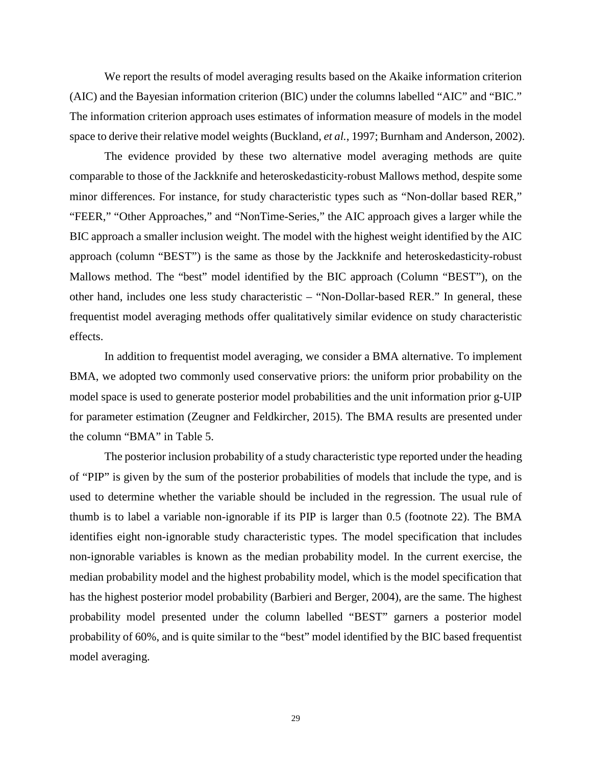We report the results of model averaging results based on the Akaike information criterion (AIC) and the Bayesian information criterion (BIC) under the columns labelled "AIC" and "BIC." The information criterion approach uses estimates of information measure of models in the model space to derive their relative model weights (Buckland, *et al.*, 1997; Burnham and Anderson, 2002).

The evidence provided by these two alternative model averaging methods are quite comparable to those of the Jackknife and heteroskedasticity-robust Mallows method, despite some minor differences. For instance, for study characteristic types such as "Non-dollar based RER," "FEER," "Other Approaches," and "NonTime-Series," the AIC approach gives a larger while the BIC approach a smaller inclusion weight. The model with the highest weight identified by the AIC approach (column "BEST") is the same as those by the Jackknife and heteroskedasticity-robust Mallows method. The "best" model identified by the BIC approach (Column "BEST"), on the other hand, includes one less study characteristic – "Non-Dollar-based RER." In general, these frequentist model averaging methods offer qualitatively similar evidence on study characteristic effects.

In addition to frequentist model averaging, we consider a BMA alternative. To implement BMA, we adopted two commonly used conservative priors: the uniform prior probability on the model space is used to generate posterior model probabilities and the unit information prior g-UIP for parameter estimation (Zeugner and Feldkircher, 2015). The BMA results are presented under the column "BMA" in Table 5.

The posterior inclusion probability of a study characteristic type reported under the heading of "PIP" is given by the sum of the posterior probabilities of models that include the type, and is used to determine whether the variable should be included in the regression. The usual rule of thumb is to label a variable non-ignorable if its PIP is larger than 0.5 (footnote 22). The BMA identifies eight non-ignorable study characteristic types. The model specification that includes non-ignorable variables is known as the median probability model. In the current exercise, the median probability model and the highest probability model, which is the model specification that has the highest posterior model probability (Barbieri and Berger, 2004), are the same. The highest probability model presented under the column labelled "BEST" garners a posterior model probability of 60%, and is quite similar to the "best" model identified by the BIC based frequentist model averaging.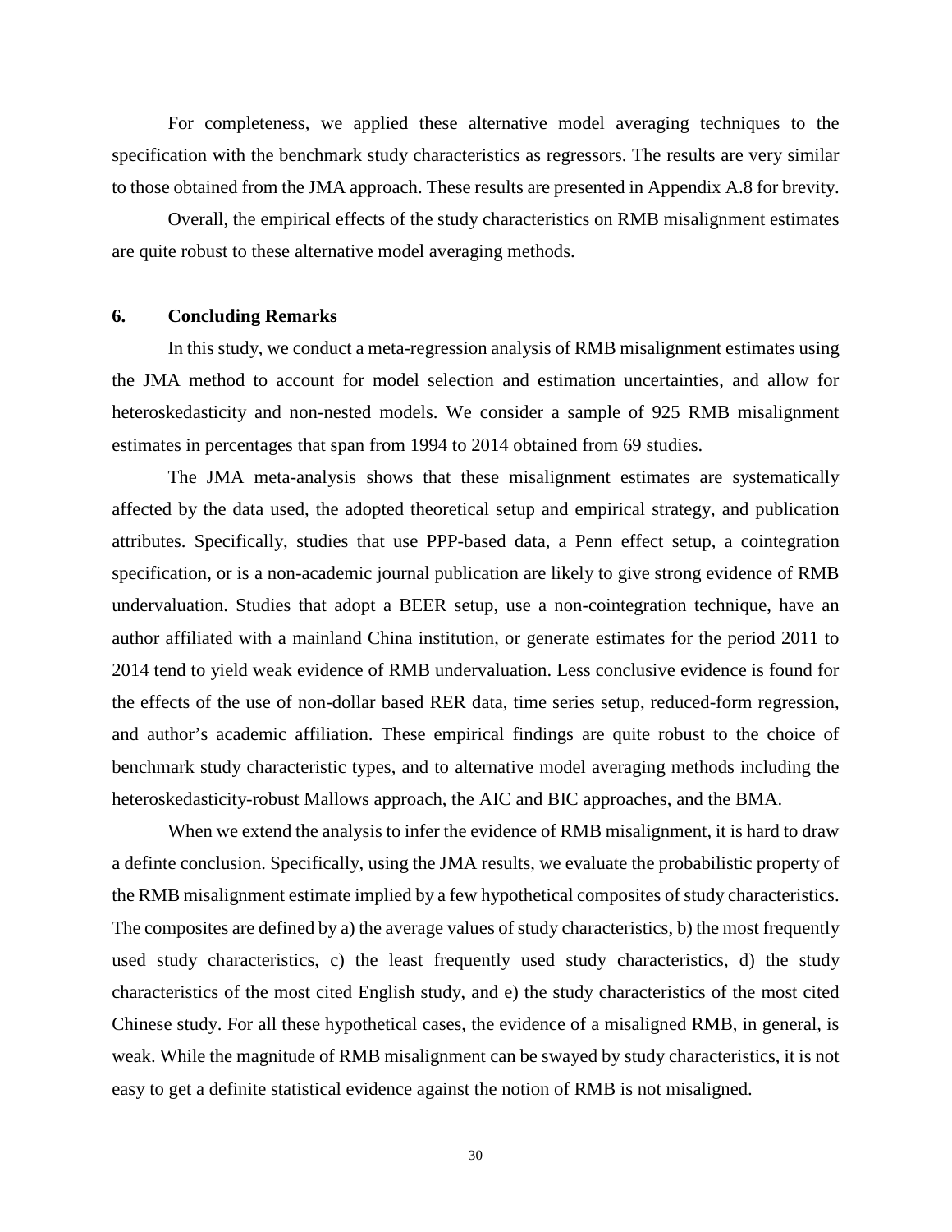For completeness, we applied these alternative model averaging techniques to the specification with the benchmark study characteristics as regressors. The results are very similar to those obtained from the JMA approach. These results are presented in Appendix A.8 for brevity.

Overall, the empirical effects of the study characteristics on RMB misalignment estimates are quite robust to these alternative model averaging methods.

## 6. Concluding Remarks

In this study, we conduct a meta-regression analysis of RMB misalignment estimates using the JMA method to account for model selection and estimation uncertainties, and allow for heteroskedasticity and non-nested models. We consider a sample of 925 RMB misalignment estimates in percentages that span from 1994 to 2014 obtained from 69 studies.

The JMA meta-analysis shows that these misalignment estimates are systematically affected by the data used, the adopted theoretical setup and empirical strategy, and publication attributes. Specifically, studies that use PPP-based data, a Penn effect setup, a cointegration specification, or is a non-academic journal publication are likely to give strong evidence of RMB undervaluation. Studies that adopt a BEER setup, use a non-cointegration technique, have an author affiliated with a mainland China institution, or generate estimates for the period 2011 to 2014 tend to yield weak evidence of RMB undervaluation. Less conclusive evidence is found for the effects of the use of non-dollar based RER data, time series setup, reduced-form regression, and author's academic affiliation. These empirical findings are quite robust to the choice of benchmark study characteristic types, and to alternative model averaging methods including the heteroskedasticity-robust Mallows approach, the AIC and BIC approaches, and the BMA.

When we extend the analysis to infer the evidence of RMB misalignment, it is hard to draw a definte conclusion. Specifically, using the JMA results, we evaluate the probabilistic property of the RMB misalignment estimate implied by a few hypothetical composites of study characteristics. The composites are defined by a) the average values of study characteristics, b) the most frequently used study characteristics, c) the least frequently used study characteristics, d) the study characteristics of the most cited English study, and e) the study characteristics of the most cited Chinese study. For all these hypothetical cases, the evidence of a misaligned RMB, in general, is weak. While the magnitude of RMB misalignment can be swayed by study characteristics, it is not easy to get a definite statistical evidence against the notion of RMB is not misaligned.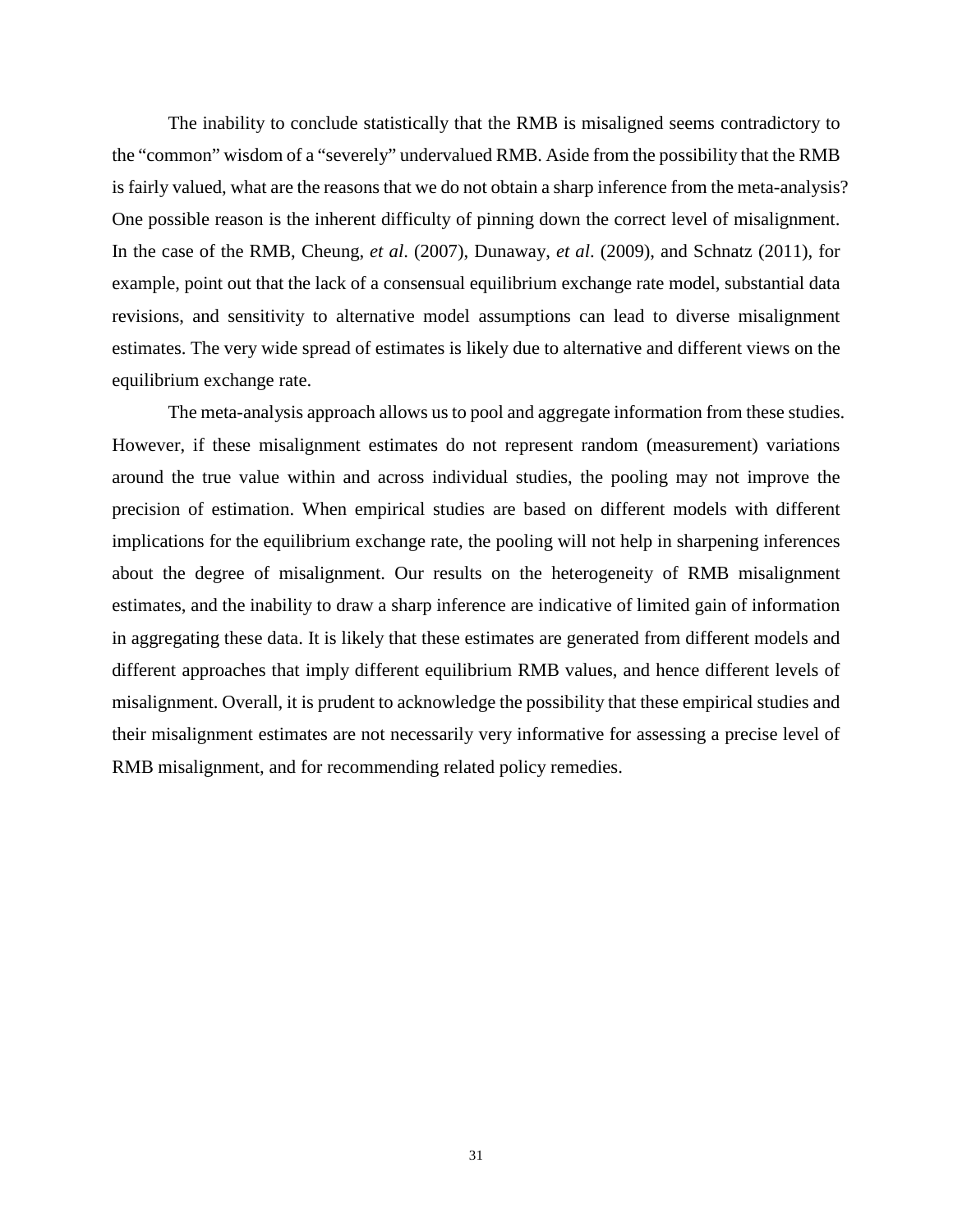The inability to conclude statistically that the RMB is misaligned seems contradictory to the "common" wisdom of a "severely" undervalued RMB. Aside from the possibility that the RMB is fairly valued, what are the reasons that we do not obtain a sharp inference from the meta-analysis? One possible reason is the inherent difficulty of pinning down the correct level of misalignment. In the case of the RMB, Cheung, *et al*. (2007), Dunaway, *et al*. (2009), and Schnatz (2011), for example, point out that the lack of a consensual equilibrium exchange rate model, substantial data revisions, and sensitivity to alternative model assumptions can lead to diverse misalignment estimates. The very wide spread of estimates is likely due to alternative and different views on the equilibrium exchange rate.

The meta-analysis approach allows us to pool and aggregate information from these studies. However, if these misalignment estimates do not represent random (measurement) variations around the true value within and across individual studies, the pooling may not improve the precision of estimation. When empirical studies are based on different models with different implications for the equilibrium exchange rate, the pooling will not help in sharpening inferences about the degree of misalignment. Our results on the heterogeneity of RMB misalignment estimates, and the inability to draw a sharp inference are indicative of limited gain of information in aggregating these data. It is likely that these estimates are generated from different models and different approaches that imply different equilibrium RMB values, and hence different levels of misalignment. Overall, it is prudent to acknowledge the possibility that these empirical studies and their misalignment estimates are not necessarily very informative for assessing a precise level of RMB misalignment, and for recommending related policy remedies.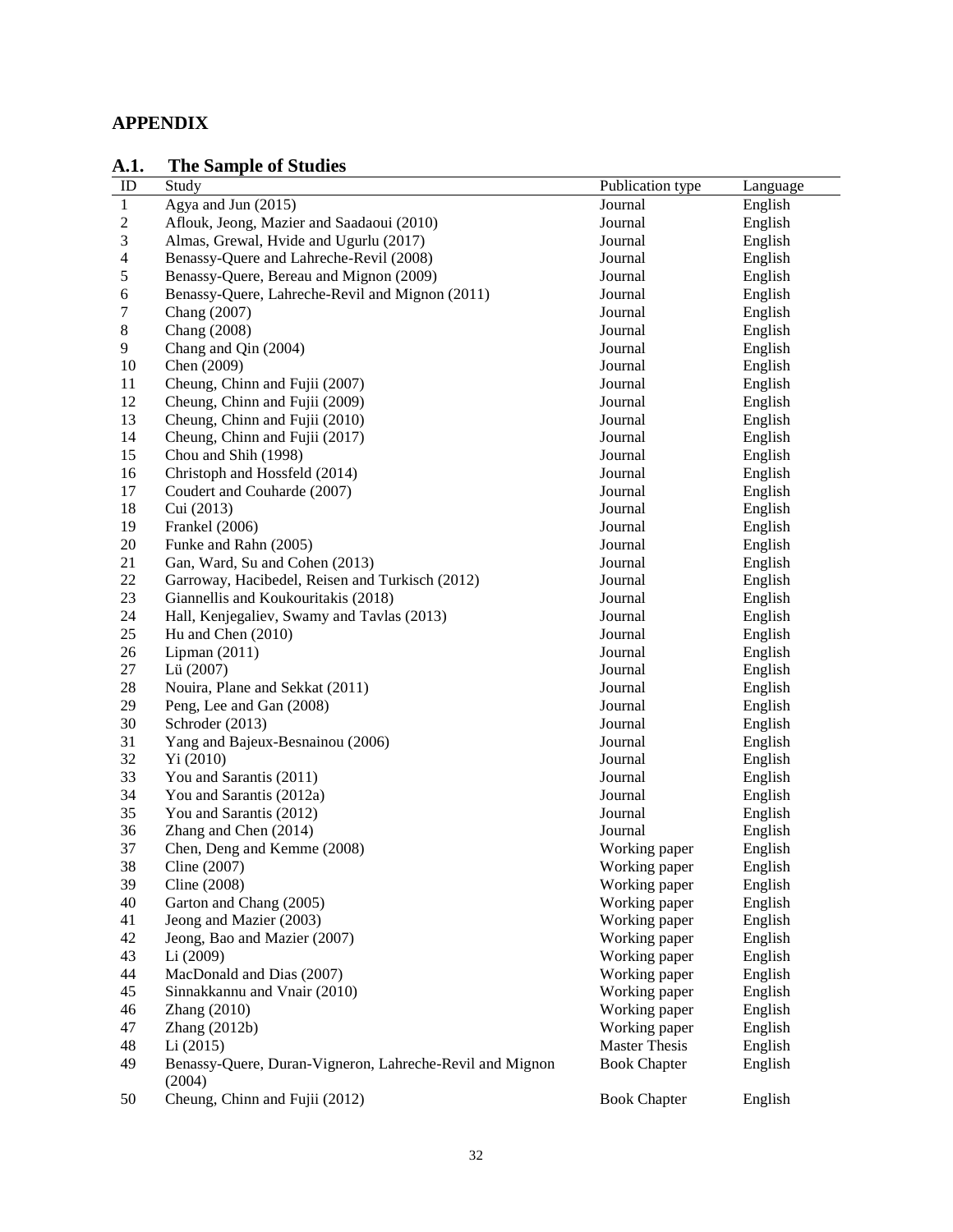## APPENDIX

### A.1. The Sample of Studies

| ID | Study | Publication type | Language |
|---|---|---|---|
| 1 | Agya and Jun (2015) | Journal | English |
| 2 | Aflouk, Jeong, Mazier and Saadaoui (2010) | Journal | English |
| 3 | Almas, Grewal, Hvide and Ugurlu (2017) | Journal | English |
| 4 | Benassy-Quere and Lahreche-Revil (2008) | Journal | English |
| 5 | Benassy-Quere, Bereau and Mignon (2009) | Journal | English |
| 6 | Benassy-Quere, Lahreche-Revil and Mignon (2011) | Journal | English |
| 7 | Chang (2007) | Journal | English |
| 8 | Chang (2008) | Journal | English |
| 9 | Chang and Qin (2004) | Journal | English |
| 10 | Chen (2009) | Journal | English |
| 11 | Cheung, Chinn and Fujii (2007) | Journal | English |
| 12 | Cheung, Chinn and Fujii (2009) | Journal | English |
| 13 | Cheung, Chinn and Fujii (2010) | Journal | English |
| 14 | Cheung, Chinn and Fujii (2017) | Journal | English |
| 15 | Chou and Shih (1998) | Journal | English |
| 16 | Christoph and Hossfeld (2014) | Journal | English |
| 17 | Coudert and Couharde (2007) | Journal | English |
| 18 | Cui (2013) | Journal | English |
| 19 | Frankel (2006) | Journal | English |
| 20 | Funke and Rahn (2005) | Journal | English |
| 21 | Gan, Ward, Su and Cohen (2013) | Journal | English |
| 22 | Garroway, Hacibedel, Reisen and Turkisch (2012) | Journal | English |
| 23 | Giannellis and Koukouritakis (2018) | Journal | English |
| 24 | Hall, Kenjegaliev, Swamy and Tavlas (2013) | Journal | English |
| 25 | Hu and Chen (2010) | Journal | English |
| 26 | Lipman (2011) | Journal | English |
| 27 | Lü (2007) | Journal | English |
| 28 | Nouira, Plane and Sekkat (2011) | Journal | English |
| 29 | Peng, Lee and Gan (2008) | Journal | English |
| 30 | Schroder (2013) | Journal | English |
| 31 | Yang and Bajeux-Besnainou (2006) | Journal | English |
| 32 | Yi (2010) | Journal | English |
| 33 | You and Sarantis (2011) | Journal | English |
| 34 | You and Sarantis (2012a) | Journal | English |
| 35 | You and Sarantis (2012) | Journal | English |
| 36 | Zhang and Chen (2014) | Journal | English |
| 37 | Chen, Deng and Kemme (2008) | Working paper | English |
| 38 | Cline (2007) | Working paper | English |
| 39 | Cline (2008) | Working paper | English |
| 40 | Garton and Chang (2005) | Working paper | English |
| 41 | Jeong and Mazier (2003) | Working paper | English |
| 42 | Jeong, Bao and Mazier (2007) | Working paper | English |
| 43 | Li (2009) | Working paper | English |
| 44 | MacDonald and Dias (2007) | Working paper | English |
| 45 | Sinnakkannu and Vnair (2010) | Working paper | English |
| 46 | Zhang (2010) | Working paper | English |
| 47 | Zhang (2012b) | Working paper | English |
| 48 | Li (2015) | Master Thesis | English |
| 49 | Benassy-Quere, Duran-Vigneron, Lahreche-Revil and Mignon (2004) | Book Chapter | English |
| 50 | Cheung, Chinn and Fujii (2012) | Book Chapter | English |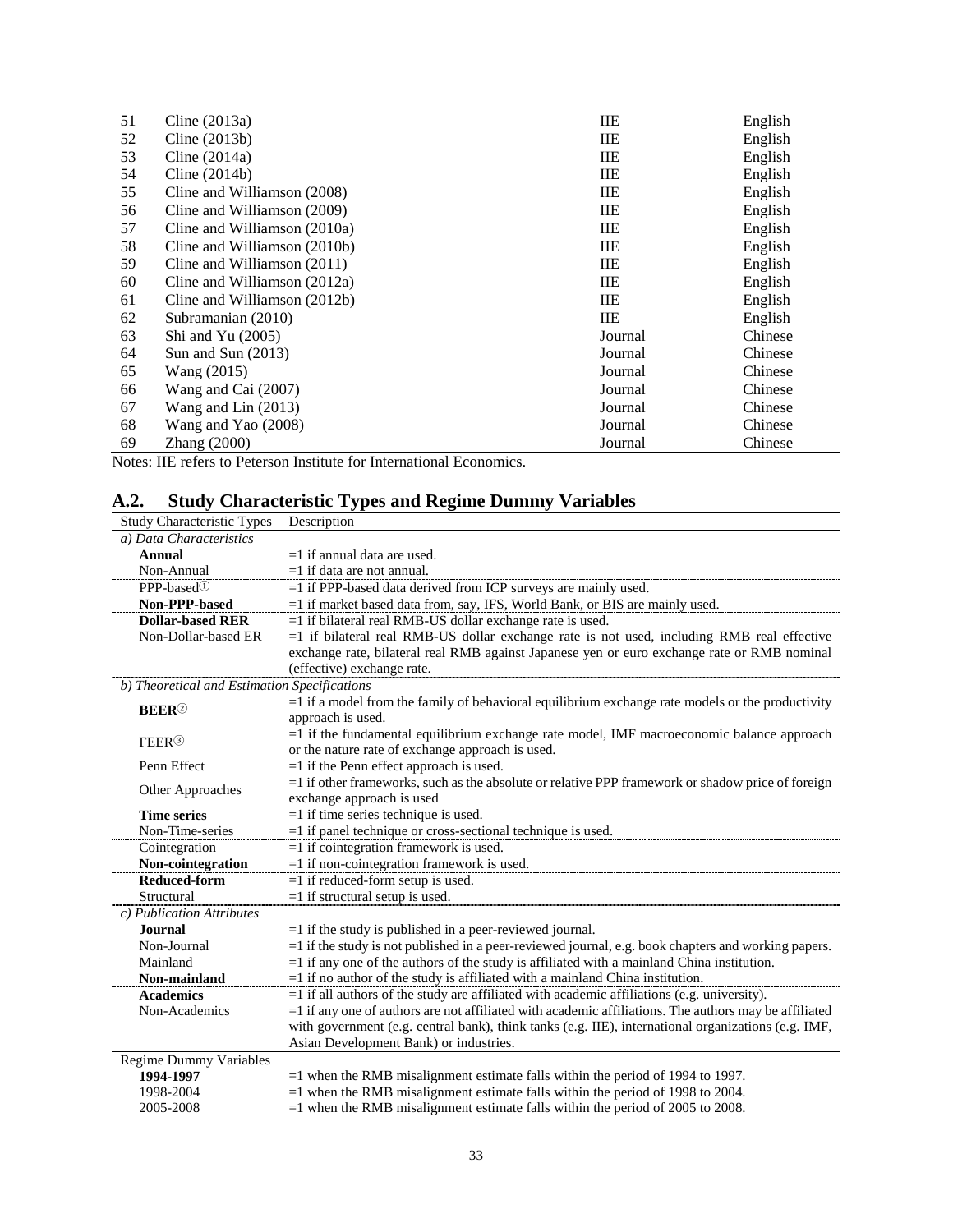| | | | |
|---|---|---|---|
| 51 | Cline (2013a) | IIE | English |
| 52 | Cline (2013b) | IIE | English |
| 53 | Cline (2014a) | IIE | English |
| 54 | Cline (2014b) | IIE | English |
| 55 | Cline and Williamson (2008) | IIE | English |
| 56 | Cline and Williamson (2009) | IIE | English |
| 57 | Cline and Williamson (2010a) | IIE | English |
| 58 | Cline and Williamson (2010b) | IIE | English |
| 59 | Cline and Williamson (2011) | IIE | English |
| 60 | Cline and Williamson (2012a) | IIE | English |
| 61 | Cline and Williamson (2012b) | IIE | English |
| 62 | Subramanian (2010) | IIE | English |
| 63 | Shi and Yu (2005) | Journal | Chinese |
| 64 | Sun and Sun (2013) | Journal | Chinese |
| 65 | Wang (2015) | Journal | Chinese |
| 66 | Wang and Cai (2007) | Journal | Chinese |
| 67 | Wang and Lin (2013) | Journal | Chinese |
| 68 | Wang and Yao (2008) | Journal | Chinese |
| 69 | Zhang (2000) | Journal | Chinese |

Notes: IIE refers to Peterson Institute for International Economics.

## A.2. Study Characteristic Types and Regime Dummy Variables

| Study Characteristic Types | Description |
|---|---|
| *a) Data Characteristics* | |
| **Annual** | =1 if annual data are used. |
| Non-Annual | =1 if data are not annual. |
| PPP-based① | =1 if PPP-based data derived from ICP surveys are mainly used. |
| **Non-PPP-based** | =1 if market based data from, say, IFS, World Bank, or BIS are mainly used. |
| **Dollar-based RER** | =1 if bilateral real RMB-US dollar exchange rate is used. |
| Non-Dollar-based ER | =1 if bilateral real RMB-US dollar exchange rate is not used, including RMB real effective exchange rate, bilateral real RMB against Japanese yen or euro exchange rate or RMB nominal (effective) exchange rate. |
| *b) Theoretical and Estimation Specifications* | |
| **BEER**② | =1 if a model from the family of behavioral equilibrium exchange rate models or the productivity approach is used. |
| FEER③ | =1 if the fundamental equilibrium exchange rate model, IMF macroeconomic balance approach or the nature rate of exchange approach is used. |
| Penn Effect | =1 if the Penn effect approach is used. |
| Other Approaches | =1 if other frameworks, such as the absolute or relative PPP framework or shadow price of foreign exchange approach is used |
| **Time series** | =1 if time series technique is used. |
| Non-Time-series | =1 if panel technique or cross-sectional technique is used. |
| Cointegration | =1 if cointegration framework is used. |
| **Non-cointegration** | =1 if non-cointegration framework is used. |
| **Reduced-form** | =1 if reduced-form setup is used. |
| Structural | =1 if structural setup is used. |
| *c) Publication Attributes* | |
| **Journal** | =1 if the study is published in a peer-reviewed journal. |
| Non-Journal | =1 if the study is not published in a peer-reviewed journal, e.g. book chapters and working papers. |
| Mainland | =1 if any one of the authors of the study is affiliated with a mainland China institution. |
| **Non-mainland** | =1 if no author of the study is affiliated with a mainland China institution. |
| **Academics** | =1 if all authors of the study are affiliated with academic affiliations (e.g. university). |
| Non-Academics | =1 if any one of authors are not affiliated with academic affiliations. The authors may be affiliated with government (e.g. central bank), think tanks (e.g. IIE), international organizations (e.g. IMF, Asian Development Bank) or industries. |
| Regime Dummy Variables | |
| **1994-1997** | =1 when the RMB misalignment estimate falls within the period of 1994 to 1997. |
| 1998-2004 | =1 when the RMB misalignment estimate falls within the period of 1998 to 2004. |
| 2005-2008 | =1 when the RMB misalignment estimate falls within the period of 2005 to 2008. |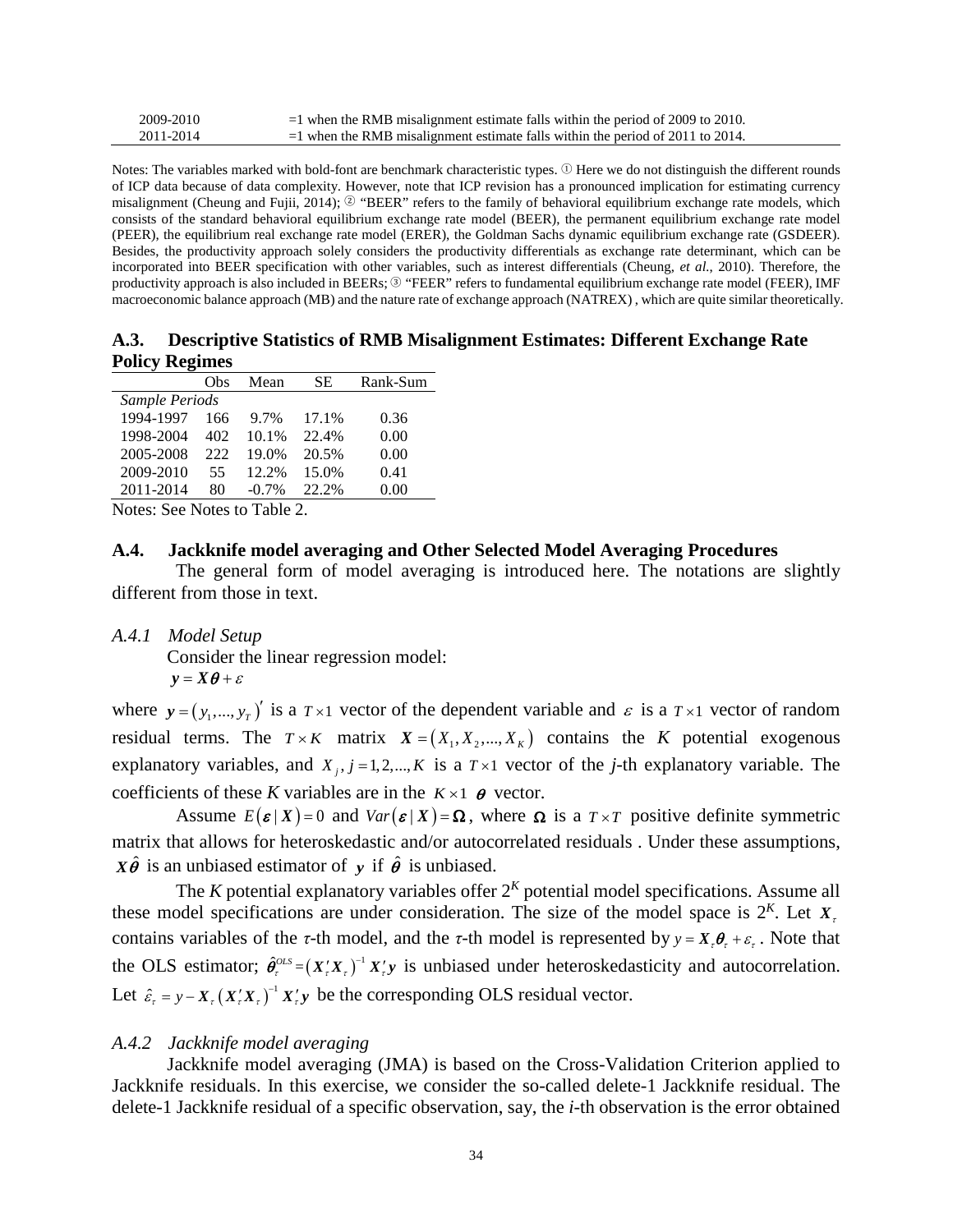| | |
|---|---|
| 2009-2010 | =1 when the RMB misalignment estimate falls within the period of 2009 to 2010. |
| 2011-2014 | =1 when the RMB misalignment estimate falls within the period of 2011 to 2014. |

Notes: The variables marked with bold-font are benchmark characteristic types. ① Here we do not distinguish the different rounds of ICP data because of data complexity. However, note that ICP revision has a pronounced implication for estimating currency misalignment (Cheung and Fujii, 2014); ② "BEER" refers to the family of behavioral equilibrium exchange rate models, which consists of the standard behavioral equilibrium exchange rate model (BEER), the permanent equilibrium exchange rate model (PEER), the equilibrium real exchange rate model (ERER), the Goldman Sachs dynamic equilibrium exchange rate (GSDEER). Besides, the productivity approach solely considers the productivity differentials as exchange rate determinant, which can be incorporated into BEER specification with other variables, such as interest differentials (Cheung, *et al.*, 2010). Therefore, the productivity approach is also included in BEERs; ③ "FEER" refers to fundamental equilibrium exchange rate model (FEER), IMF macroeconomic balance approach (MB) and the nature rate of exchange approach (NATREX) , which are quite similar theoretically.

### A.3. Descriptive Statistics of RMB Misalignment Estimates: Different Exchange Rate Policy Regimes

| | Obs | Mean | SE | Rank-Sum |
|---|---|---|---|---|
| *Sample Periods* | | | | |
| 1994-1997 | 166 | 9.7% | 17.1% | 0.36 |
| 1998-2004 | 402 | 10.1% | 22.4% | 0.00 |
| 2005-2008 | 222 | 19.0% | 20.5% | 0.00 |
| 2009-2010 | 55 | 12.2% | 15.0% | 0.41 |
| 2011-2014 | 80 | -0.7% | 22.2% | 0.00 |

Notes: See Notes to Table 2.

### A.4. Jackknife model averaging and Other Selected Model Averaging Procedures

The general form of model averaging is introduced here. The notations are slightly different from those in text.

#### *A.4.1 Model Setup*

Consider the linear regression model:

$$\boldsymbol{y} = \boldsymbol{X\theta} + \varepsilon$$

where $\boldsymbol{y} = (y_1, ..., y_T)'$ is a $T \times 1$ vector of the dependent variable and $\varepsilon$ is a $T \times 1$ vector of random residual terms. The $T \times K$ matrix $\boldsymbol{X} = (X_1, X_2, ..., X_K)$ contains the *K* potential exogenous explanatory variables, and $X_j, j = 1, 2, ..., K$ is a $T \times 1$ vector of the *j*-th explanatory variable. The coefficients of these *K* variables are in the $K \times 1$ $\boldsymbol{\theta}$ vector.

Assume $E(\boldsymbol{\varepsilon} | \boldsymbol{X}) = 0$ and $Var(\boldsymbol{\varepsilon} | \boldsymbol{X}) = \boldsymbol{\Omega}$, where $\boldsymbol{\Omega}$ is a $T \times T$ positive definite symmetric matrix that allows for heteroskedastic and/or autocorrelated residuals . Under these assumptions, $\boldsymbol{X}\hat{\boldsymbol{\theta}}$ is an unbiased estimator of $\boldsymbol{y}$ if $\hat{\boldsymbol{\theta}}$ is unbiased.

The *K* potential explanatory variables offer $2^K$ potential model specifications. Assume all these model specifications are under consideration. The size of the model space is $2^K$. Let $\boldsymbol{X}_\tau$ contains variables of the $\tau$-th model, and the $\tau$-th model is represented by $y = \boldsymbol{X}_\tau \boldsymbol{\theta}_\tau + \varepsilon_\tau$. Note that the OLS estimator; $\hat{\boldsymbol{\theta}}_\tau^{OLS} = (\boldsymbol{X}_\tau' \boldsymbol{X}_\tau)^{-1} \boldsymbol{X}_\tau' \boldsymbol{y}$ is unbiased under heteroskedasticity and autocorrelation. Let $\hat{\varepsilon}_\tau = y - \boldsymbol{X}_\tau (\boldsymbol{X}_\tau' \boldsymbol{X}_\tau)^{-1} \boldsymbol{X}_\tau' \boldsymbol{y}$ be the corresponding OLS residual vector.

#### *A.4.2 Jackknife model averaging*

Jackknife model averaging (JMA) is based on the Cross-Validation Criterion applied to Jackknife residuals. In this exercise, we consider the so-called delete-1 Jackknife residual. The delete-1 Jackknife residual of a specific observation, say, the *i*-th observation is the error obtained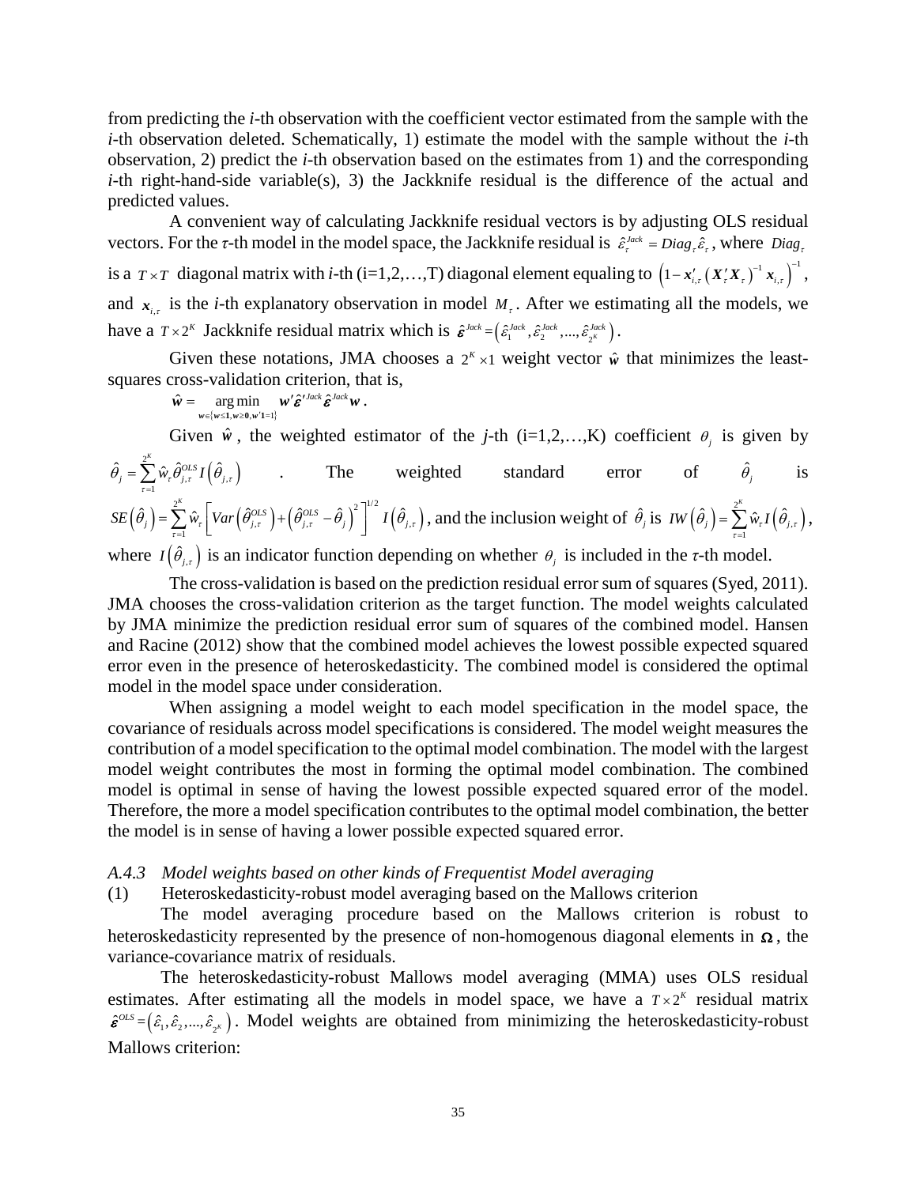from predicting the *i*-th observation with the coefficient vector estimated from the sample with the *i*-th observation deleted. Schematically, 1) estimate the model with the sample without the *i*-th observation, 2) predict the *i*-th observation based on the estimates from 1) and the corresponding *i*-th right-hand-side variable(s), 3) the Jackknife residual is the difference of the actual and predicted values.

A convenient way of calculating Jackknife residual vectors is by adjusting OLS residual vectors. For the *τ*-th model in the model space, the Jackknife residual is $\hat{\varepsilon}_{\tau}^{Jack} = Diag_{\tau}\hat{\varepsilon}_{\tau}$, where $Diag_{\tau}$ is a $T \times T$ diagonal matrix with *i*-th (i=1,2,…,T) diagonal element equaling to $\left(1 - \boldsymbol{x}'_{i,\tau}\left(\boldsymbol{X}'_{\tau}\boldsymbol{X}_{\tau}\right)^{-1}\boldsymbol{x}_{i,\tau}\right)^{-1}$, and $\boldsymbol{x}_{i,\tau}$ is the *i*-th explanatory observation in model $M_{\tau}$. After we estimating all the models, we have a $T \times 2^K$ Jackknife residual matrix which is $\hat{\boldsymbol{\varepsilon}}^{Jack} = \left(\hat{\varepsilon}_1^{Jack}, \hat{\varepsilon}_2^{Jack}, ..., \hat{\varepsilon}_{2^K}^{Jack}\right)$.

Given these notations, JMA chooses a $2^K \times 1$ weight vector $\hat{\boldsymbol{w}}$ that minimizes the least-squares cross-validation criterion, that is,

$$\hat{\boldsymbol{w}} = \underset{\boldsymbol{w} \in \{\boldsymbol{w} \leq \boldsymbol{1}, \boldsymbol{w} \geq \boldsymbol{0}, \boldsymbol{w}'\boldsymbol{1}=1\}}{\arg\min} \boldsymbol{w}'\hat{\boldsymbol{\varepsilon}}'^{Jack}\hat{\boldsymbol{\varepsilon}}^{Jack}\boldsymbol{w} .$$

Given $\hat{\boldsymbol{w}}$, the weighted estimator of the *j*-th (i=1,2,…,K) coefficient $\theta_j$ is given by $\hat{\theta}_j = \sum_{\tau=1}^{2^K} \hat{w}_{\tau}\hat{\theta}_{j,\tau}^{OLS} I\left(\hat{\theta}_{j,\tau}\right)$. The weighted standard error of $\hat{\theta}_j$ is $SE\left(\hat{\theta}_j\right) = \sum_{\tau=1}^{2^K} \hat{w}_{\tau}\left[Var\left(\hat{\theta}_{j,\tau}^{OLS}\right) + \left(\hat{\theta}_{j,\tau}^{OLS} - \hat{\theta}_j\right)^2\right]^{1/2} I\left(\hat{\theta}_{j,\tau}\right)$, and the inclusion weight of $\hat{\theta}_j$ is $IW\left(\hat{\theta}_j\right) = \sum_{\tau=1}^{2^K} \hat{w}_{\tau} I\left(\hat{\theta}_{j,\tau}\right)$, where $I\left(\hat{\theta}_{j,\tau}\right)$ is an indicator function depending on whether $\theta_j$ is included in the *τ*-th model.

The cross-validation is based on the prediction residual error sum of squares (Syed, 2011). JMA chooses the cross-validation criterion as the target function. The model weights calculated by JMA minimize the prediction residual error sum of squares of the combined model. Hansen and Racine (2012) show that the combined model achieves the lowest possible expected squared error even in the presence of heteroskedasticity. The combined model is considered the optimal model in the model space under consideration.

When assigning a model weight to each model specification in the model space, the covariance of residuals across model specifications is considered. The model weight measures the contribution of a model specification to the optimal model combination. The model with the largest model weight contributes the most in forming the optimal model combination. The combined model is optimal in sense of having the lowest possible expected squared error of the model. Therefore, the more a model specification contributes to the optimal model combination, the better the model is in sense of having a lower possible expected squared error.

*A.4.3 Model weights based on other kinds of Frequentist Model averaging*

(1) Heteroskedasticity-robust model averaging based on the Mallows criterion

The model averaging procedure based on the Mallows criterion is robust to heteroskedasticity represented by the presence of non-homogenous diagonal elements in $\boldsymbol{\Omega}$, the variance-covariance matrix of residuals.

The heteroskedasticity-robust Mallows model averaging (MMA) uses OLS residual estimates. After estimating all the models in model space, we have a $T \times 2^K$ residual matrix $\hat{\boldsymbol{\varepsilon}}^{OLS} = \left(\hat{\varepsilon}_1, \hat{\varepsilon}_2, ..., \hat{\varepsilon}_{2^K}\right)$. Model weights are obtained from minimizing the heteroskedasticity-robust Mallows criterion: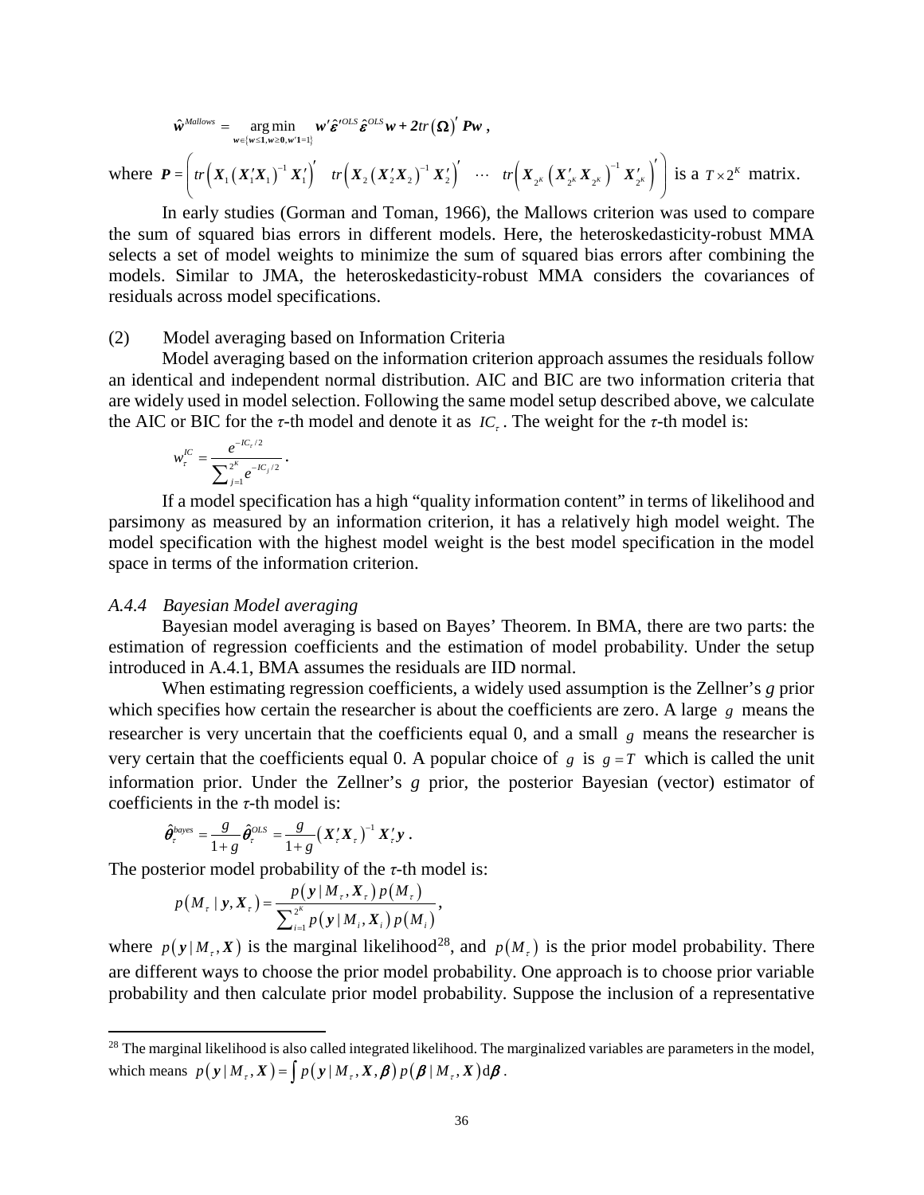$$\hat{\boldsymbol{w}}^{Mallows} = \underset{\boldsymbol{w} \in \{\boldsymbol{w} \le \boldsymbol{1}, \boldsymbol{w} \ge \boldsymbol{0}, \boldsymbol{w}'\boldsymbol{1}=1\}}{\arg\min} \boldsymbol{w}'\hat{\boldsymbol{\varepsilon}}'^{OLS}\hat{\boldsymbol{\varepsilon}}^{OLS}\boldsymbol{w} + 2tr(\boldsymbol{\Omega})' \boldsymbol{P}\boldsymbol{w},$$

where $\boldsymbol{P} = \left( tr\left(\boldsymbol{X}_1 (\boldsymbol{X}_1'\boldsymbol{X}_1)^{-1} \boldsymbol{X}_1'\right)' \quad tr\left(\boldsymbol{X}_2 (\boldsymbol{X}_2'\boldsymbol{X}_2)^{-1} \boldsymbol{X}_2'\right)' \quad \cdots \quad tr\left(\boldsymbol{X}_{2^K} (\boldsymbol{X}_{2^K}'\boldsymbol{X}_{2^K})^{-1} \boldsymbol{X}_{2^K}'\right)' \right)$ is a $T \times 2^K$ matrix.

In early studies (Gorman and Toman, 1966), the Mallows criterion was used to compare the sum of squared bias errors in different models. Here, the heteroskedasticity-robust MMA selects a set of model weights to minimize the sum of squared bias errors after combining the models. Similar to JMA, the heteroskedasticity-robust MMA considers the covariances of residuals across model specifications.

(2) Model averaging based on Information Criteria

Model averaging based on the information criterion approach assumes the residuals follow an identical and independent normal distribution. AIC and BIC are two information criteria that are widely used in model selection. Following the same model setup described above, we calculate the AIC or BIC for the *τ*-th model and denote it as $IC_\tau$. The weight for the *τ*-th model is:

$$w_\tau^{IC} = \frac{e^{-IC_\tau/2}}{\sum_{j=1}^{2^K} e^{-IC_j/2}}.$$

If a model specification has a high "quality information content" in terms of likelihood and parsimony as measured by an information criterion, it has a relatively high model weight. The model specification with the highest model weight is the best model specification in the model space in terms of the information criterion.

### *A.4.4 Bayesian Model averaging*

Bayesian model averaging is based on Bayes' Theorem. In BMA, there are two parts: the estimation of regression coefficients and the estimation of model probability. Under the setup introduced in A.4.1, BMA assumes the residuals are IID normal.

When estimating regression coefficients, a widely used assumption is the Zellner's *g* prior which specifies how certain the researcher is about the coefficients are zero. A large $g$ means the researcher is very uncertain that the coefficients equal 0, and a small $g$ means the researcher is very certain that the coefficients equal 0. A popular choice of $g$ is $g = T$ which is called the unit information prior. Under the Zellner's *g* prior, the posterior Bayesian (vector) estimator of coefficients in the *τ*-th model is:

$$\hat{\boldsymbol{\theta}}_\tau^{bayes} = \frac{g}{1+g}\hat{\boldsymbol{\theta}}_\tau^{OLS} = \frac{g}{1+g}(\boldsymbol{X}_\tau'\boldsymbol{X}_\tau)^{-1}\boldsymbol{X}_\tau'\boldsymbol{y}.$$

The posterior model probability of the *τ*-th model is:

$$p(M_\tau \mid \boldsymbol{y}, \boldsymbol{X}_\tau) = \frac{p(\boldsymbol{y} \mid M_\tau, \boldsymbol{X}_\tau)\, p(M_\tau)}{\sum_{i=1}^{2^K} p(\boldsymbol{y} \mid M_i, \boldsymbol{X}_i)\, p(M_i)},$$

where $p(\boldsymbol{y} \mid M_\tau, \boldsymbol{X})$ is the marginal likelihood[28], and $p(M_\tau)$ is the prior model probability. There are different ways to choose the prior model probability. One approach is to choose prior variable probability and then calculate prior model probability. Suppose the inclusion of a representative

[28] The marginal likelihood is also called integrated likelihood. The marginalized variables are parameters in the model, which means $p(\boldsymbol{y} \mid M_\tau, \boldsymbol{X}) = \int p(\boldsymbol{y} \mid M_\tau, \boldsymbol{X}, \boldsymbol{\beta})\, p(\boldsymbol{\beta} \mid M_\tau, \boldsymbol{X})\, \mathrm{d}\boldsymbol{\beta}$.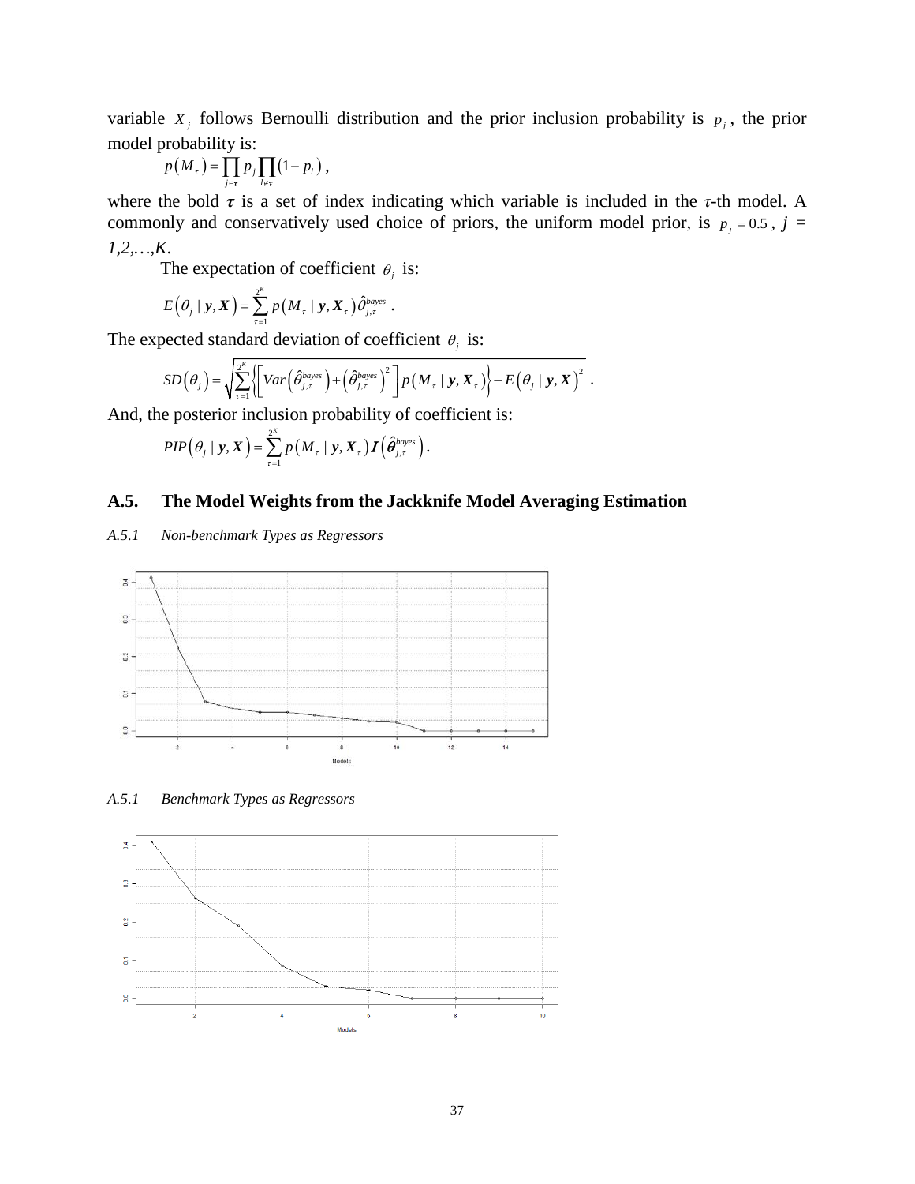variable $X_j$ follows Bernoulli distribution and the prior inclusion probability is $p_j$, the prior model probability is:

$$p(M_\tau) = \prod_{j \in \boldsymbol{\tau}} p_j \prod_{l \notin \boldsymbol{\tau}} (1 - p_l),$$

where the bold $\boldsymbol{\tau}$ is a set of index indicating which variable is included in the $\tau$-th model. A commonly and conservatively used choice of priors, the uniform model prior, is $p_j = 0.5$, $j$ = *1,2,…,K.*

The expectation of coefficient $\theta_j$ is:

$$E(\theta_j \mid \boldsymbol{y}, \boldsymbol{X}) = \sum_{\tau=1}^{2^K} p(M_\tau \mid \boldsymbol{y}, \boldsymbol{X}_\tau) \hat{\theta}_{j,\tau}^{bayes}.$$

The expected standard deviation of coefficient $\theta_j$ is:

$$SD(\theta_j) = \sqrt{\sum_{\tau=1}^{2^K} \left\{ \left[ Var\left(\hat{\theta}_{j,\tau}^{bayes}\right) + \left(\hat{\theta}_{j,\tau}^{bayes}\right)^2 \right] p(M_\tau \mid \boldsymbol{y}, \boldsymbol{X}_\tau) \right\} - E(\theta_j \mid \boldsymbol{y}, \boldsymbol{X})^2}.$$

And, the posterior inclusion probability of coefficient is:

$$PIP(\theta_j \mid \boldsymbol{y}, \boldsymbol{X}) = \sum_{\tau=1}^{2^K} p(M_\tau \mid \boldsymbol{y}, \boldsymbol{X}_\tau) \boldsymbol{I}\left(\hat{\boldsymbol{\theta}}_{j,\tau}^{bayes}\right).$$

## A.5. The Model Weights from the Jackknife Model Averaging Estimation

*A.5.1 Non-benchmark Types as Regressors*

*A.5.1 Benchmark Types as Regressors*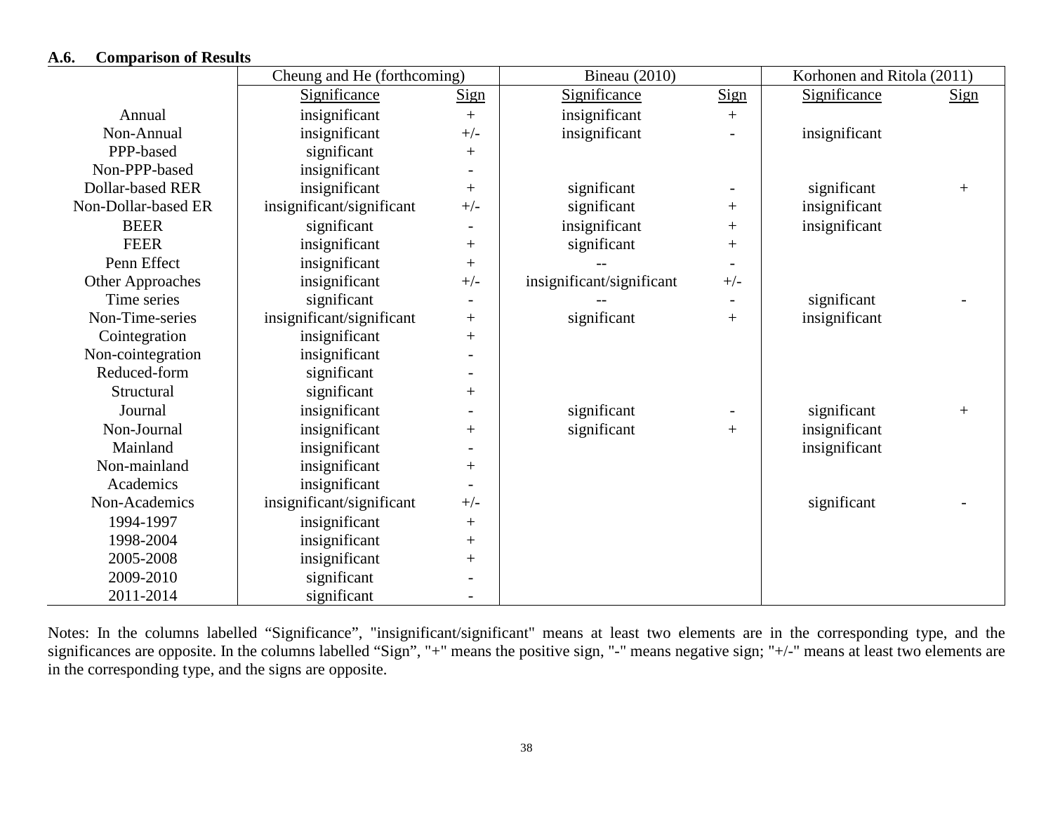### A.6. Comparison of Results

| | Cheung and He (forthcoming) | | Bineau (2010) | | Korhonen and Ritola (2011) | |
|---|---|---|---|---|---|---|
| | Significance | Sign | Significance | Sign | Significance | Sign |
| Annual | insignificant | + | insignificant | + | | |
| Non-Annual | insignificant | +/- | insignificant | - | insignificant | |
| PPP-based | significant | + | | | | |
| Non-PPP-based | insignificant | - | | | | |
| Dollar-based RER | insignificant | + | significant | - | significant | + |
| Non-Dollar-based ER | insignificant/significant | +/- | significant | + | insignificant | |
| BEER | significant | - | insignificant | + | insignificant | |
| FEER | insignificant | + | significant | + | | |
| Penn Effect | insignificant | + | -- | - | | |
| Other Approaches | insignificant | +/- | insignificant/significant | +/- | | |
| Time series | significant | - | -- | - | significant | - |
| Non-Time-series | insignificant/significant | + | significant | + | insignificant | |
| Cointegration | insignificant | + | | | | |
| Non-cointegration | insignificant | - | | | | |
| Reduced-form | significant | - | | | | |
| Structural | significant | + | | | | |
| Journal | insignificant | - | significant | - | significant | + |
| Non-Journal | insignificant | + | significant | + | insignificant | |
| Mainland | insignificant | - | | | insignificant | |
| Non-mainland | insignificant | + | | | | |
| Academics | insignificant | - | | | | |
| Non-Academics | insignificant/significant | +/- | | | significant | - |
| 1994-1997 | insignificant | + | | | | |
| 1998-2004 | insignificant | + | | | | |
| 2005-2008 | insignificant | + | | | | |
| 2009-2010 | significant | - | | | | |
| 2011-2014 | significant | - | | | | |

Notes: In the columns labelled "Significance", "insignificant/significant" means at least two elements are in the corresponding type, and the significances are opposite. In the columns labelled "Sign", "+" means the positive sign, "-" means negative sign; "+/-" means at least two elements are in the corresponding type, and the signs are opposite.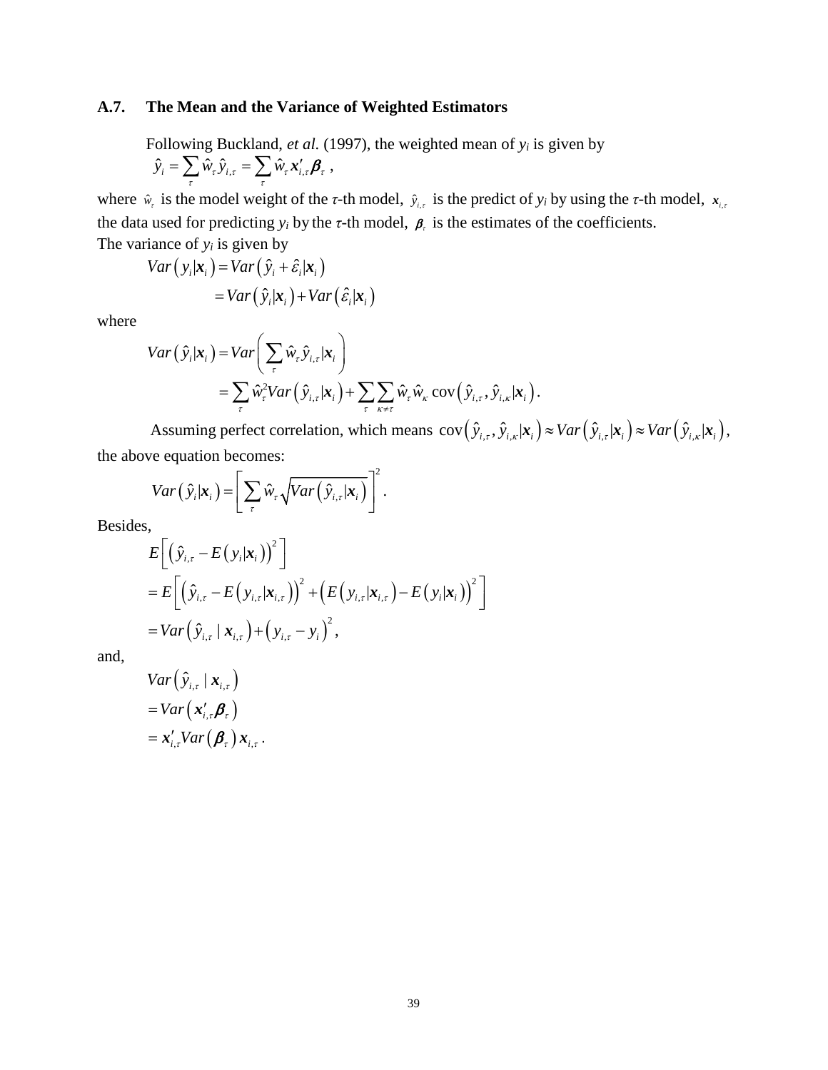### A.7. The Mean and the Variance of Weighted Estimators

Following Buckland, *et al.* (1997), the weighted mean of $y_i$ is given by

$$\hat{y}_i = \sum_{\tau} \hat{w}_{\tau} \hat{y}_{i,\tau} = \sum_{\tau} \hat{w}_{\tau} \boldsymbol{x}'_{i,\tau} \boldsymbol{\beta}_{\tau} ,$$

where $\hat{w}_{\tau}$ is the model weight of the $\tau$-th model, $\hat{y}_{i,\tau}$ is the predict of $y_i$ by using the $\tau$-th model, $\boldsymbol{x}_{i,\tau}$ the data used for predicting $y_i$ by the $\tau$-th model, $\boldsymbol{\beta}_{\tau}$ is the estimates of the coefficients.

The variance of $y_i$ is given by

$$\begin{aligned} Var\left(y_i | \boldsymbol{x}_i\right) &= Var\left(\hat{y}_i + \hat{\varepsilon}_i | \boldsymbol{x}_i\right) \\ &= Var\left(\hat{y}_i | \boldsymbol{x}_i\right) + Var\left(\hat{\varepsilon}_i | \boldsymbol{x}_i\right) \end{aligned}$$

where

$$\begin{aligned} Var\left(\hat{y}_i | \boldsymbol{x}_i\right) &= Var\left(\sum_{\tau} \hat{w}_{\tau} \hat{y}_{i,\tau} | \boldsymbol{x}_i\right) \\ &= \sum_{\tau} \hat{w}_{\tau}^2 Var\left(\hat{y}_{i,\tau} | \boldsymbol{x}_i\right) + \sum_{\tau} \sum_{\kappa \neq \tau} \hat{w}_{\tau} \hat{w}_{\kappa} \operatorname{cov}\left(\hat{y}_{i,\tau}, \hat{y}_{i,\kappa} | \boldsymbol{x}_i\right). \end{aligned}$$

Assuming perfect correlation, which means $\operatorname{cov}\left(\hat{y}_{i,\tau}, \hat{y}_{i,\kappa} | \boldsymbol{x}_i\right) \approx Var\left(\hat{y}_{i,\tau} | \boldsymbol{x}_i\right) \approx Var\left(\hat{y}_{i,\kappa} | \boldsymbol{x}_i\right)$, the above equation becomes:

$$Var\left(\hat{y}_i | \boldsymbol{x}_i\right) = \left[\sum_{\tau} \hat{w}_{\tau} \sqrt{Var\left(\hat{y}_{i,\tau} | \boldsymbol{x}_i\right)}\right]^2 .$$

Besides,

$$\begin{aligned} & E\left[\left(\hat{y}_{i,\tau} - E\left(y_i | \boldsymbol{x}_i\right)\right)^2\right] \\ &= E\left[\left(\hat{y}_{i,\tau} - E\left(y_{i,\tau} | \boldsymbol{x}_{i,\tau}\right)\right)^2 + \left(E\left(y_{i,\tau} | \boldsymbol{x}_{i,\tau}\right) - E\left(y_i | \boldsymbol{x}_i\right)\right)^2\right] \\ &= Var\left(\hat{y}_{i,\tau} \mid \boldsymbol{x}_{i,\tau}\right) + \left(y_{i,\tau} - y_i\right)^2 , \end{aligned}$$

and,

$$\begin{aligned} & Var\left(\hat{y}_{i,\tau} \mid \boldsymbol{x}_{i,\tau}\right) \\ &= Var\left(\boldsymbol{x}'_{i,\tau} \boldsymbol{\beta}_{\tau}\right) \\ &= \boldsymbol{x}'_{i,\tau} Var\left(\boldsymbol{\beta}_{\tau}\right) \boldsymbol{x}_{i,\tau} . \end{aligned}$$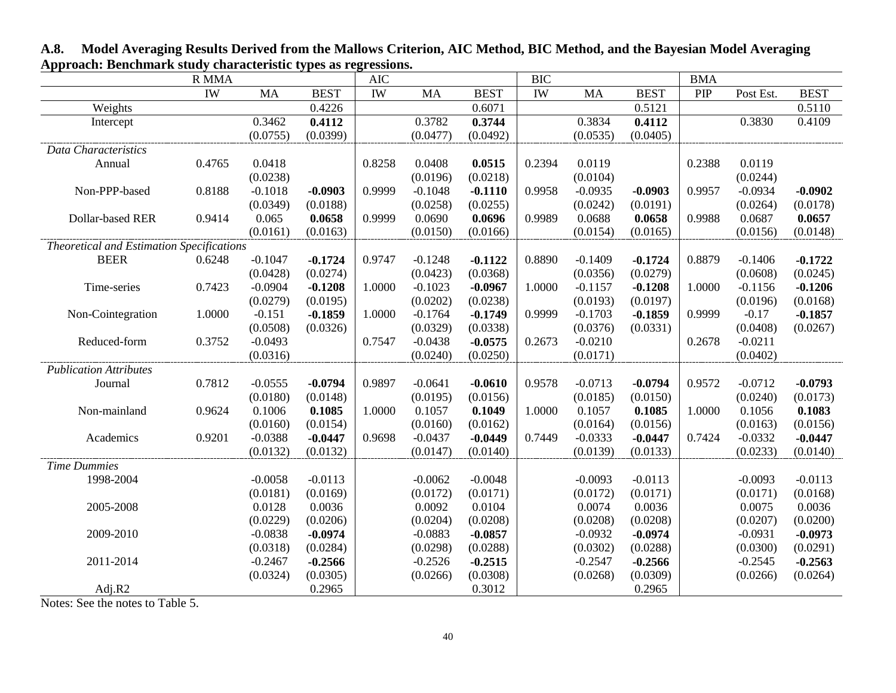**A.8. Model Averaging Results Derived from the Mallows Criterion, AIC Method, BIC Method, and the Bayesian Model Averaging Approach: Benchmark study characteristic types as regressions.**

| | R MMA | | | AIC | | | BIC | | | BMA | | |
|---|---|---|---|---|---|---|---|---|---|---|---|---|
| | IW | MA | BEST | IW | MA | BEST | IW | MA | BEST | PIP | Post Est. | BEST |
| Weights | | | 0.4226 | | | 0.6071 | | | 0.5121 | | | 0.5110 |
| Intercept | | 0.3462 | **0.4112** | | 0.3782 | **0.3744** | | 0.3834 | **0.4112** | | 0.3830 | 0.4109 |
| | | (0.0755) | (0.0399) | | (0.0477) | (0.0492) | | (0.0535) | (0.0405) | | | |
| *Data Characteristics* | | | | | | | | | | | | |
| Annual | 0.4765 | 0.0418 | | 0.8258 | 0.0408 | **0.0515** | 0.2394 | 0.0119 | | 0.2388 | 0.0119 | |
| | | (0.0238) | | | (0.0196) | (0.0218) | | (0.0104) | | | (0.0244) | |
| Non-PPP-based | 0.8188 | -0.1018 | **-0.0903** | 0.9999 | -0.1048 | **-0.1110** | 0.9958 | -0.0935 | **-0.0903** | 0.9957 | -0.0934 | **-0.0902** |
| | | (0.0349) | (0.0188) | | (0.0258) | (0.0255) | | (0.0242) | (0.0191) | | (0.0264) | (0.0178) |
| Dollar-based RER | 0.9414 | 0.065 | **0.0658** | 0.9999 | 0.0690 | **0.0696** | 0.9989 | 0.0688 | **0.0658** | 0.9988 | 0.0687 | **0.0657** |
| | | (0.0161) | (0.0163) | | (0.0150) | (0.0166) | | (0.0154) | (0.0165) | | (0.0156) | (0.0148) |
| *Theoretical and Estimation Specifications* | | | | | | | | | | | | |
| BEER | 0.6248 | -0.1047 | **-0.1724** | 0.9747 | -0.1248 | **-0.1122** | 0.8890 | -0.1409 | **-0.1724** | 0.8879 | -0.1406 | **-0.1722** |
| | | (0.0428) | (0.0274) | | (0.0423) | (0.0368) | | (0.0356) | (0.0279) | | (0.0608) | (0.0245) |
| Time-series | 0.7423 | -0.0904 | **-0.1208** | 1.0000 | -0.1023 | **-0.0967** | 1.0000 | -0.1157 | **-0.1208** | 1.0000 | -0.1156 | **-0.1206** |
| | | (0.0279) | (0.0195) | | (0.0202) | (0.0238) | | (0.0193) | (0.0197) | | (0.0196) | (0.0168) |
| Non-Cointegration | 1.0000 | -0.151 | **-0.1859** | 1.0000 | -0.1764 | **-0.1749** | 0.9999 | -0.1703 | **-0.1859** | 0.9999 | -0.17 | **-0.1857** |
| | | (0.0508) | (0.0326) | | (0.0329) | (0.0338) | | (0.0376) | (0.0331) | | (0.0408) | (0.0267) |
| Reduced-form | 0.3752 | -0.0493 | | 0.7547 | -0.0438 | **-0.0575** | 0.2673 | -0.0210 | | 0.2678 | -0.0211 | |
| | | (0.0316) | | | (0.0240) | (0.0250) | | (0.0171) | | | (0.0402) | |
| *Publication Attributes* | | | | | | | | | | | | |
| Journal | 0.7812 | -0.0555 | **-0.0794** | 0.9897 | -0.0641 | **-0.0610** | 0.9578 | -0.0713 | **-0.0794** | 0.9572 | -0.0712 | **-0.0793** |
| | | (0.0180) | (0.0148) | | (0.0195) | (0.0156) | | (0.0185) | (0.0150) | | (0.0240) | (0.0173) |
| Non-mainland | 0.9624 | 0.1006 | **0.1085** | 1.0000 | 0.1057 | **0.1049** | 1.0000 | 0.1057 | **0.1085** | 1.0000 | 0.1056 | **0.1083** |
| | | (0.0160) | (0.0154) | | (0.0160) | (0.0162) | | (0.0164) | (0.0156) | | (0.0163) | (0.0156) |
| Academics | 0.9201 | -0.0388 | **-0.0447** | 0.9698 | -0.0437 | **-0.0449** | 0.7449 | -0.0333 | **-0.0447** | 0.7424 | -0.0332 | **-0.0447** |
| | | (0.0132) | (0.0132) | | (0.0147) | (0.0140) | | (0.0139) | (0.0133) | | (0.0233) | (0.0140) |
| *Time Dummies* | | | | | | | | | | | | |
| 1998-2004 | | -0.0058 | -0.0113 | | -0.0062 | -0.0048 | | -0.0093 | -0.0113 | | -0.0093 | -0.0113 |
| | | (0.0181) | (0.0169) | | (0.0172) | (0.0171) | | (0.0172) | (0.0171) | | (0.0171) | (0.0168) |
| 2005-2008 | | 0.0128 | 0.0036 | | 0.0092 | 0.0104 | | 0.0074 | 0.0036 | | 0.0075 | 0.0036 |
| | | (0.0229) | (0.0206) | | (0.0204) | (0.0208) | | (0.0208) | (0.0208) | | (0.0207) | (0.0200) |
| 2009-2010 | | -0.0838 | **-0.0974** | | -0.0883 | **-0.0857** | | -0.0932 | **-0.0974** | | -0.0931 | **-0.0973** |
| | | (0.0318) | (0.0284) | | (0.0298) | (0.0288) | | (0.0302) | (0.0288) | | (0.0300) | (0.0291) |
| 2011-2014 | | -0.2467 | **-0.2566** | | -0.2526 | **-0.2515** | | -0.2547 | **-0.2566** | | -0.2545 | **-0.2563** |
| | | (0.0324) | (0.0305) | | (0.0266) | (0.0308) | | (0.0268) | (0.0309) | | (0.0266) | (0.0264) |
| Adj.R2 | | | 0.2965 | | | 0.3012 | | | 0.2965 | | | |

Notes: See the notes to Table 5.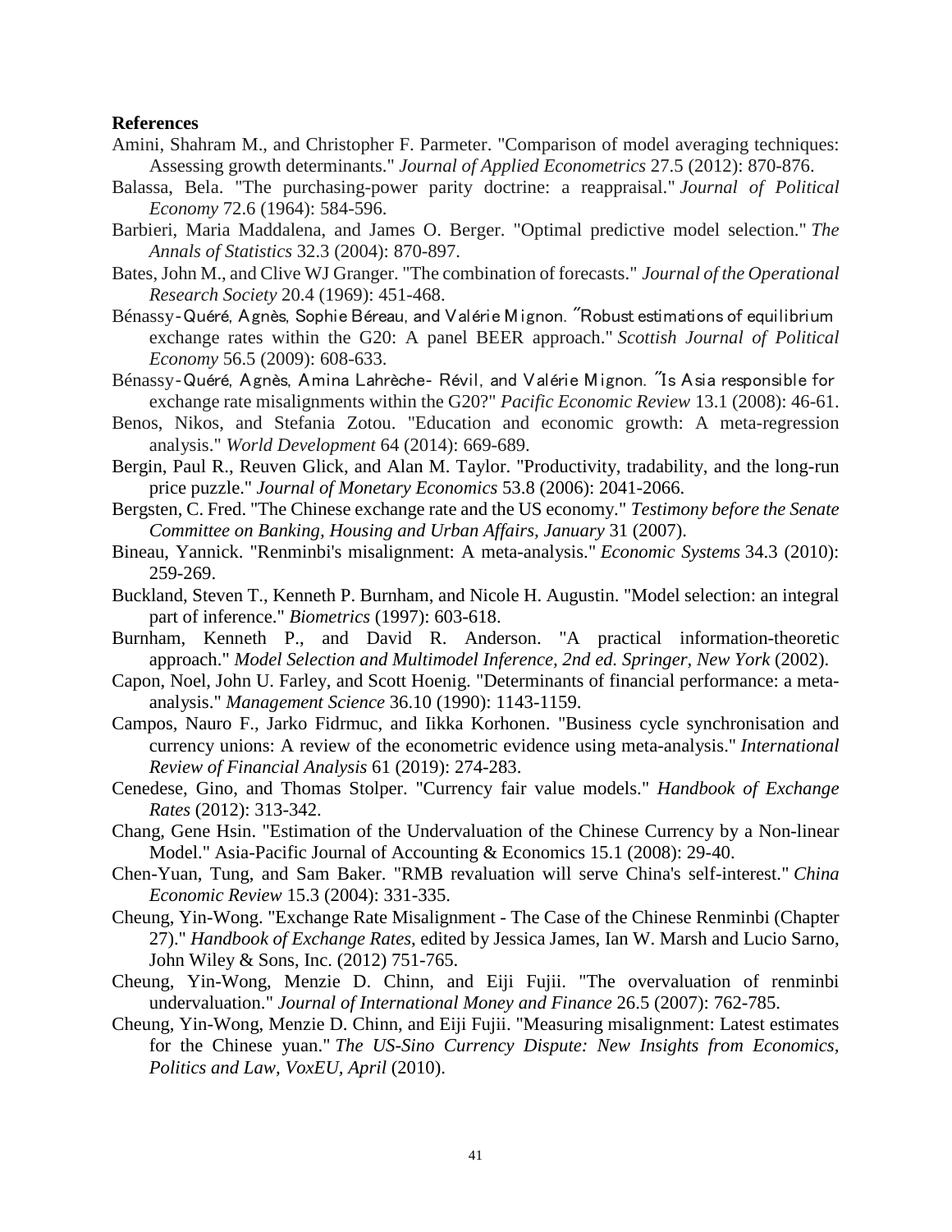**References**

Amini, Shahram M., and Christopher F. Parmeter. "Comparison of model averaging techniques: Assessing growth determinants." *Journal of Applied Econometrics* 27.5 (2012): 870-876.

Balassa, Bela. "The purchasing-power parity doctrine: a reappraisal." *Journal of Political Economy* 72.6 (1964): 584-596.

Barbieri, Maria Maddalena, and James O. Berger. "Optimal predictive model selection." *The Annals of Statistics* 32.3 (2004): 870-897.

Bates, John M., and Clive WJ Granger. "The combination of forecasts." *Journal of the Operational Research Society* 20.4 (1969): 451-468.

Bénassy-Quéré, Agnès, Sophie Béreau, and Valérie Mignon. "Robust estimations of equilibrium exchange rates within the G20: A panel BEER approach." *Scottish Journal of Political Economy* 56.5 (2009): 608-633.

Bénassy-Quéré, Agnès, Amina Lahrèche- Révil, and Valérie Mignon. "Is Asia responsible for exchange rate misalignments within the G20?" *Pacific Economic Review* 13.1 (2008): 46-61.

Benos, Nikos, and Stefania Zotou. "Education and economic growth: A meta-regression analysis." *World Development* 64 (2014): 669-689.

Bergin, Paul R., Reuven Glick, and Alan M. Taylor. "Productivity, tradability, and the long-run price puzzle." *Journal of Monetary Economics* 53.8 (2006): 2041-2066.

Bergsten, C. Fred. "The Chinese exchange rate and the US economy." *Testimony before the Senate Committee on Banking, Housing and Urban Affairs, January* 31 (2007).

Bineau, Yannick. "Renminbi's misalignment: A meta-analysis." *Economic Systems* 34.3 (2010): 259-269.

Buckland, Steven T., Kenneth P. Burnham, and Nicole H. Augustin. "Model selection: an integral part of inference." *Biometrics* (1997): 603-618.

Burnham, Kenneth P., and David R. Anderson. "A practical information-theoretic approach." *Model Selection and Multimodel Inference, 2nd ed. Springer, New York* (2002).

Capon, Noel, John U. Farley, and Scott Hoenig. "Determinants of financial performance: a meta-analysis." *Management Science* 36.10 (1990): 1143-1159.

Campos, Nauro F., Jarko Fidrmuc, and Iikka Korhonen. "Business cycle synchronisation and currency unions: A review of the econometric evidence using meta-analysis." *International Review of Financial Analysis* 61 (2019): 274-283.

Cenedese, Gino, and Thomas Stolper. "Currency fair value models." *Handbook of Exchange Rates* (2012): 313-342.

Chang, Gene Hsin. "Estimation of the Undervaluation of the Chinese Currency by a Non-linear Model." Asia-Pacific Journal of Accounting & Economics 15.1 (2008): 29-40.

Chen-Yuan, Tung, and Sam Baker. "RMB revaluation will serve China's self-interest." *China Economic Review* 15.3 (2004): 331-335.

Cheung, Yin-Wong. "Exchange Rate Misalignment - The Case of the Chinese Renminbi (Chapter 27)." *Handbook of Exchange Rates*, edited by Jessica James, Ian W. Marsh and Lucio Sarno, John Wiley & Sons, Inc. (2012) 751-765.

Cheung, Yin-Wong, Menzie D. Chinn, and Eiji Fujii. "The overvaluation of renminbi undervaluation." *Journal of International Money and Finance* 26.5 (2007): 762-785.

Cheung, Yin-Wong, Menzie D. Chinn, and Eiji Fujii. "Measuring misalignment: Latest estimates for the Chinese yuan." *The US-Sino Currency Dispute: New Insights from Economics, Politics and Law, VoxEU, April* (2010).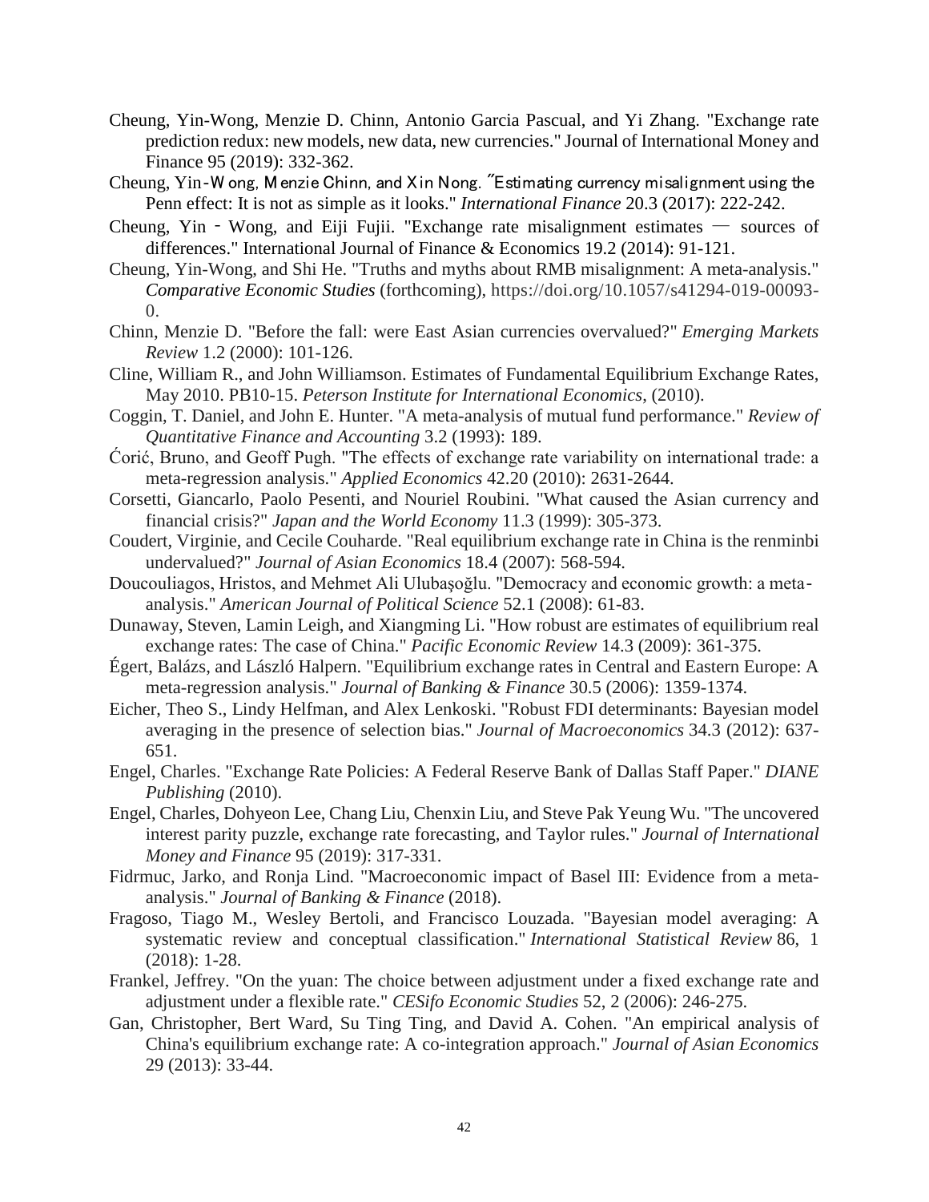Cheung, Yin-Wong, Menzie D. Chinn, Antonio Garcia Pascual, and Yi Zhang. "Exchange rate prediction redux: new models, new data, new currencies." Journal of International Money and Finance 95 (2019): 332-362.

Cheung, Yin-Wong, Menzie Chinn, and Xin Nong. "Estimating currency misalignment using the Penn effect: It is not as simple as it looks." *International Finance* 20.3 (2017): 222-242.

Cheung, Yin‐Wong, and Eiji Fujii. "Exchange rate misalignment estimates — sources of differences." International Journal of Finance & Economics 19.2 (2014): 91-121.

Cheung, Yin-Wong, and Shi He. "Truths and myths about RMB misalignment: A meta-analysis." *Comparative Economic Studies* (forthcoming), https://doi.org/10.1057/s41294-019-00093-0.

Chinn, Menzie D. "Before the fall: were East Asian currencies overvalued?" *Emerging Markets Review* 1.2 (2000): 101-126.

Cline, William R., and John Williamson. Estimates of Fundamental Equilibrium Exchange Rates, May 2010. PB10-15. *Peterson Institute for International Economics*, (2010).

Coggin, T. Daniel, and John E. Hunter. "A meta-analysis of mutual fund performance." *Review of Quantitative Finance and Accounting* 3.2 (1993): 189.

Ćorić, Bruno, and Geoff Pugh. "The effects of exchange rate variability on international trade: a meta-regression analysis." *Applied Economics* 42.20 (2010): 2631-2644.

Corsetti, Giancarlo, Paolo Pesenti, and Nouriel Roubini. "What caused the Asian currency and financial crisis?" *Japan and the World Economy* 11.3 (1999): 305-373.

Coudert, Virginie, and Cecile Couharde. "Real equilibrium exchange rate in China is the renminbi undervalued?" *Journal of Asian Economics* 18.4 (2007): 568-594.

Doucouliagos, Hristos, and Mehmet Ali Ulubaşoğlu. "Democracy and economic growth: a meta‐analysis." *American Journal of Political Science* 52.1 (2008): 61-83.

Dunaway, Steven, Lamin Leigh, and Xiangming Li. "How robust are estimates of equilibrium real exchange rates: The case of China." *Pacific Economic Review* 14.3 (2009): 361-375.

Égert, Balázs, and László Halpern. "Equilibrium exchange rates in Central and Eastern Europe: A meta-regression analysis." *Journal of Banking & Finance* 30.5 (2006): 1359-1374.

Eicher, Theo S., Lindy Helfman, and Alex Lenkoski. "Robust FDI determinants: Bayesian model averaging in the presence of selection bias." *Journal of Macroeconomics* 34.3 (2012): 637-651.

Engel, Charles. "Exchange Rate Policies: A Federal Reserve Bank of Dallas Staff Paper." *DIANE Publishing* (2010).

Engel, Charles, Dohyeon Lee, Chang Liu, Chenxin Liu, and Steve Pak Yeung Wu. "The uncovered interest parity puzzle, exchange rate forecasting, and Taylor rules." *Journal of International Money and Finance* 95 (2019): 317-331.

Fidrmuc, Jarko, and Ronja Lind. "Macroeconomic impact of Basel III: Evidence from a meta-analysis." *Journal of Banking & Finance* (2018).

Fragoso, Tiago M., Wesley Bertoli, and Francisco Louzada. "Bayesian model averaging: A systematic review and conceptual classification." *International Statistical Review* 86, 1 (2018): 1-28.

Frankel, Jeffrey. "On the yuan: The choice between adjustment under a fixed exchange rate and adjustment under a flexible rate." *CESifo Economic Studies* 52, 2 (2006): 246-275.

Gan, Christopher, Bert Ward, Su Ting Ting, and David A. Cohen. "An empirical analysis of China's equilibrium exchange rate: A co-integration approach." *Journal of Asian Economics* 29 (2013): 33-44.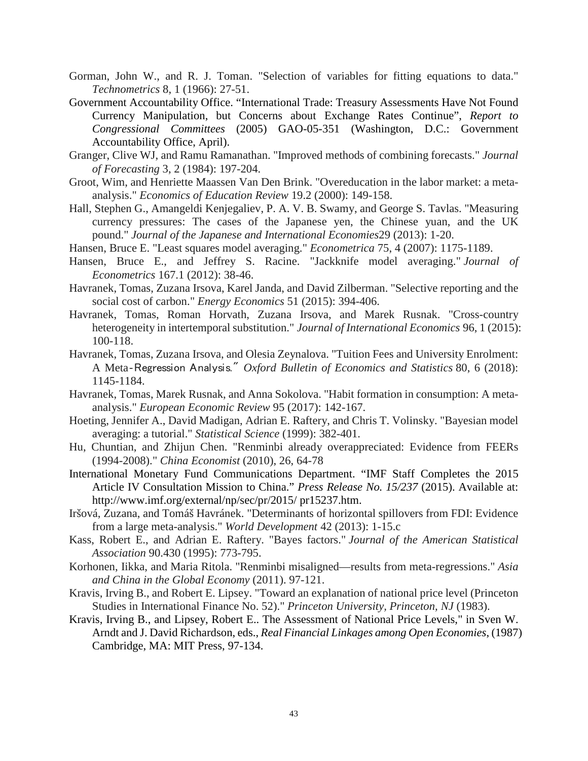Gorman, John W., and R. J. Toman. "Selection of variables for fitting equations to data." *Technometrics* 8, 1 (1966): 27-51.

Government Accountability Office. "International Trade: Treasury Assessments Have Not Found Currency Manipulation, but Concerns about Exchange Rates Continue", *Report to Congressional Committees* (2005) GAO-05-351 (Washington, D.C.: Government Accountability Office, April).

Granger, Clive WJ, and Ramu Ramanathan. "Improved methods of combining forecasts." *Journal of Forecasting* 3, 2 (1984): 197-204.

Groot, Wim, and Henriette Maassen Van Den Brink. "Overeducation in the labor market: a meta-analysis." *Economics of Education Review* 19.2 (2000): 149-158.

Hall, Stephen G., Amangeldi Kenjegaliev, P. A. V. B. Swamy, and George S. Tavlas. "Measuring currency pressures: The cases of the Japanese yen, the Chinese yuan, and the UK pound." *Journal of the Japanese and International Economies*29 (2013): 1-20.

Hansen, Bruce E. "Least squares model averaging." *Econometrica* 75, 4 (2007): 1175-1189.

Hansen, Bruce E., and Jeffrey S. Racine. "Jackknife model averaging." *Journal of Econometrics* 167.1 (2012): 38-46.

Havranek, Tomas, Zuzana Irsova, Karel Janda, and David Zilberman. "Selective reporting and the social cost of carbon." *Energy Economics* 51 (2015): 394-406.

Havranek, Tomas, Roman Horvath, Zuzana Irsova, and Marek Rusnak. "Cross-country heterogeneity in intertemporal substitution." *Journal of International Economics* 96, 1 (2015): 100-118.

Havranek, Tomas, Zuzana Irsova, and Olesia Zeynalova. "Tuition Fees and University Enrolment: A Meta-Regression Analysis." *Oxford Bulletin of Economics and Statistics* 80, 6 (2018): 1145-1184.

Havranek, Tomas, Marek Rusnak, and Anna Sokolova. "Habit formation in consumption: A meta-analysis." *European Economic Review* 95 (2017): 142-167.

Hoeting, Jennifer A., David Madigan, Adrian E. Raftery, and Chris T. Volinsky. "Bayesian model averaging: a tutorial." *Statistical Science* (1999): 382-401.

Hu, Chuntian, and Zhijun Chen. "Renminbi already overappreciated: Evidence from FEERs (1994-2008)." *China Economist* (2010), 26, 64-78

International Monetary Fund Communications Department. "IMF Staff Completes the 2015 Article IV Consultation Mission to China." *Press Release No. 15/237* (2015). Available at: http://www.imf.org/external/np/sec/pr/2015/ pr15237.htm.

Iršová, Zuzana, and Tomáš Havránek. "Determinants of horizontal spillovers from FDI: Evidence from a large meta-analysis." *World Development* 42 (2013): 1-15.c

Kass, Robert E., and Adrian E. Raftery. "Bayes factors." *Journal of the American Statistical Association* 90.430 (1995): 773-795.

Korhonen, Iikka, and Maria Ritola. "Renminbi misaligned—results from meta-regressions." *Asia and China in the Global Economy* (2011). 97-121.

Kravis, Irving B., and Robert E. Lipsey. "Toward an explanation of national price level (Princeton Studies in International Finance No. 52)." *Princeton University, Princeton, NJ* (1983).

Kravis, Irving B., and Lipsey, Robert E.. The Assessment of National Price Levels," in Sven W. Arndt and J. David Richardson, eds., *Real Financial Linkages among Open Economies*, (1987) Cambridge, MA: MIT Press, 97-134.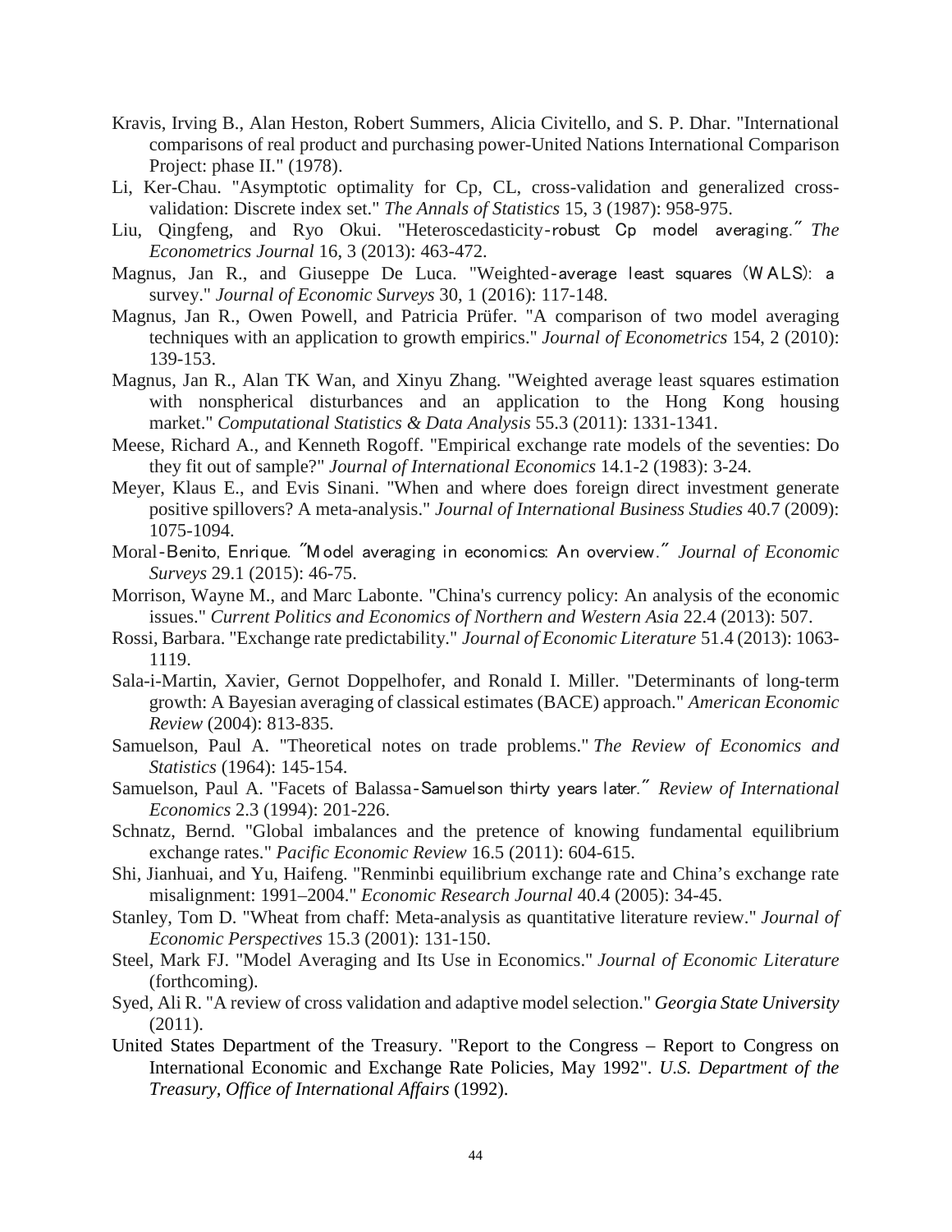Kravis, Irving B., Alan Heston, Robert Summers, Alicia Civitello, and S. P. Dhar. "International comparisons of real product and purchasing power-United Nations International Comparison Project: phase II." (1978).

Li, Ker-Chau. "Asymptotic optimality for Cp, CL, cross-validation and generalized cross-validation: Discrete index set." *The Annals of Statistics* 15, 3 (1987): 958-975.

Liu, Qingfeng, and Ryo Okui. "Heteroscedasticity-robust Cp model averaging." *The Econometrics Journal* 16, 3 (2013): 463-472.

Magnus, Jan R., and Giuseppe De Luca. "Weighted-average least squares (WALS): a survey." *Journal of Economic Surveys* 30, 1 (2016): 117-148.

Magnus, Jan R., Owen Powell, and Patricia Prüfer. "A comparison of two model averaging techniques with an application to growth empirics." *Journal of Econometrics* 154, 2 (2010): 139-153.

Magnus, Jan R., Alan TK Wan, and Xinyu Zhang. "Weighted average least squares estimation with nonspherical disturbances and an application to the Hong Kong housing market." *Computational Statistics & Data Analysis* 55.3 (2011): 1331-1341.

Meese, Richard A., and Kenneth Rogoff. "Empirical exchange rate models of the seventies: Do they fit out of sample?" *Journal of International Economics* 14.1-2 (1983): 3-24.

Meyer, Klaus E., and Evis Sinani. "When and where does foreign direct investment generate positive spillovers? A meta-analysis." *Journal of International Business Studies* 40.7 (2009): 1075-1094.

Moral-Benito, Enrique. "Model averaging in economics: An overview." *Journal of Economic Surveys* 29.1 (2015): 46-75.

Morrison, Wayne M., and Marc Labonte. "China's currency policy: An analysis of the economic issues." *Current Politics and Economics of Northern and Western Asia* 22.4 (2013): 507.

Rossi, Barbara. "Exchange rate predictability." *Journal of Economic Literature* 51.4 (2013): 1063-1119.

Sala-i-Martin, Xavier, Gernot Doppelhofer, and Ronald I. Miller. "Determinants of long-term growth: A Bayesian averaging of classical estimates (BACE) approach." *American Economic Review* (2004): 813-835.

Samuelson, Paul A. "Theoretical notes on trade problems." *The Review of Economics and Statistics* (1964): 145-154.

Samuelson, Paul A. "Facets of Balassa-Samuelson thirty years later." *Review of International Economics* 2.3 (1994): 201-226.

Schnatz, Bernd. "Global imbalances and the pretence of knowing fundamental equilibrium exchange rates." *Pacific Economic Review* 16.5 (2011): 604-615.

Shi, Jianhuai, and Yu, Haifeng. "Renminbi equilibrium exchange rate and China's exchange rate misalignment: 1991–2004." *Economic Research Journal* 40.4 (2005): 34-45.

Stanley, Tom D. "Wheat from chaff: Meta-analysis as quantitative literature review." *Journal of Economic Perspectives* 15.3 (2001): 131-150.

Steel, Mark FJ. "Model Averaging and Its Use in Economics." *Journal of Economic Literature* (forthcoming).

Syed, Ali R. "A review of cross validation and adaptive model selection." *Georgia State University* (2011).

United States Department of the Treasury. "Report to the Congress – Report to Congress on International Economic and Exchange Rate Policies, May 1992". *U.S. Department of the Treasury, Office of International Affairs* (1992).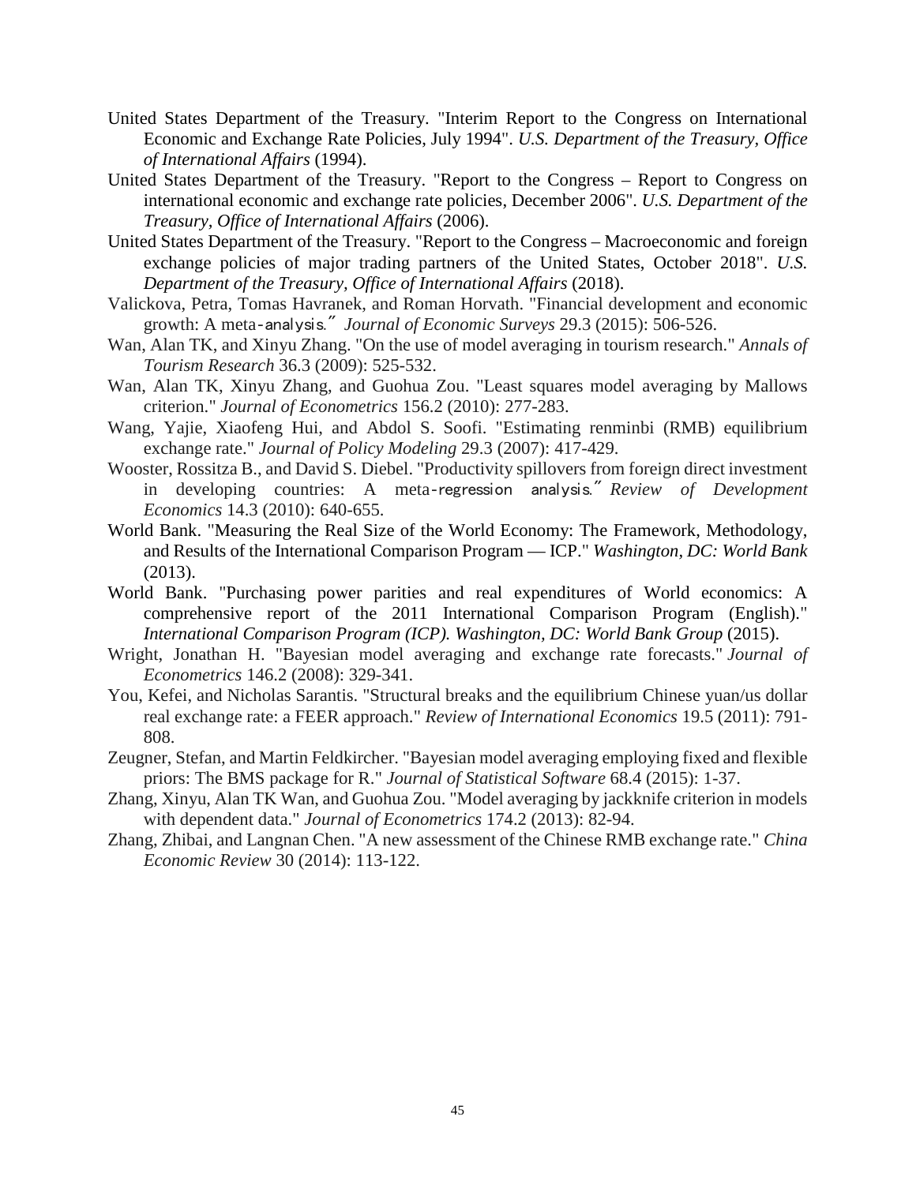United States Department of the Treasury. "Interim Report to the Congress on International Economic and Exchange Rate Policies, July 1994". *U.S. Department of the Treasury, Office of International Affairs* (1994).

United States Department of the Treasury. "Report to the Congress – Report to Congress on international economic and exchange rate policies, December 2006". *U.S. Department of the Treasury, Office of International Affairs* (2006).

United States Department of the Treasury. "Report to the Congress – Macroeconomic and foreign exchange policies of major trading partners of the United States, October 2018". *U.S. Department of the Treasury, Office of International Affairs* (2018).

Valickova, Petra, Tomas Havranek, and Roman Horvath. "Financial development and economic growth: A meta-analysis." *Journal of Economic Surveys* 29.3 (2015): 506-526.

Wan, Alan TK, and Xinyu Zhang. "On the use of model averaging in tourism research." *Annals of Tourism Research* 36.3 (2009): 525-532.

Wan, Alan TK, Xinyu Zhang, and Guohua Zou. "Least squares model averaging by Mallows criterion." *Journal of Econometrics* 156.2 (2010): 277-283.

Wang, Yajie, Xiaofeng Hui, and Abdol S. Soofi. "Estimating renminbi (RMB) equilibrium exchange rate." *Journal of Policy Modeling* 29.3 (2007): 417-429.

Wooster, Rossitza B., and David S. Diebel. "Productivity spillovers from foreign direct investment in developing countries: A meta-regression analysis." *Review of Development Economics* 14.3 (2010): 640-655.

World Bank. "Measuring the Real Size of the World Economy: The Framework, Methodology, and Results of the International Comparison Program — ICP." *Washington, DC: World Bank* (2013).

World Bank. "Purchasing power parities and real expenditures of World economics: A comprehensive report of the 2011 International Comparison Program (English)." *International Comparison Program (ICP). Washington, DC: World Bank Group* (2015).

Wright, Jonathan H. "Bayesian model averaging and exchange rate forecasts." *Journal of Econometrics* 146.2 (2008): 329-341.

You, Kefei, and Nicholas Sarantis. "Structural breaks and the equilibrium Chinese yuan/us dollar real exchange rate: a FEER approach." *Review of International Economics* 19.5 (2011): 791-808.

Zeugner, Stefan, and Martin Feldkircher. "Bayesian model averaging employing fixed and flexible priors: The BMS package for R." *Journal of Statistical Software* 68.4 (2015): 1-37.

Zhang, Xinyu, Alan TK Wan, and Guohua Zou. "Model averaging by jackknife criterion in models with dependent data." *Journal of Econometrics* 174.2 (2013): 82-94.

Zhang, Zhibai, and Langnan Chen. "A new assessment of the Chinese RMB exchange rate." *China Economic Review* 30 (2014): 113-122.